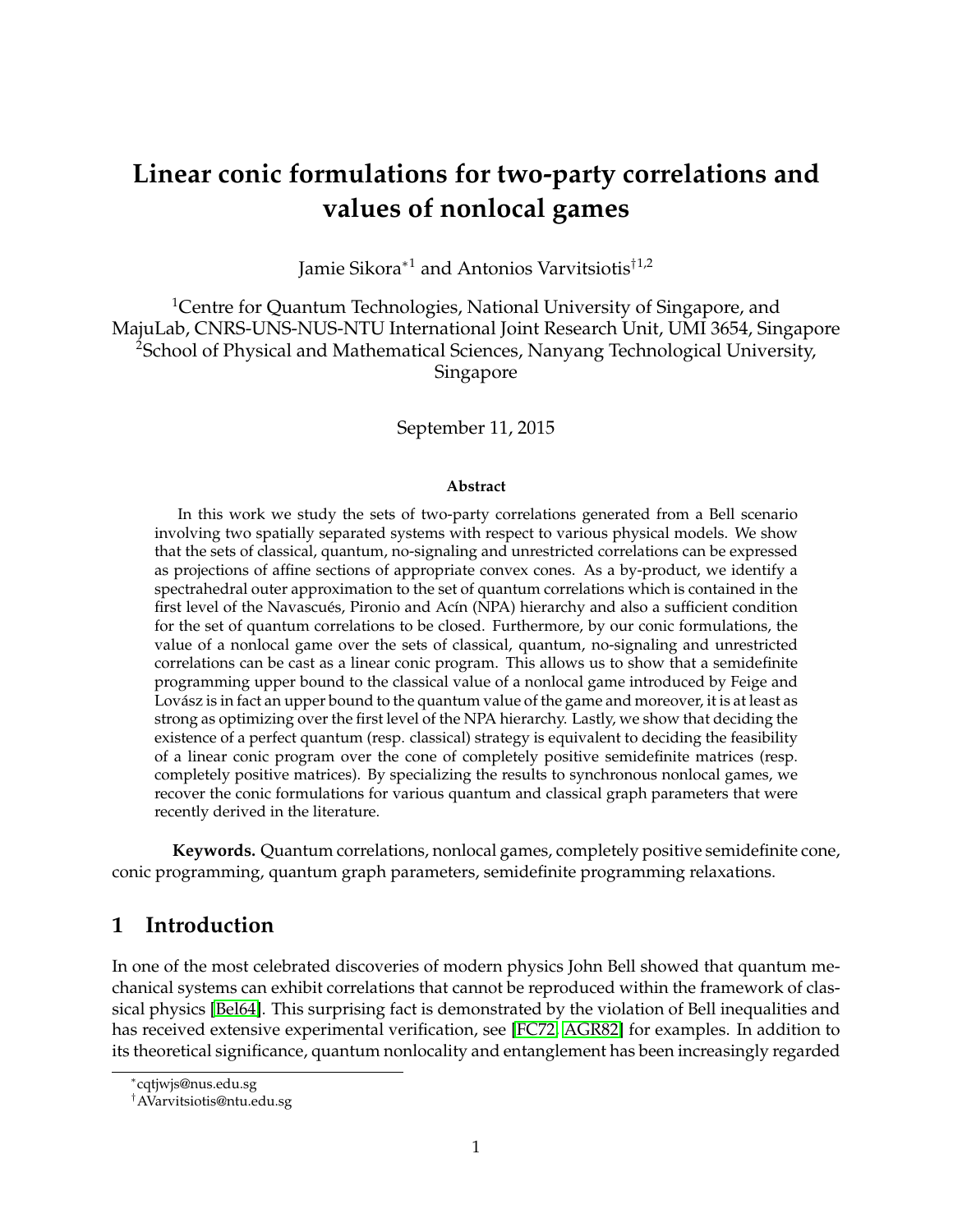# Linear conic formulations for two-party correlations and values of nonlocal games

Jamie Sikora[*1] and Antonios Varvitsiotis[†1,2]

[1]Centre for Quantum Technologies, National University of Singapore, and MajuLab, CNRS-UNS-NUS-NTU International Joint Research Unit, UMI 3654, Singapore
[2]School of Physical and Mathematical Sciences, Nanyang Technological University, Singapore

September 11, 2015

**Abstract**

In this work we study the sets of two-party correlations generated from a Bell scenario involving two spatially separated systems with respect to various physical models. We show that the sets of classical, quantum, no-signaling and unrestricted correlations can be expressed as projections of affine sections of appropriate convex cones. As a by-product, we identify a spectrahedral outer approximation to the set of quantum correlations which is contained in the first level of the Navascués, Pironio and Acín (NPA) hierarchy and also a sufficient condition for the set of quantum correlations to be closed. Furthermore, by our conic formulations, the value of a nonlocal game over the sets of classical, quantum, no-signaling and unrestricted correlations can be cast as a linear conic program. This allows us to show that a semidefinite programming upper bound to the classical value of a nonlocal game introduced by Feige and Lovász is in fact an upper bound to the quantum value of the game and moreover, it is at least as strong as optimizing over the first level of the NPA hierarchy. Lastly, we show that deciding the existence of a perfect quantum (resp. classical) strategy is equivalent to deciding the feasibility of a linear conic program over the cone of completely positive semidefinite matrices (resp. completely positive matrices). By specializing the results to synchronous nonlocal games, we recover the conic formulations for various quantum and classical graph parameters that were recently derived in the literature.

**Keywords.** Quantum correlations, nonlocal games, completely positive semidefinite cone, conic programming, quantum graph parameters, semidefinite programming relaxations.

## 1 Introduction

In one of the most celebrated discoveries of modern physics John Bell showed that quantum mechanical systems can exhibit correlations that cannot be reproduced within the framework of classical physics [Bel64]. This surprising fact is demonstrated by the violation of Bell inequalities and has received extensive experimental verification, see [FC72, AGR82] for examples. In addition to its theoretical significance, quantum nonlocality and entanglement has been increasingly regarded

[*]cqtjwjs@nus.edu.sg
[†]AVarvitsiotis@ntu.edu.sg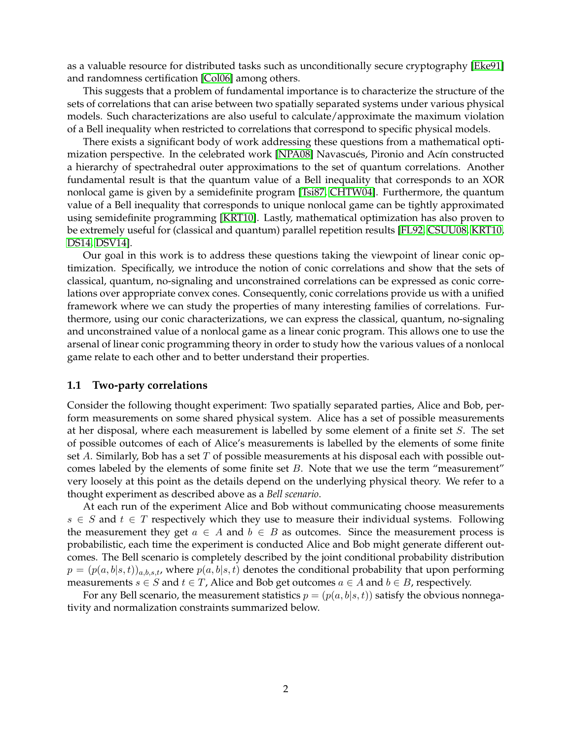as a valuable resource for distributed tasks such as unconditionally secure cryptography [Eke91] and randomness certification [Col06] among others.

This suggests that a problem of fundamental importance is to characterize the structure of the sets of correlations that can arise between two spatially separated systems under various physical models. Such characterizations are also useful to calculate/approximate the maximum violation of a Bell inequality when restricted to correlations that correspond to specific physical models.

There exists a significant body of work addressing these questions from a mathematical optimization perspective. In the celebrated work [NPA08] Navascués, Pironio and Acín constructed a hierarchy of spectrahedral outer approximations to the set of quantum correlations. Another fundamental result is that the quantum value of a Bell inequality that corresponds to an XOR nonlocal game is given by a semidefinite program [Tsi87, CHTW04]. Furthermore, the quantum value of a Bell inequality that corresponds to unique nonlocal game can be tightly approximated using semidefinite programming [KRT10]. Lastly, mathematical optimization has also proven to be extremely useful for (classical and quantum) parallel repetition results [FL92, CSUU08, KRT10, DS14, DSV14].

Our goal in this work is to address these questions taking the viewpoint of linear conic optimization. Specifically, we introduce the notion of conic correlations and show that the sets of classical, quantum, no-signaling and unconstrained correlations can be expressed as conic correlations over appropriate convex cones. Consequently, conic correlations provide us with a unified framework where we can study the properties of many interesting families of correlations. Furthermore, using our conic characterizations, we can express the classical, quantum, no-signaling and unconstrained value of a nonlocal game as a linear conic program. This allows one to use the arsenal of linear conic programming theory in order to study how the various values of a nonlocal game relate to each other and to better understand their properties.

### 1.1 Two-party correlations

Consider the following thought experiment: Two spatially separated parties, Alice and Bob, perform measurements on some shared physical system. Alice has a set of possible measurements at her disposal, where each measurement is labelled by some element of a finite set $S$. The set of possible outcomes of each of Alice's measurements is labelled by the elements of some finite set $A$. Similarly, Bob has a set $T$ of possible measurements at his disposal each with possible outcomes labeled by the elements of some finite set $B$. Note that we use the term "measurement" very loosely at this point as the details depend on the underlying physical theory. We refer to a thought experiment as described above as a *Bell scenario*.

At each run of the experiment Alice and Bob without communicating choose measurements $s \in S$ and $t \in T$ respectively which they use to measure their individual systems. Following the measurement they get $a \in A$ and $b \in B$ as outcomes. Since the measurement process is probabilistic, each time the experiment is conducted Alice and Bob might generate different outcomes. The Bell scenario is completely described by the joint conditional probability distribution $p = (p(a, b|s, t))_{a,b,s,t}$, where $p(a, b|s, t)$ denotes the conditional probability that upon performing measurements $s \in S$ and $t \in T$, Alice and Bob get outcomes $a \in A$ and $b \in B$, respectively.

For any Bell scenario, the measurement statistics $p = (p(a, b|s, t))$ satisfy the obvious nonnegativity and normalization constraints summarized below.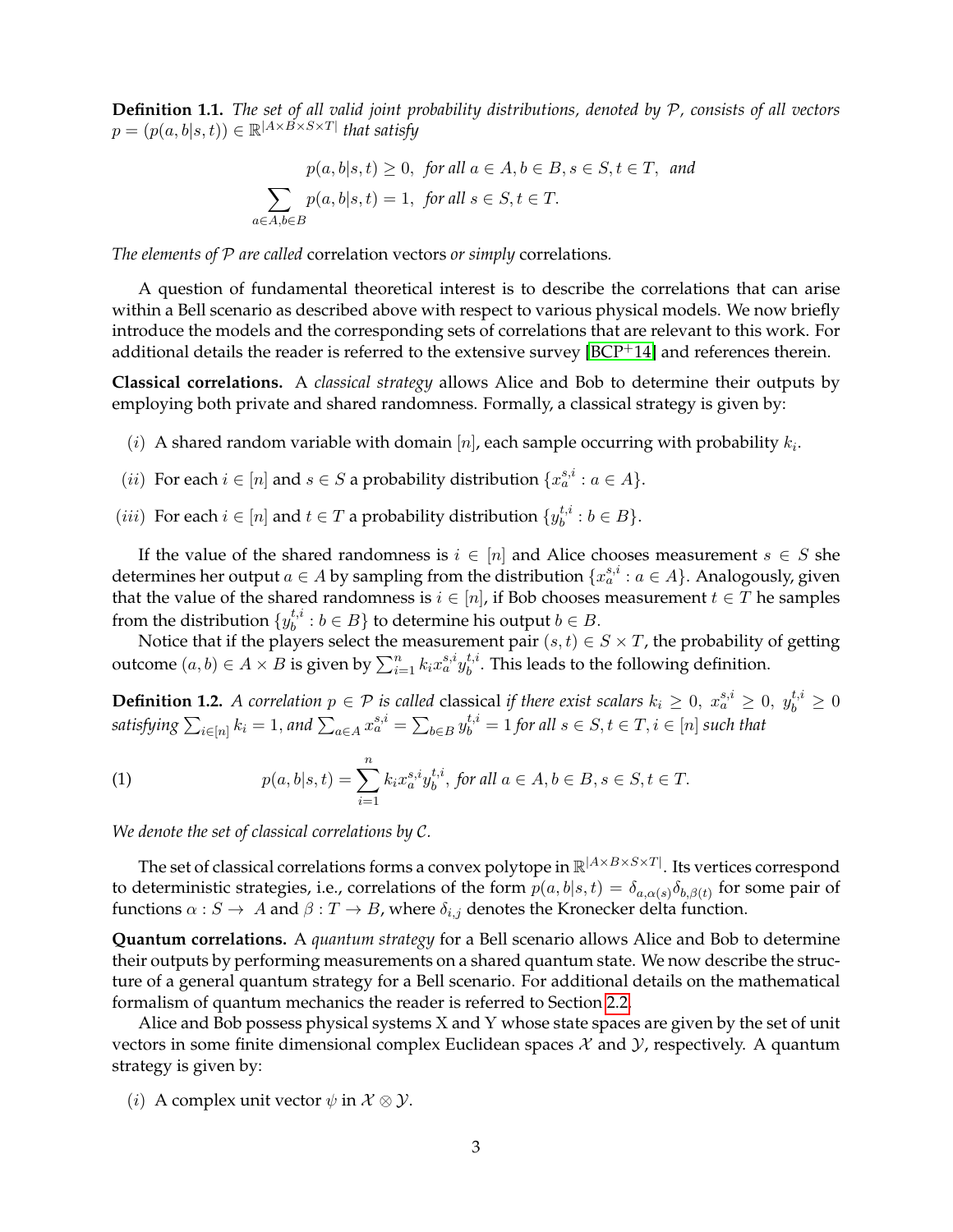**Definition 1.1.** *The set of all valid joint probability distributions, denoted by $\mathcal{P}$, consists of all vectors $p = (p(a,b|s,t)) \in \mathbb{R}^{|A \times B \times S \times T|}$ that satisfy*

$$p(a,b|s,t) \geq 0, \text{ for all } a \in A, b \in B, s \in S, t \in T, \text{ and}$$

$$\sum_{a \in A, b \in B} p(a,b|s,t) = 1, \text{ for all } s \in S, t \in T.$$

*The elements of $\mathcal{P}$ are called* correlation vectors *or simply* correlations*.*

A question of fundamental theoretical interest is to describe the correlations that can arise within a Bell scenario as described above with respect to various physical models. We now briefly introduce the models and the corresponding sets of correlations that are relevant to this work. For additional details the reader is referred to the extensive survey [BCP+14] and references therein.

**Classical correlations.** A *classical strategy* allows Alice and Bob to determine their outputs by employing both private and shared randomness. Formally, a classical strategy is given by:

$(i)$ A shared random variable with domain $[n]$, each sample occurring with probability $k_i$.

$(ii)$ For each $i \in [n]$ and $s \in S$ a probability distribution $\{x_a^{s,i} : a \in A\}$.

$(iii)$ For each $i \in [n]$ and $t \in T$ a probability distribution $\{y_b^{t,i} : b \in B\}$.

If the value of the shared randomness is $i \in [n]$ and Alice chooses measurement $s \in S$ she determines her output $a \in A$ by sampling from the distribution $\{x_a^{s,i} : a \in A\}$. Analogously, given that the value of the shared randomness is $i \in [n]$, if Bob chooses measurement $t \in T$ he samples from the distribution $\{y_b^{t,i} : b \in B\}$ to determine his output $b \in B$.

Notice that if the players select the measurement pair $(s,t) \in S \times T$, the probability of getting outcome $(a,b) \in A \times B$ is given by $\sum_{i=1}^n k_i x_a^{s,i} y_b^{t,i}$. This leads to the following definition.

**Definition 1.2.** *A correlation $p \in \mathcal{P}$ is called* classical *if there exist scalars $k_i \geq 0,\ x_a^{s,i} \geq 0,\ y_b^{t,i} \geq 0$ satisfying $\sum_{i \in [n]} k_i = 1$, and $\sum_{a \in A} x_a^{s,i} = \sum_{b \in B} y_b^{t,i} = 1$ for all $s \in S, t \in T, i \in [n]$ such that*

$$p(a,b|s,t) = \sum_{i=1}^n k_i x_a^{s,i} y_b^{t,i}, \text{ for all } a \in A, b \in B, s \in S, t \in T. \tag{1}$$

*We denote the set of classical correlations by $\mathcal{C}$.*

The set of classical correlations forms a convex polytope in $\mathbb{R}^{|A \times B \times S \times T|}$. Its vertices correspond to deterministic strategies, i.e., correlations of the form $p(a,b|s,t) = \delta_{a,\alpha(s)} \delta_{b,\beta(t)}$ for some pair of functions $\alpha : S \to A$ and $\beta : T \to B$, where $\delta_{i,j}$ denotes the Kronecker delta function.

**Quantum correlations.** A *quantum strategy* for a Bell scenario allows Alice and Bob to determine their outputs by performing measurements on a shared quantum state. We now describe the structure of a general quantum strategy for a Bell scenario. For additional details on the mathematical formalism of quantum mechanics the reader is referred to Section 2.2.

Alice and Bob possess physical systems X and Y whose state spaces are given by the set of unit vectors in some finite dimensional complex Euclidean spaces $\mathcal{X}$ and $\mathcal{Y}$, respectively. A quantum strategy is given by:

$(i)$ A complex unit vector $\psi$ in $\mathcal{X} \otimes \mathcal{Y}$.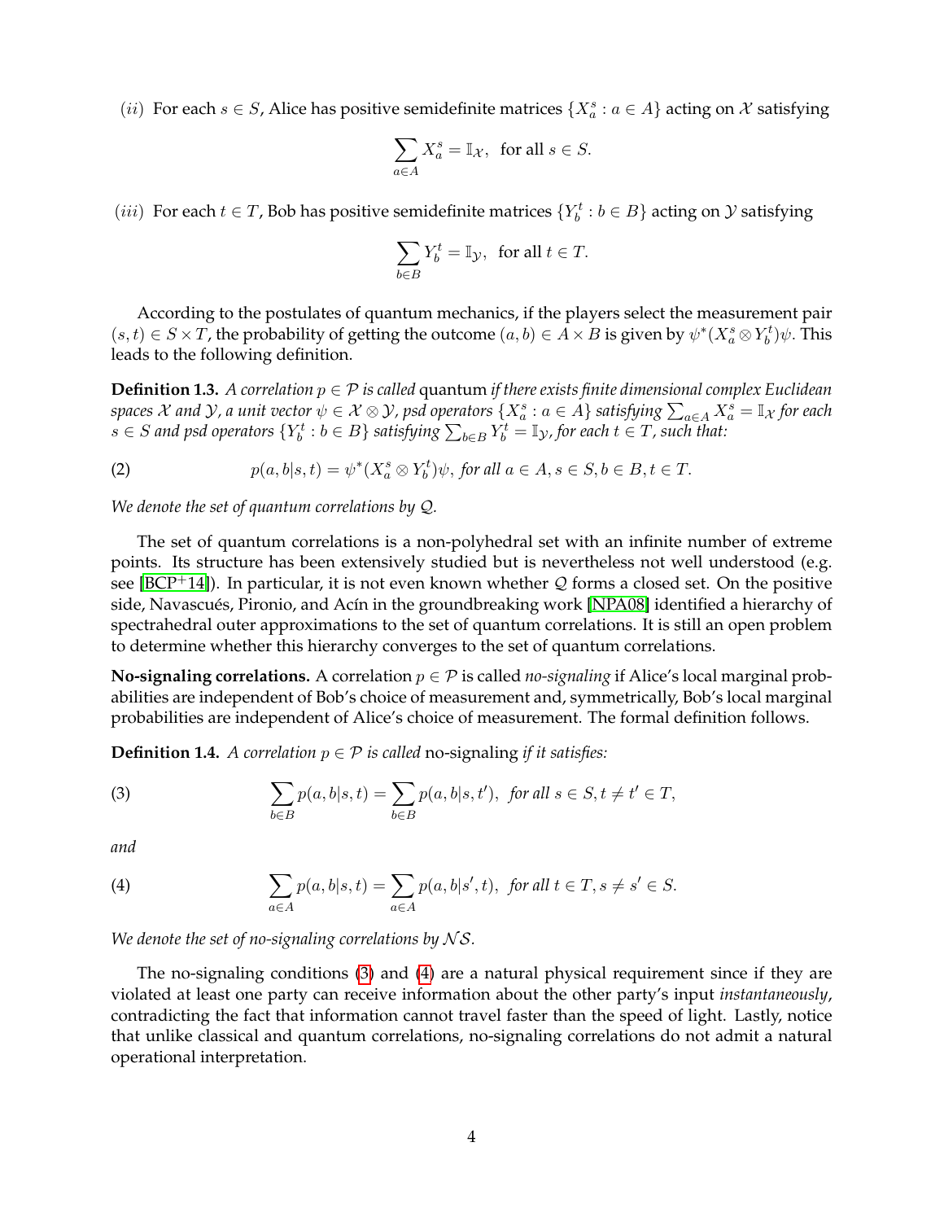$(ii)$ For each $s \in S$, Alice has positive semidefinite matrices $\{X_a^s : a \in A\}$ acting on $\mathcal{X}$ satisfying

$$\sum_{a \in A} X_a^s = \mathbb{I}_{\mathcal{X}}, \text{ for all } s \in S.$$

$(iii)$ For each $t \in T$, Bob has positive semidefinite matrices $\{Y_b^t : b \in B\}$ acting on $\mathcal{Y}$ satisfying

$$\sum_{b \in B} Y_b^t = \mathbb{I}_{\mathcal{Y}}, \text{ for all } t \in T.$$

According to the postulates of quantum mechanics, if the players select the measurement pair $(s, t) \in S \times T$, the probability of getting the outcome $(a, b) \in A \times B$ is given by $\psi^*(X_a^s \otimes Y_b^t)\psi$. This leads to the following definition.

**Definition 1.3.** *A correlation $p \in \mathcal{P}$ is called* quantum *if there exists finite dimensional complex Euclidean spaces $\mathcal{X}$ and $\mathcal{Y}$, a unit vector $\psi \in \mathcal{X} \otimes \mathcal{Y}$, psd operators $\{X_a^s : a \in A\}$ satisfying $\sum_{a \in A} X_a^s = \mathbb{I}_{\mathcal{X}}$ for each $s \in S$ and psd operators $\{Y_b^t : b \in B\}$ satisfying $\sum_{b \in B} Y_b^t = \mathbb{I}_{\mathcal{Y}}$, for each $t \in T$, such that:*

$$p(a, b|s, t) = \psi^*(X_a^s \otimes Y_b^t)\psi, \text{ for all } a \in A, s \in S, b \in B, t \in T. \tag{2}$$

*We denote the set of quantum correlations by $\mathcal{Q}$.*

The set of quantum correlations is a non-polyhedral set with an infinite number of extreme points. Its structure has been extensively studied but is nevertheless not well understood (e.g. see [BCP+14]). In particular, it is not even known whether $\mathcal{Q}$ forms a closed set. On the positive side, Navascués, Pironio, and Acín in the groundbreaking work [NPA08] identified a hierarchy of spectrahedral outer approximations to the set of quantum correlations. It is still an open problem to determine whether this hierarchy converges to the set of quantum correlations.

**No-signaling correlations.** A correlation $p \in \mathcal{P}$ is called *no-signaling* if Alice's local marginal probabilities are independent of Bob's choice of measurement and, symmetrically, Bob's local marginal probabilities are independent of Alice's choice of measurement. The formal definition follows.

**Definition 1.4.** *A correlation $p \in \mathcal{P}$ is called* no-signaling *if it satisfies:*

$$\sum_{b \in B} p(a, b|s, t) = \sum_{b \in B} p(a, b|s, t'), \text{ for all } s \in S, t \neq t' \in T, \tag{3}$$

*and*

$$\sum_{a \in A} p(a, b|s, t) = \sum_{a \in A} p(a, b|s', t), \text{ for all } t \in T, s \neq s' \in S. \tag{4}$$

*We denote the set of no-signaling correlations by $\mathcal{NS}$.*

The no-signaling conditions (3) and (4) are a natural physical requirement since if they are violated at least one party can receive information about the other party's input *instantaneously*, contradicting the fact that information cannot travel faster than the speed of light. Lastly, notice that unlike classical and quantum correlations, no-signaling correlations do not admit a natural operational interpretation.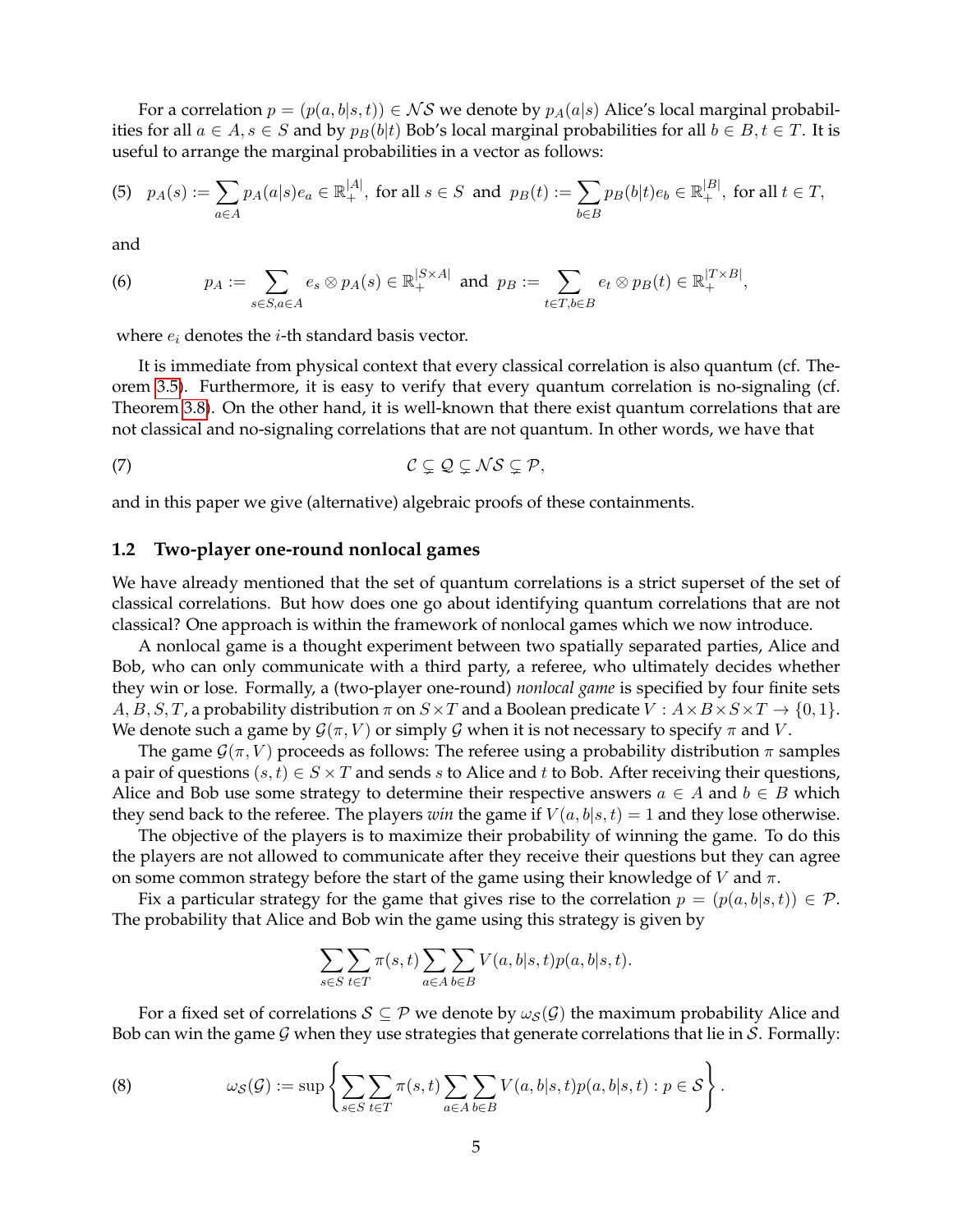For a correlation $p = (p(a,b|s,t)) \in \mathcal{NS}$ we denote by $p_A(a|s)$ Alice's local marginal probabilities for all $a \in A, s \in S$ and by $p_B(b|t)$ Bob's local marginal probabilities for all $b \in B, t \in T$. It is useful to arrange the marginal probabilities in a vector as follows:

$$(5) \quad p_A(s) := \sum_{a \in A} p_A(a|s) e_a \in \mathbb{R}_+^{|A|}, \text{ for all } s \in S \text{ and } p_B(t) := \sum_{b \in B} p_B(b|t) e_b \in \mathbb{R}_+^{|B|}, \text{ for all } t \in T,$$

and

$$(6) \qquad p_A := \sum_{s \in S, a \in A} e_s \otimes p_A(s) \in \mathbb{R}_+^{|S \times A|} \text{ and } p_B := \sum_{t \in T, b \in B} e_t \otimes p_B(t) \in \mathbb{R}_+^{|T \times B|},$$

where $e_i$ denotes the $i$-th standard basis vector.

It is immediate from physical context that every classical correlation is also quantum (cf. Theorem 3.5). Furthermore, it is easy to verify that every quantum correlation is no-signaling (cf. Theorem 3.8). On the other hand, it is well-known that there exist quantum correlations that are not classical and no-signaling correlations that are not quantum. In other words, we have that

$$(7) \qquad \mathcal{C} \subsetneq \mathcal{Q} \subsetneq \mathcal{NS} \subsetneq \mathcal{P},$$

and in this paper we give (alternative) algebraic proofs of these containments.

## 1.2 Two-player one-round nonlocal games

We have already mentioned that the set of quantum correlations is a strict superset of the set of classical correlations. But how does one go about identifying quantum correlations that are not classical? One approach is within the framework of nonlocal games which we now introduce.

A nonlocal game is a thought experiment between two spatially separated parties, Alice and Bob, who can only communicate with a third party, a referee, who ultimately decides whether they win or lose. Formally, a (two-player one-round) *nonlocal game* is specified by four finite sets $A, B, S, T$, a probability distribution $\pi$ on $S \times T$ and a Boolean predicate $V : A \times B \times S \times T \to \{0, 1\}$. We denote such a game by $\mathcal{G}(\pi, V)$ or simply $\mathcal{G}$ when it is not necessary to specify $\pi$ and $V$.

The game $\mathcal{G}(\pi, V)$ proceeds as follows: The referee using a probability distribution $\pi$ samples a pair of questions $(s, t) \in S \times T$ and sends $s$ to Alice and $t$ to Bob. After receiving their questions, Alice and Bob use some strategy to determine their respective answers $a \in A$ and $b \in B$ which they send back to the referee. The players *win* the game if $V(a, b|s, t) = 1$ and they lose otherwise.

The objective of the players is to maximize their probability of winning the game. To do this the players are not allowed to communicate after they receive their questions but they can agree on some common strategy before the start of the game using their knowledge of $V$ and $\pi$.

Fix a particular strategy for the game that gives rise to the correlation $p = (p(a,b|s,t)) \in \mathcal{P}$. The probability that Alice and Bob win the game using this strategy is given by

$$\sum_{s \in S} \sum_{t \in T} \pi(s,t) \sum_{a \in A} \sum_{b \in B} V(a,b|s,t) p(a,b|s,t).$$

For a fixed set of correlations $\mathcal{S} \subseteq \mathcal{P}$ we denote by $\omega_{\mathcal{S}}(\mathcal{G})$ the maximum probability Alice and Bob can win the game $\mathcal{G}$ when they use strategies that generate correlations that lie in $\mathcal{S}$. Formally:

$$(8) \qquad \omega_{\mathcal{S}}(\mathcal{G}) := \sup \left\{ \sum_{s \in S} \sum_{t \in T} \pi(s,t) \sum_{a \in A} \sum_{b \in B} V(a,b|s,t) p(a,b|s,t) : p \in \mathcal{S} \right\}.$$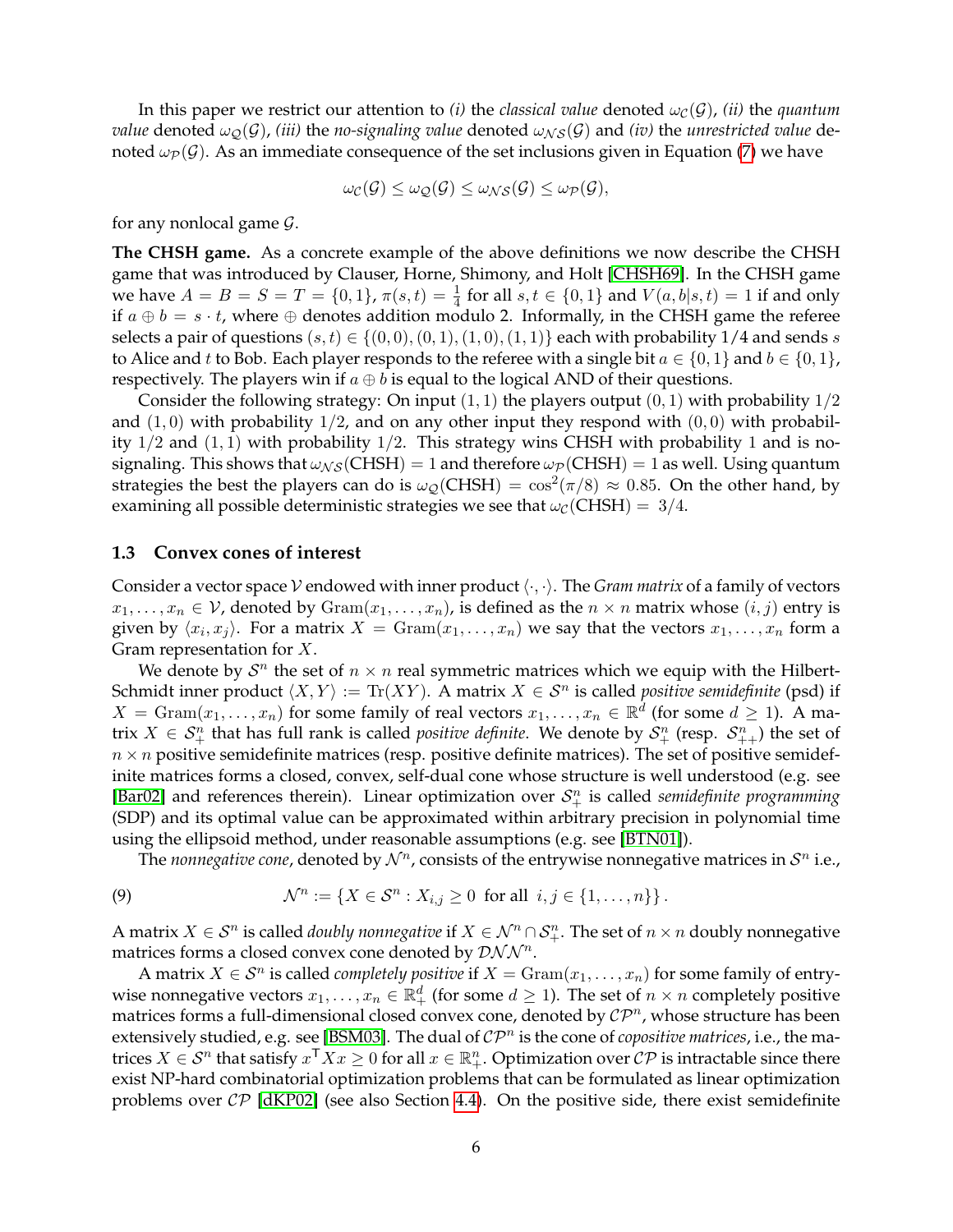In this paper we restrict our attention to *(i)* the *classical value* denoted $\omega_{\mathcal{C}}(\mathcal{G})$, *(ii)* the *quantum value* denoted $\omega_{\mathcal{Q}}(\mathcal{G})$, *(iii)* the *no-signaling value* denoted $\omega_{\mathcal{NS}}(\mathcal{G})$ and *(iv)* the *unrestricted value* denoted $\omega_{\mathcal{P}}(\mathcal{G})$. As an immediate consequence of the set inclusions given in Equation (7) we have

$$\omega_{\mathcal{C}}(\mathcal{G}) \leq \omega_{\mathcal{Q}}(\mathcal{G}) \leq \omega_{\mathcal{NS}}(\mathcal{G}) \leq \omega_{\mathcal{P}}(\mathcal{G}),$$

for any nonlocal game $\mathcal{G}$.

**The CHSH game.** As a concrete example of the above definitions we now describe the CHSH game that was introduced by Clauser, Horne, Shimony, and Holt [CHSH69]. In the CHSH game we have $A = B = S = T = \{0, 1\}$, $\pi(s, t) = \frac{1}{4}$ for all $s, t \in \{0, 1\}$ and $V(a, b|s, t) = 1$ if and only if $a \oplus b = s \cdot t$, where $\oplus$ denotes addition modulo 2. Informally, in the CHSH game the referee selects a pair of questions $(s, t) \in \{(0, 0), (0, 1), (1, 0), (1, 1)\}$ each with probability $1/4$ and sends $s$ to Alice and $t$ to Bob. Each player responds to the referee with a single bit $a \in \{0, 1\}$ and $b \in \{0, 1\}$, respectively. The players win if $a \oplus b$ is equal to the logical AND of their questions.

Consider the following strategy: On input $(1, 1)$ the players output $(0, 1)$ with probability $1/2$ and $(1, 0)$ with probability $1/2$, and on any other input they respond with $(0, 0)$ with probability $1/2$ and $(1, 1)$ with probability $1/2$. This strategy wins CHSH with probability 1 and is no-signaling. This shows that $\omega_{\mathcal{NS}}(\text{CHSH}) = 1$ and therefore $\omega_{\mathcal{P}}(\text{CHSH}) = 1$ as well. Using quantum strategies the best the players can do is $\omega_{\mathcal{Q}}(\text{CHSH}) = \cos^2(\pi/8) \approx 0.85$. On the other hand, by examining all possible deterministic strategies we see that $\omega_{\mathcal{C}}(\text{CHSH}) = 3/4$.

### 1.3 Convex cones of interest

Consider a vector space $\mathcal{V}$ endowed with inner product $\langle \cdot, \cdot \rangle$. The *Gram matrix* of a family of vectors $x_1, \ldots, x_n \in \mathcal{V}$, denoted by $\text{Gram}(x_1, \ldots, x_n)$, is defined as the $n \times n$ matrix whose $(i, j)$ entry is given by $\langle x_i, x_j \rangle$. For a matrix $X = \text{Gram}(x_1, \ldots, x_n)$ we say that the vectors $x_1, \ldots, x_n$ form a Gram representation for $X$.

We denote by $\mathcal{S}^n$ the set of $n \times n$ real symmetric matrices which we equip with the Hilbert-Schmidt inner product $\langle X, Y \rangle := \text{Tr}(XY)$. A matrix $X \in \mathcal{S}^n$ is called *positive semidefinite* (psd) if $X = \text{Gram}(x_1, \ldots, x_n)$ for some family of real vectors $x_1, \ldots, x_n \in \mathbb{R}^d$ (for some $d \geq 1$). A matrix $X \in \mathcal{S}^n_+$ that has full rank is called *positive definite*. We denote by $\mathcal{S}^n_+$ (resp. $\mathcal{S}^n_{++}$) the set of $n \times n$ positive semidefinite matrices (resp. positive definite matrices). The set of positive semidefinite matrices forms a closed, convex, self-dual cone whose structure is well understood (e.g. see [Bar02] and references therein). Linear optimization over $\mathcal{S}^n_+$ is called *semidefinite programming* (SDP) and its optimal value can be approximated within arbitrary precision in polynomial time using the ellipsoid method, under reasonable assumptions (e.g. see [BTN01]).

The *nonnegative cone*, denoted by $\mathcal{N}^n$, consists of the entrywise nonnegative matrices in $\mathcal{S}^n$ i.e.,

$$\mathcal{N}^n := \{X \in \mathcal{S}^n : X_{i,j} \geq 0 \text{ for all } i, j \in \{1, \ldots, n\}\}. \tag{9}$$

A matrix $X \in \mathcal{S}^n$ is called *doubly nonnegative* if $X \in \mathcal{N}^n \cap \mathcal{S}^n_+$. The set of $n \times n$ doubly nonnegative matrices forms a closed convex cone denoted by $\mathcal{DNN}^n$.

A matrix $X \in \mathcal{S}^n$ is called *completely positive* if $X = \text{Gram}(x_1, \ldots, x_n)$ for some family of entrywise nonnegative vectors $x_1, \ldots, x_n \in \mathbb{R}^d_+$ (for some $d \geq 1$). The set of $n \times n$ completely positive matrices forms a full-dimensional closed convex cone, denoted by $\mathcal{CP}^n$, whose structure has been extensively studied, e.g. see [BSM03]. The dual of $\mathcal{CP}^n$ is the cone of *copositive matrices*, i.e., the matrices $X \in \mathcal{S}^n$ that satisfy $x^{\mathsf{T}} X x \geq 0$ for all $x \in \mathbb{R}^n_+$. Optimization over $\mathcal{CP}$ is intractable since there exist NP-hard combinatorial optimization problems that can be formulated as linear optimization problems over $\mathcal{CP}$ [dKP02] (see also Section 4.4). On the positive side, there exist semidefinite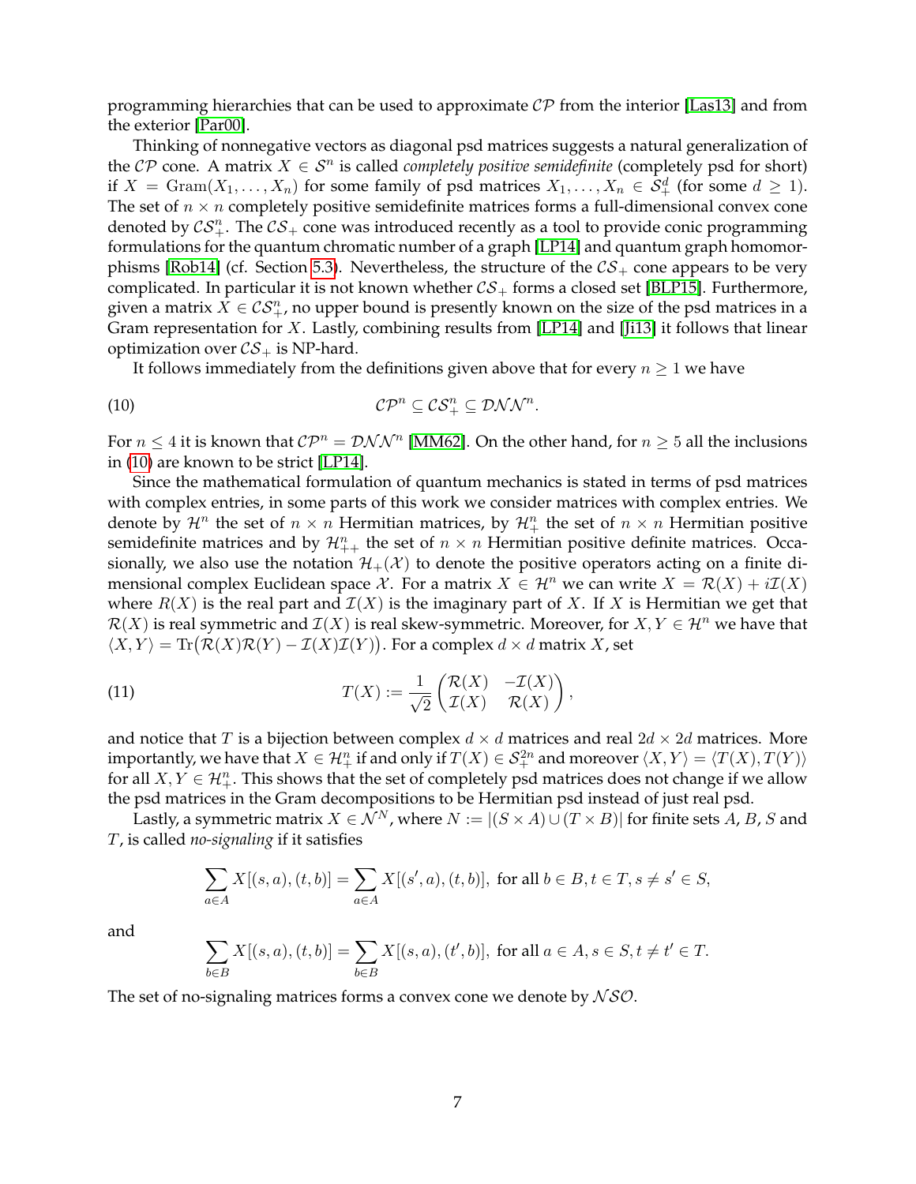programming hierarchies that can be used to approximate $\mathcal{CP}$ from the interior [Las13] and from the exterior [Par00].

Thinking of nonnegative vectors as diagonal psd matrices suggests a natural generalization of the $\mathcal{CP}$ cone. A matrix $X \in \mathcal{S}^n$ is called *completely positive semidefinite* (completely psd for short) if $X = \mathrm{Gram}(X_1, \ldots, X_n)$ for some family of psd matrices $X_1, \ldots, X_n \in \mathcal{S}^d_+$ (for some $d \geq 1$). The set of $n \times n$ completely positive semidefinite matrices forms a full-dimensional convex cone denoted by $\mathcal{CS}^n_+$. The $\mathcal{CS}_+$ cone was introduced recently as a tool to provide conic programming formulations for the quantum chromatic number of a graph [LP14] and quantum graph homomorphisms [Rob14] (cf. Section 5.3). Nevertheless, the structure of the $\mathcal{CS}_+$ cone appears to be very complicated. In particular it is not known whether $\mathcal{CS}_+$ forms a closed set [BLP15]. Furthermore, given a matrix $X \in \mathcal{CS}^n_+$, no upper bound is presently known on the size of the psd matrices in a Gram representation for $X$. Lastly, combining results from [LP14] and [Ji13] it follows that linear optimization over $\mathcal{CS}_+$ is NP-hard.

It follows immediately from the definitions given above that for every $n \geq 1$ we have

$$\mathcal{CP}^n \subseteq \mathcal{CS}^n_+ \subseteq \mathcal{DNN}^n. \tag{10}$$

For $n \leq 4$ it is known that $\mathcal{CP}^n = \mathcal{DNN}^n$ [MM62]. On the other hand, for $n \geq 5$ all the inclusions in (10) are known to be strict [LP14].

Since the mathematical formulation of quantum mechanics is stated in terms of psd matrices with complex entries, in some parts of this work we consider matrices with complex entries. We denote by $\mathcal{H}^n$ the set of $n \times n$ Hermitian matrices, by $\mathcal{H}^n_+$ the set of $n \times n$ Hermitian positive semidefinite matrices and by $\mathcal{H}^n_{++}$ the set of $n \times n$ Hermitian positive definite matrices. Occasionally, we also use the notation $\mathcal{H}_+(\mathcal{X})$ to denote the positive operators acting on a finite dimensional complex Euclidean space $\mathcal{X}$. For a matrix $X \in \mathcal{H}^n$ we can write $X = \mathcal{R}(X) + i\mathcal{I}(X)$ where $R(X)$ is the real part and $\mathcal{I}(X)$ is the imaginary part of $X$. If $X$ is Hermitian we get that $\mathcal{R}(X)$ is real symmetric and $\mathcal{I}(X)$ is real skew-symmetric. Moreover, for $X, Y \in \mathcal{H}^n$ we have that $\langle X, Y \rangle = \mathrm{Tr}\big(\mathcal{R}(X)\mathcal{R}(Y) - \mathcal{I}(X)\mathcal{I}(Y)\big)$. For a complex $d \times d$ matrix $X$, set

$$T(X) := \frac{1}{\sqrt{2}} \begin{pmatrix} \mathcal{R}(X) & -\mathcal{I}(X) \\ \mathcal{I}(X) & \mathcal{R}(X) \end{pmatrix}, \tag{11}$$

and notice that $T$ is a bijection between complex $d \times d$ matrices and real $2d \times 2d$ matrices. More importantly, we have that $X \in \mathcal{H}^n_+$ if and only if $T(X) \in \mathcal{S}^{2n}_+$ and moreover $\langle X, Y \rangle = \langle T(X), T(Y) \rangle$ for all $X, Y \in \mathcal{H}^n_+$. This shows that the set of completely psd matrices does not change if we allow the psd matrices in the Gram decompositions to be Hermitian psd instead of just real psd.

Lastly, a symmetric matrix $X \in \mathcal{N}^N$, where $N := |(S \times A) \cup (T \times B)|$ for finite sets $A$, $B$, $S$ and $T$, is called *no-signaling* if it satisfies

$$\sum_{a \in A} X[(s,a),(t,b)] = \sum_{a \in A} X[(s',a),(t,b)], \text{ for all } b \in B, t \in T, s \neq s' \in S,$$

and

$$\sum_{b \in B} X[(s,a),(t,b)] = \sum_{b \in B} X[(s,a),(t',b)], \text{ for all } a \in A, s \in S, t \neq t' \in T.$$

The set of no-signaling matrices forms a convex cone we denote by $\mathcal{NSO}$.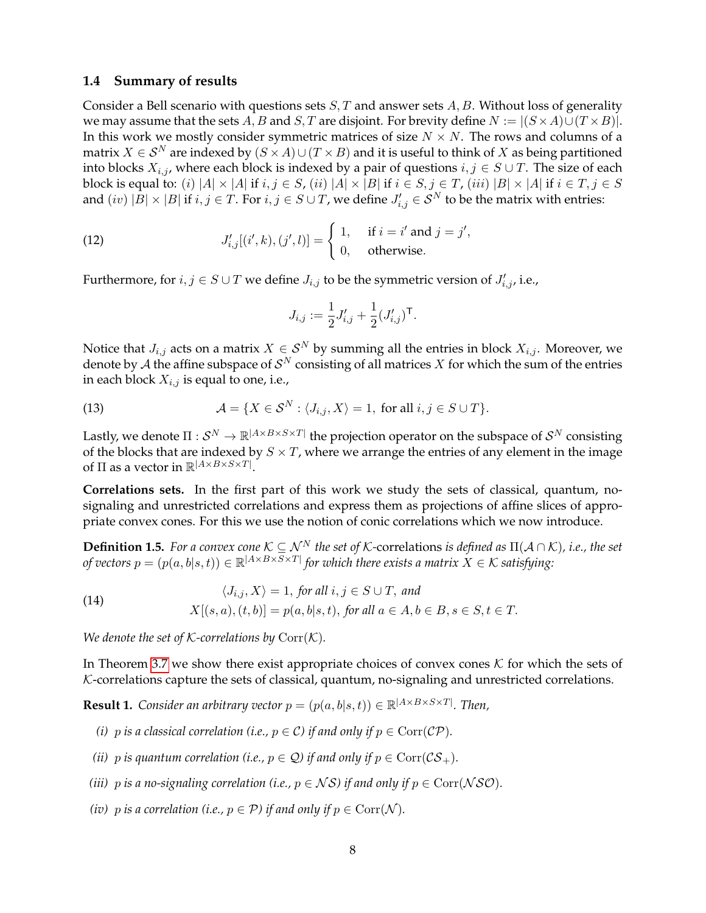### 1.4 Summary of results

Consider a Bell scenario with questions sets $S, T$ and answer sets $A, B$. Without loss of generality we may assume that the sets $A, B$ and $S, T$ are disjoint. For brevity define $N := |(S \times A) \cup (T \times B)|$. In this work we mostly consider symmetric matrices of size $N \times N$. The rows and columns of a matrix $X \in \mathcal{S}^N$ are indexed by $(S \times A) \cup (T \times B)$ and it is useful to think of $X$ as being partitioned into blocks $X_{i,j}$, where each block is indexed by a pair of questions $i, j \in S \cup T$. The size of each block is equal to: $(i)$ $|A| \times |A|$ if $i, j \in S$, $(ii)$ $|A| \times |B|$ if $i \in S, j \in T$, $(iii)$ $|B| \times |A|$ if $i \in T, j \in S$ and $(iv)$ $|B| \times |B|$ if $i, j \in T$. For $i, j \in S \cup T$, we define $J'_{i,j} \in \mathcal{S}^N$ to be the matrix with entries:

$$
J'_{i,j}[(i',k),(j',l)] = \begin{cases} 1, & \text{if } i = i' \text{ and } j = j', \\ 0, & \text{otherwise.} \end{cases} \tag{12}
$$

Furthermore, for $i, j \in S \cup T$ we define $J_{i,j}$ to be the symmetric version of $J'_{i,j}$, i.e.,

$$
J_{i,j} := \frac{1}{2} J'_{i,j} + \frac{1}{2} (J'_{i,j})^{\mathsf{T}}.
$$

Notice that $J_{i,j}$ acts on a matrix $X \in \mathcal{S}^N$ by summing all the entries in block $X_{i,j}$. Moreover, we denote by $\mathcal{A}$ the affine subspace of $\mathcal{S}^N$ consisting of all matrices $X$ for which the sum of the entries in each block $X_{i,j}$ is equal to one, i.e.,

$$
\mathcal{A} = \{X \in \mathcal{S}^N : \langle J_{i,j}, X \rangle = 1, \text{ for all } i, j \in S \cup T\}. \tag{13}
$$

Lastly, we denote $\Pi : \mathcal{S}^N \to \mathbb{R}^{|A \times B \times S \times T|}$ the projection operator on the subspace of $\mathcal{S}^N$ consisting of the blocks that are indexed by $S \times T$, where we arrange the entries of any element in the image of $\Pi$ as a vector in $\mathbb{R}^{|A \times B \times S \times T|}$.

**Correlations sets.** In the first part of this work we study the sets of classical, quantum, no-signaling and unrestricted correlations and express them as projections of affine slices of appropriate convex cones. For this we use the notion of conic correlations which we now introduce.

**Definition 1.5.** *For a convex cone $\mathcal{K} \subseteq \mathcal{N}^N$ the set of $\mathcal{K}$-correlations is defined as $\Pi(\mathcal{A} \cap \mathcal{K})$, i.e., the set of vectors $p = (p(a,b|s,t)) \in \mathbb{R}^{|A \times B \times S \times T|}$ for which there exists a matrix $X \in \mathcal{K}$ satisfying:*

$$
\begin{aligned}
&\langle J_{i,j}, X \rangle = 1, \text{ for all } i, j \in S \cup T, \text{ and} \\
&X[(s,a),(t,b)] = p(a,b|s,t), \text{ for all } a \in A, b \in B, s \in S, t \in T.
\end{aligned} \tag{14}
$$

*We denote the set of $\mathcal{K}$-correlations by $\mathrm{Corr}(\mathcal{K})$.*

In Theorem 3.7 we show there exist appropriate choices of convex cones $\mathcal{K}$ for which the sets of $\mathcal{K}$-correlations capture the sets of classical, quantum, no-signaling and unrestricted correlations.

**Result 1.** *Consider an arbitrary vector $p = (p(a,b|s,t)) \in \mathbb{R}^{|A \times B \times S \times T|}$. Then,*

- *(i) $p$ is a classical correlation (i.e., $p \in \mathcal{C}$) if and only if $p \in \mathrm{Corr}(\mathcal{CP})$.*
- *(ii) $p$ is quantum correlation (i.e., $p \in \mathcal{Q}$) if and only if $p \in \mathrm{Corr}(\mathcal{CS}_+)$.*
- *(iii) $p$ is a no-signaling correlation (i.e., $p \in \mathcal{NS}$) if and only if $p \in \mathrm{Corr}(\mathcal{NSO})$.*
- *(iv) $p$ is a correlation (i.e., $p \in \mathcal{P}$) if and only if $p \in \mathrm{Corr}(\mathcal{N})$.*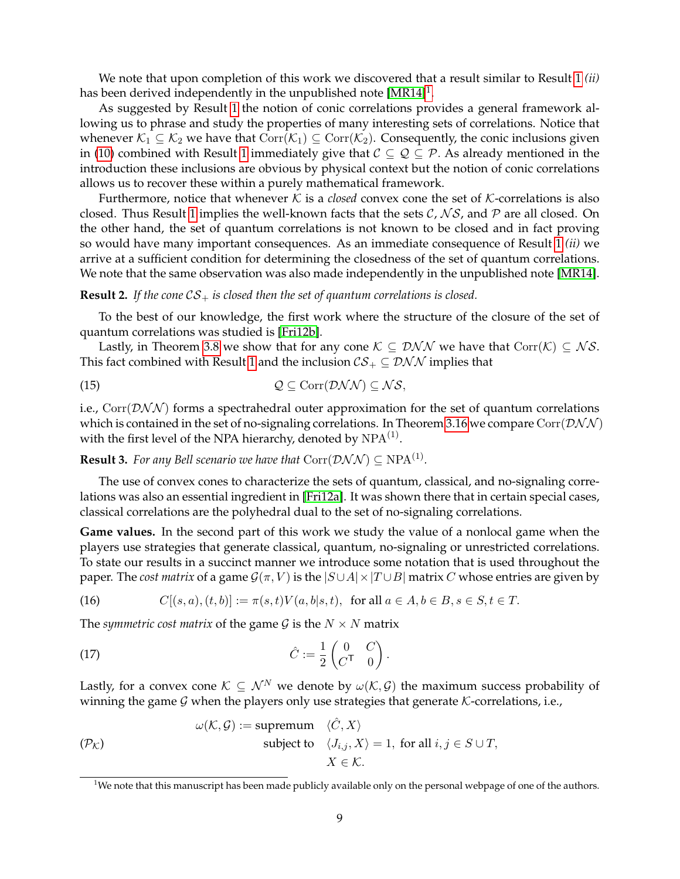We note that upon completion of this work we discovered that a result similar to Result 1 *(ii)* has been derived independently in the unpublished note [MR14][1].

As suggested by Result 1 the notion of conic correlations provides a general framework allowing us to phrase and study the properties of many interesting sets of correlations. Notice that whenever $\mathcal{K}_1 \subseteq \mathcal{K}_2$ we have that $\mathrm{Corr}(\mathcal{K}_1) \subseteq \mathrm{Corr}(\mathcal{K}_2)$. Consequently, the conic inclusions given in (10) combined with Result 1 immediately give that $\mathcal{C} \subseteq \mathcal{Q} \subseteq \mathcal{P}$. As already mentioned in the introduction these inclusions are obvious by physical context but the notion of conic correlations allows us to recover these within a purely mathematical framework.

Furthermore, notice that whenever $\mathcal{K}$ is a *closed* convex cone the set of $\mathcal{K}$-correlations is also closed. Thus Result 1 implies the well-known facts that the sets $\mathcal{C}$, $\mathcal{NS}$, and $\mathcal{P}$ are all closed. On the other hand, the set of quantum correlations is not known to be closed and in fact proving so would have many important consequences. As an immediate consequence of Result 1 *(ii)* we arrive at a sufficient condition for determining the closedness of the set of quantum correlations. We note that the same observation was also made independently in the unpublished note [MR14].

**Result 2.** *If the cone $\mathcal{CS}_+$ is closed then the set of quantum correlations is closed.*

To the best of our knowledge, the first work where the structure of the closure of the set of quantum correlations was studied is [Fri12b].

Lastly, in Theorem 3.8 we show that for any cone $\mathcal{K} \subseteq \mathcal{DNN}$ we have that $\mathrm{Corr}(\mathcal{K}) \subseteq \mathcal{NS}$. This fact combined with Result 1 and the inclusion $\mathcal{CS}_+ \subseteq \mathcal{DNN}$ implies that

$$\mathcal{Q} \subseteq \mathrm{Corr}(\mathcal{DNN}) \subseteq \mathcal{NS}, \tag{15}$$

i.e., $\mathrm{Corr}(\mathcal{DNN})$ forms a spectrahedral outer approximation for the set of quantum correlations which is contained in the set of no-signaling correlations. In Theorem 3.16 we compare $\mathrm{Corr}(\mathcal{DNN})$ with the first level of the NPA hierarchy, denoted by $\mathrm{NPA}^{(1)}$.

**Result 3.** *For any Bell scenario we have that $\mathrm{Corr}(\mathcal{DNN}) \subseteq \mathrm{NPA}^{(1)}$.*

The use of convex cones to characterize the sets of quantum, classical, and no-signaling correlations was also an essential ingredient in [Fri12a]. It was shown there that in certain special cases, classical correlations are the polyhedral dual to the set of no-signaling correlations.

**Game values.** In the second part of this work we study the value of a nonlocal game when the players use strategies that generate classical, quantum, no-signaling or unrestricted correlations. To state our results in a succinct manner we introduce some notation that is used throughout the paper. The *cost matrix* of a game $\mathcal{G}(\pi, V)$ is the $|S \cup A| \times |T \cup B|$ matrix $C$ whose entries are given by

$$C[(s,a),(t,b)] := \pi(s,t)V(a,b|s,t), \quad \text{for all } a \in A, b \in B, s \in S, t \in T. \tag{16}$$

The *symmetric cost matrix* of the game $\mathcal{G}$ is the $N \times N$ matrix

$$\hat{C} := \frac{1}{2}\begin{pmatrix} 0 & C \\ C^{\mathsf{T}} & 0 \end{pmatrix}. \tag{17}$$

Lastly, for a convex cone $\mathcal{K} \subseteq \mathcal{N}^N$ we denote by $\omega(\mathcal{K}, \mathcal{G})$ the maximum success probability of winning the game $\mathcal{G}$ when the players only use strategies that generate $\mathcal{K}$-correlations, i.e.,

$$(\mathcal{P}_{\mathcal{K}}) \qquad \begin{aligned} \omega(\mathcal{K}, \mathcal{G}) := \text{supremum} \quad & \langle \hat{C}, X \rangle \\ \text{subject to} \quad & \langle J_{i,j}, X \rangle = 1, \text{ for all } i,j \in S \cup T, \\ & X \in \mathcal{K}. \end{aligned}$$

[1] We note that this manuscript has been made publicly available only on the personal webpage of one of the authors.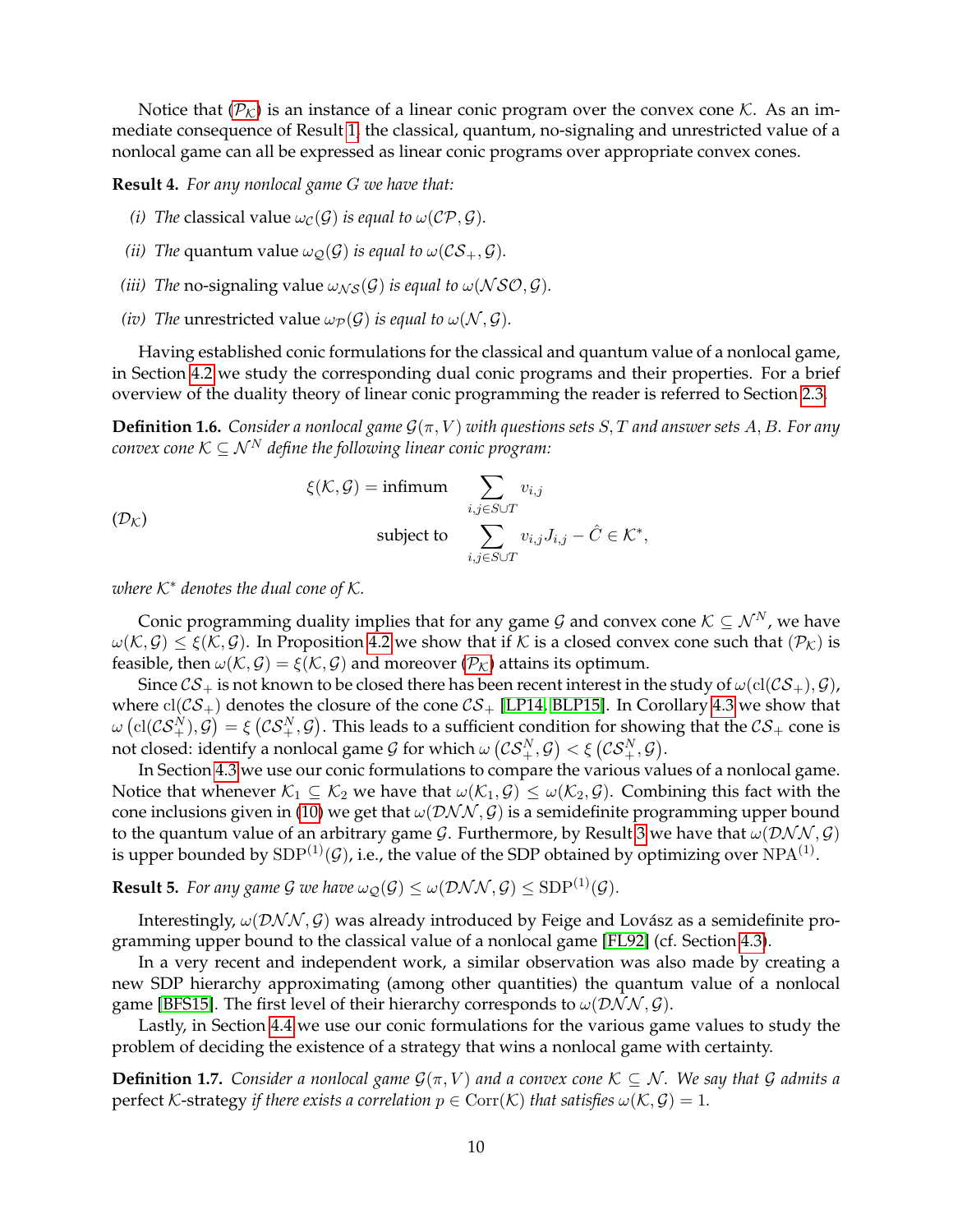Notice that ($\mathcal{P}_\mathcal{K}$) is an instance of a linear conic program over the convex cone $\mathcal{K}$. As an immediate consequence of Result 1, the classical, quantum, no-signaling and unrestricted value of a nonlocal game can all be expressed as linear conic programs over appropriate convex cones.

**Result 4.** *For any nonlocal game $G$ we have that:*

*(i) The* classical value *$\omega_\mathcal{C}(\mathcal{G})$ is equal to $\omega(\mathcal{CP}, \mathcal{G})$.*

*(ii) The* quantum value *$\omega_\mathcal{Q}(\mathcal{G})$ is equal to $\omega(\mathcal{CS}_+, \mathcal{G})$.*

*(iii) The* no-signaling value *$\omega_{\mathcal{NS}}(\mathcal{G})$ is equal to $\omega(\mathcal{NSO}, \mathcal{G})$.*

*(iv) The* unrestricted value *$\omega_\mathcal{P}(\mathcal{G})$ is equal to $\omega(\mathcal{N}, \mathcal{G})$.*

Having established conic formulations for the classical and quantum value of a nonlocal game, in Section 4.2 we study the corresponding dual conic programs and their properties. For a brief overview of the duality theory of linear conic programming the reader is referred to Section 2.3.

**Definition 1.6.** *Consider a nonlocal game $\mathcal{G}(\pi, V)$ with questions sets $S, T$ and answer sets $A, B$. For any convex cone $\mathcal{K} \subseteq \mathcal{N}^N$ define the following linear conic program:*

$$
(\mathcal{D}_\mathcal{K}) \qquad \begin{aligned} \xi(\mathcal{K}, \mathcal{G}) = \text{infimum} \quad & \sum_{i,j \in S \cup T} v_{i,j} \\ \text{subject to} \quad & \sum_{i,j \in S \cup T} v_{i,j} J_{i,j} - \hat{C} \in \mathcal{K}^*, \end{aligned}
$$

*where $\mathcal{K}^*$ denotes the dual cone of $\mathcal{K}$.*

Conic programming duality implies that for any game $\mathcal{G}$ and convex cone $\mathcal{K} \subseteq \mathcal{N}^N$, we have $\omega(\mathcal{K}, \mathcal{G}) \leq \xi(\mathcal{K}, \mathcal{G})$. In Proposition 4.2 we show that if $\mathcal{K}$ is a closed convex cone such that ($\mathcal{P}_\mathcal{K}$) is feasible, then $\omega(\mathcal{K}, \mathcal{G}) = \xi(\mathcal{K}, \mathcal{G})$ and moreover ($\mathcal{P}_\mathcal{K}$) attains its optimum.

Since $\mathcal{CS}_+$ is not known to be closed there has been recent interest in the study of $\omega(\mathrm{cl}(\mathcal{CS}_+), \mathcal{G})$, where $\mathrm{cl}(\mathcal{CS}_+)$ denotes the closure of the cone $\mathcal{CS}_+$ [LP14, BLP15]. In Corollary 4.3 we show that $\omega\left(\mathrm{cl}(\mathcal{CS}_+^N), \mathcal{G}\right) = \xi\left(\mathcal{CS}_+^N, \mathcal{G}\right)$. This leads to a sufficient condition for showing that the $\mathcal{CS}_+$ cone is not closed: identify a nonlocal game $\mathcal{G}$ for which $\omega\left(\mathcal{CS}_+^N, \mathcal{G}\right) < \xi\left(\mathcal{CS}_+^N, \mathcal{G}\right)$.

In Section 4.3 we use our conic formulations to compare the various values of a nonlocal game. Notice that whenever $\mathcal{K}_1 \subseteq \mathcal{K}_2$ we have that $\omega(\mathcal{K}_1, \mathcal{G}) \leq \omega(\mathcal{K}_2, \mathcal{G})$. Combining this fact with the cone inclusions given in (10) we get that $\omega(\mathcal{DNN}, \mathcal{G})$ is a semidefinite programming upper bound to the quantum value of an arbitrary game $\mathcal{G}$. Furthermore, by Result 3 we have that $\omega(\mathcal{DNN}, \mathcal{G})$ is upper bounded by $\mathrm{SDP}^{(1)}(\mathcal{G})$, i.e., the value of the SDP obtained by optimizing over $\mathrm{NPA}^{(1)}$.

**Result 5.** *For any game $\mathcal{G}$ we have $\omega_\mathcal{Q}(\mathcal{G}) \leq \omega(\mathcal{DNN}, \mathcal{G}) \leq \mathrm{SDP}^{(1)}(\mathcal{G})$.*

Interestingly, $\omega(\mathcal{DNN}, \mathcal{G})$ was already introduced by Feige and Lovász as a semidefinite programming upper bound to the classical value of a nonlocal game [FL92] (cf. Section 4.3).

In a very recent and independent work, a similar observation was also made by creating a new SDP hierarchy approximating (among other quantities) the quantum value of a nonlocal game [BFS15]. The first level of their hierarchy corresponds to $\omega(\mathcal{DNN}, \mathcal{G})$.

Lastly, in Section 4.4 we use our conic formulations for the various game values to study the problem of deciding the existence of a strategy that wins a nonlocal game with certainty.

**Definition 1.7.** *Consider a nonlocal game $\mathcal{G}(\pi, V)$ and a convex cone $\mathcal{K} \subseteq \mathcal{N}$. We say that $\mathcal{G}$ admits a* perfect $\mathcal{K}$-strategy *if there exists a correlation $p \in \mathrm{Corr}(\mathcal{K})$ that satisfies $\omega(\mathcal{K}, \mathcal{G}) = 1$.*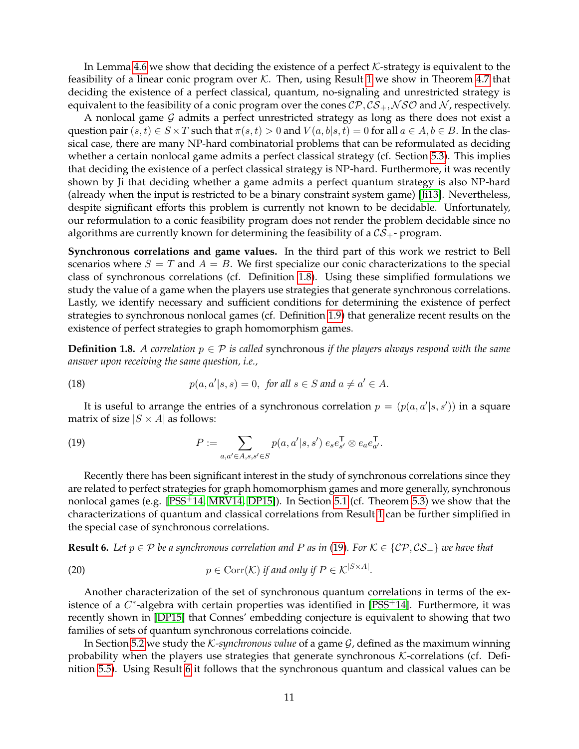In Lemma 4.6 we show that deciding the existence of a perfect $\mathcal{K}$-strategy is equivalent to the feasibility of a linear conic program over $\mathcal{K}$. Then, using Result 1 we show in Theorem 4.7 that deciding the existence of a perfect classical, quantum, no-signaling and unrestricted strategy is equivalent to the feasibility of a conic program over the cones $\mathcal{CP}, \mathcal{CS}_+, \mathcal{NSO}$ and $\mathcal{N}$, respectively.

A nonlocal game $\mathcal{G}$ admits a perfect unrestricted strategy as long as there does not exist a question pair $(s,t) \in S \times T$ such that $\pi(s,t) > 0$ and $V(a,b|s,t) = 0$ for all $a \in A, b \in B$. In the classical case, there are many NP-hard combinatorial problems that can be reformulated as deciding whether a certain nonlocal game admits a perfect classical strategy (cf. Section 5.3). This implies that deciding the existence of a perfect classical strategy is NP-hard. Furthermore, it was recently shown by Ji that deciding whether a game admits a perfect quantum strategy is also NP-hard (already when the input is restricted to be a binary constraint system game) [Ji13]. Nevertheless, despite significant efforts this problem is currently not known to be decidable. Unfortunately, our reformulation to a conic feasibility program does not render the problem decidable since no algorithms are currently known for determining the feasibility of a $\mathcal{CS}_+$- program.

**Synchronous correlations and game values.** In the third part of this work we restrict to Bell scenarios where $S = T$ and $A = B$. We first specialize our conic characterizations to the special class of synchronous correlations (cf. Definition 1.8). Using these simplified formulations we study the value of a game when the players use strategies that generate synchronous correlations. Lastly, we identify necessary and sufficient conditions for determining the existence of perfect strategies to synchronous nonlocal games (cf. Definition 1.9) that generalize recent results on the existence of perfect strategies to graph homomorphism games.

**Definition 1.8.** *A correlation $p \in \mathcal{P}$ is called* synchronous *if the players always respond with the same answer upon receiving the same question, i.e.,*

$$p(a,a'|s,s) = 0, \ \text{for all } s \in S \text{ and } a \neq a' \in A. \tag{18}$$

It is useful to arrange the entries of a synchronous correlation $p = (p(a,a'|s,s'))$ in a square matrix of size $|S \times A|$ as follows:

$$P := \sum_{a,a' \in A, s,s' \in S} p(a,a'|s,s')\, e_s e_{s'}^\mathsf{T} \otimes e_a e_{a'}^\mathsf{T}. \tag{19}$$

Recently there has been significant interest in the study of synchronous correlations since they are related to perfect strategies for graph homomorphism games and more generally, synchronous nonlocal games (e.g. [PSS+14, MRV14, DP15]). In Section 5.1 (cf. Theorem 5.3) we show that the characterizations of quantum and classical correlations from Result 1 can be further simplified in the special case of synchronous correlations.

**Result 6.** *Let $p \in \mathcal{P}$ be a synchronous correlation and $P$ as in (19). For $\mathcal{K} \in \{\mathcal{CP}, \mathcal{CS}_+\}$ we have that*

$$p \in \mathrm{Corr}(\mathcal{K}) \text{ if and only if } P \in \mathcal{K}^{|S \times A|}. \tag{20}$$

Another characterization of the set of synchronous quantum correlations in terms of the existence of a $C^*$-algebra with certain properties was identified in [PSS+14]. Furthermore, it was recently shown in [DP15] that Connes' embedding conjecture is equivalent to showing that two families of sets of quantum synchronous correlations coincide.

In Section 5.2 we study the $\mathcal{K}$*-synchronous value* of a game $\mathcal{G}$, defined as the maximum winning probability when the players use strategies that generate synchronous $\mathcal{K}$-correlations (cf. Definition 5.5). Using Result 6 it follows that the synchronous quantum and classical values can be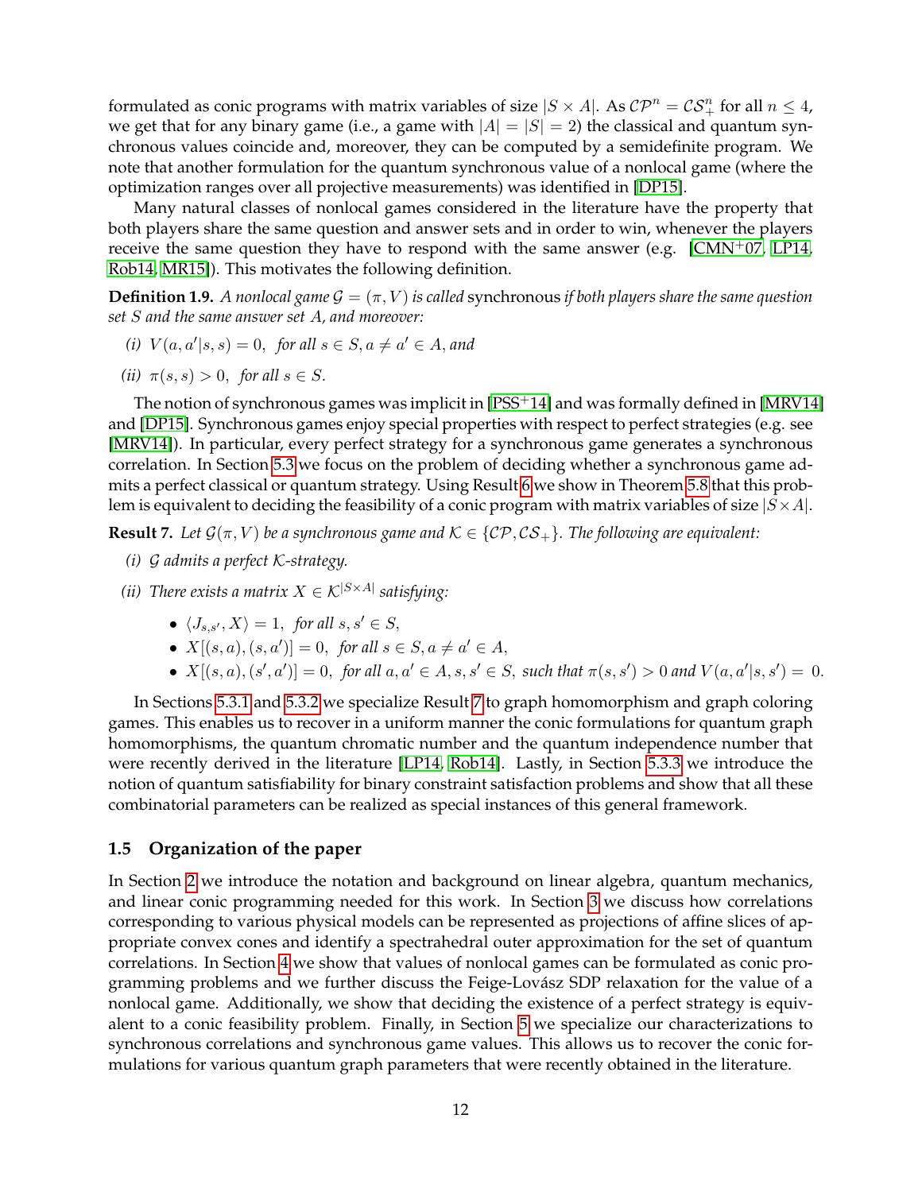formulated as conic programs with matrix variables of size $|S \times A|$. As $\mathcal{CP}^n = \mathcal{CS}_+^n$ for all $n \leq 4$, we get that for any binary game (i.e., a game with $|A| = |S| = 2$) the classical and quantum synchronous values coincide and, moreover, they can be computed by a semidefinite program. We note that another formulation for the quantum synchronous value of a nonlocal game (where the optimization ranges over all projective measurements) was identified in [DP15].

Many natural classes of nonlocal games considered in the literature have the property that both players share the same question and answer sets and in order to win, whenever the players receive the same question they have to respond with the same answer (e.g. [CMN+07, LP14, Rob14, MR15]). This motivates the following definition.

**Definition 1.9.** *A nonlocal game $\mathcal{G} = (\pi, V)$ is called* synchronous *if both players share the same question set $S$ and the same answer set $A$, and moreover:*

*(i)* $V(a, a'|s, s) = 0$, *for all $s \in S, a \neq a' \in A$, and*

*(ii)* $\pi(s, s) > 0$, *for all $s \in S$.*

The notion of synchronous games was implicit in [PSS+14] and was formally defined in [MRV14] and [DP15]. Synchronous games enjoy special properties with respect to perfect strategies (e.g. see [MRV14]). In particular, every perfect strategy for a synchronous game generates a synchronous correlation. In Section 5.3 we focus on the problem of deciding whether a synchronous game admits a perfect classical or quantum strategy. Using Result 6 we show in Theorem 5.8 that this problem is equivalent to deciding the feasibility of a conic program with matrix variables of size $|S \times A|$.

**Result 7.** *Let $\mathcal{G}(\pi, V)$ be a synchronous game and $\mathcal{K} \in \{\mathcal{CP}, \mathcal{CS}_+\}$. The following are equivalent:*

*(i) $\mathcal{G}$ admits a perfect $\mathcal{K}$-strategy.*

*(ii) There exists a matrix $X \in \mathcal{K}^{|S \times A|}$ satisfying:*

- $\langle J_{s,s'}, X \rangle = 1$, *for all $s, s' \in S$,*
- $X[(s, a), (s, a')] = 0$, *for all $s \in S, a \neq a' \in A$,*
- $X[(s, a), (s', a')] = 0$, *for all $a, a' \in A, s, s' \in S$, such that $\pi(s, s') > 0$ and $V(a, a'|s, s') = 0$.*

In Sections 5.3.1 and 5.3.2 we specialize Result 7 to graph homomorphism and graph coloring games. This enables us to recover in a uniform manner the conic formulations for quantum graph homomorphisms, the quantum chromatic number and the quantum independence number that were recently derived in the literature [LP14, Rob14]. Lastly, in Section 5.3.3 we introduce the notion of quantum satisfiability for binary constraint satisfaction problems and show that all these combinatorial parameters can be realized as special instances of this general framework.

### 1.5 Organization of the paper

In Section 2 we introduce the notation and background on linear algebra, quantum mechanics, and linear conic programming needed for this work. In Section 3 we discuss how correlations corresponding to various physical models can be represented as projections of affine slices of appropriate convex cones and identify a spectrahedral outer approximation for the set of quantum correlations. In Section 4 we show that values of nonlocal games can be formulated as conic programming problems and we further discuss the Feige-Lovász SDP relaxation for the value of a nonlocal game. Additionally, we show that deciding the existence of a perfect strategy is equivalent to a conic feasibility problem. Finally, in Section 5 we specialize our characterizations to synchronous correlations and synchronous game values. This allows us to recover the conic formulations for various quantum graph parameters that were recently obtained in the literature.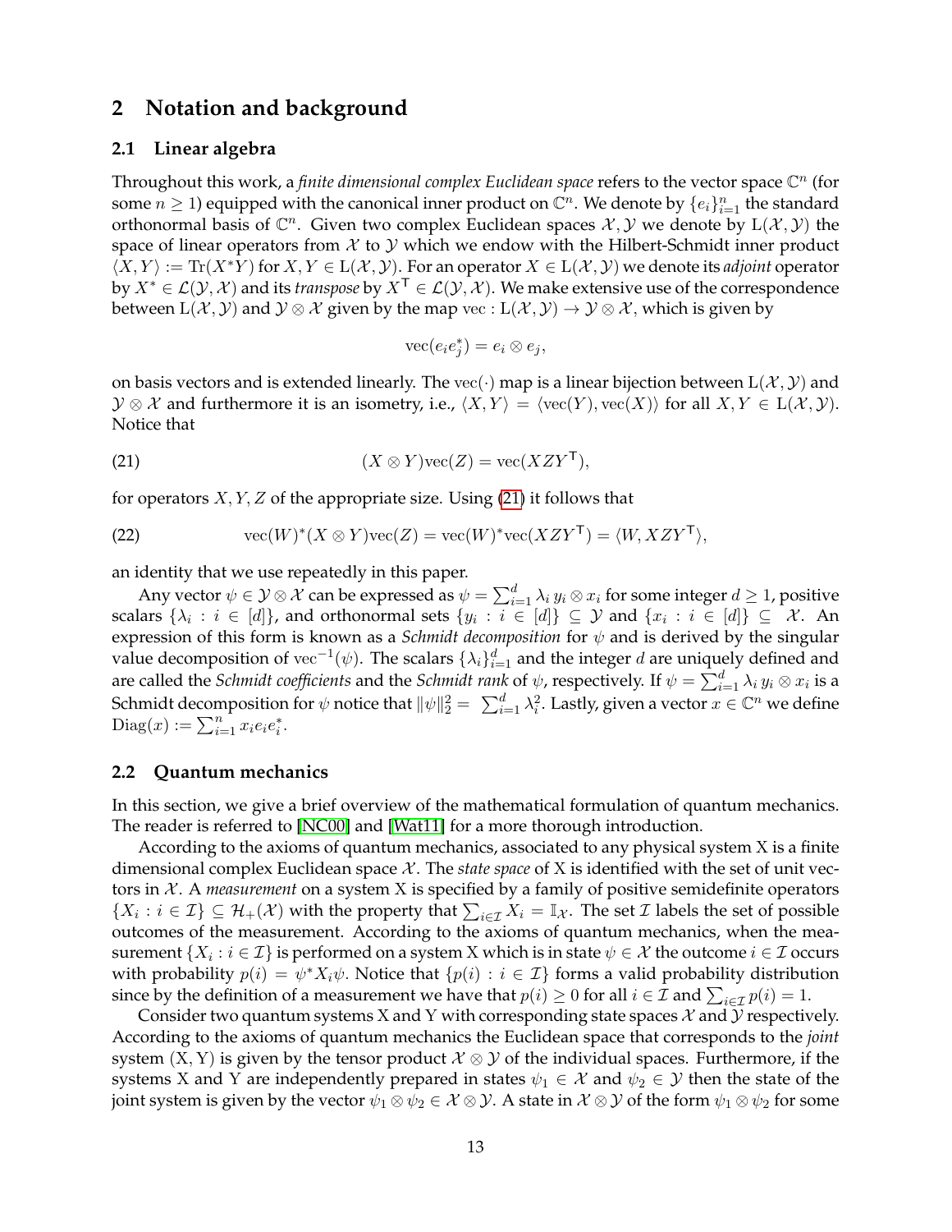## 2 Notation and background

### 2.1 Linear algebra

Throughout this work, a *finite dimensional complex Euclidean space* refers to the vector space $\mathbb{C}^n$ (for some $n \geq 1$) equipped with the canonical inner product on $\mathbb{C}^n$. We denote by $\{e_i\}_{i=1}^n$ the standard orthonormal basis of $\mathbb{C}^n$. Given two complex Euclidean spaces $\mathcal{X}, \mathcal{Y}$ we denote by $\mathrm{L}(\mathcal{X}, \mathcal{Y})$ the space of linear operators from $\mathcal{X}$ to $\mathcal{Y}$ which we endow with the Hilbert-Schmidt inner product $\langle X, Y \rangle := \mathrm{Tr}(X^*Y)$ for $X, Y \in \mathrm{L}(\mathcal{X}, \mathcal{Y})$. For an operator $X \in \mathrm{L}(\mathcal{X}, \mathcal{Y})$ we denote its *adjoint* operator by $X^* \in \mathcal{L}(\mathcal{Y}, \mathcal{X})$ and its *transpose* by $X^\mathsf{T} \in \mathcal{L}(\mathcal{Y}, \mathcal{X})$. We make extensive use of the correspondence between $\mathrm{L}(\mathcal{X}, \mathcal{Y})$ and $\mathcal{Y} \otimes \mathcal{X}$ given by the map $\mathrm{vec} : \mathrm{L}(\mathcal{X}, \mathcal{Y}) \to \mathcal{Y} \otimes \mathcal{X}$, which is given by

$$\mathrm{vec}(e_i e_j^*) = e_i \otimes e_j,$$

on basis vectors and is extended linearly. The $\mathrm{vec}(\cdot)$ map is a linear bijection between $\mathrm{L}(\mathcal{X}, \mathcal{Y})$ and $\mathcal{Y} \otimes \mathcal{X}$ and furthermore it is an isometry, i.e., $\langle X, Y \rangle = \langle \mathrm{vec}(Y), \mathrm{vec}(X) \rangle$ for all $X, Y \in \mathrm{L}(\mathcal{X}, \mathcal{Y})$. Notice that

$$(X \otimes Y)\mathrm{vec}(Z) = \mathrm{vec}(XZY^\mathsf{T}), \tag{21}$$

for operators $X, Y, Z$ of the appropriate size. Using (21) it follows that

$$\mathrm{vec}(W)^*(X \otimes Y)\mathrm{vec}(Z) = \mathrm{vec}(W)^*\mathrm{vec}(XZY^\mathsf{T}) = \langle W, XZY^\mathsf{T} \rangle, \tag{22}$$

an identity that we use repeatedly in this paper.

Any vector $\psi \in \mathcal{Y} \otimes \mathcal{X}$ can be expressed as $\psi = \sum_{i=1}^d \lambda_i \, y_i \otimes x_i$ for some integer $d \geq 1$, positive scalars $\{\lambda_i : i \in [d]\}$, and orthonormal sets $\{y_i : i \in [d]\} \subseteq \mathcal{Y}$ and $\{x_i : i \in [d]\} \subseteq \mathcal{X}$. An expression of this form is known as a *Schmidt decomposition* for $\psi$ and is derived by the singular value decomposition of $\mathrm{vec}^{-1}(\psi)$. The scalars $\{\lambda_i\}_{i=1}^d$ and the integer $d$ are uniquely defined and are called the *Schmidt coefficients* and the *Schmidt rank* of $\psi$, respectively. If $\psi = \sum_{i=1}^d \lambda_i \, y_i \otimes x_i$ is a Schmidt decomposition for $\psi$ notice that $\|\psi\|_2^2 = \sum_{i=1}^d \lambda_i^2$. Lastly, given a vector $x \in \mathbb{C}^n$ we define $\mathrm{Diag}(x) := \sum_{i=1}^n x_i e_i e_i^*$.

### 2.2 Quantum mechanics

In this section, we give a brief overview of the mathematical formulation of quantum mechanics. The reader is referred to [NC00] and [Wat11] for a more thorough introduction.

According to the axioms of quantum mechanics, associated to any physical system X is a finite dimensional complex Euclidean space $\mathcal{X}$. The *state space* of X is identified with the set of unit vectors in $\mathcal{X}$. A *measurement* on a system X is specified by a family of positive semidefinite operators $\{X_i : i \in \mathcal{I}\} \subseteq \mathcal{H}_+(\mathcal{X})$ with the property that $\sum_{i \in \mathcal{I}} X_i = \mathbb{I}_\mathcal{X}$. The set $\mathcal{I}$ labels the set of possible outcomes of the measurement. According to the axioms of quantum mechanics, when the measurement $\{X_i : i \in \mathcal{I}\}$ is performed on a system X which is in state $\psi \in \mathcal{X}$ the outcome $i \in \mathcal{I}$ occurs with probability $p(i) = \psi^* X_i \psi$. Notice that $\{p(i) : i \in \mathcal{I}\}$ forms a valid probability distribution since by the definition of a measurement we have that $p(i) \geq 0$ for all $i \in \mathcal{I}$ and $\sum_{i \in \mathcal{I}} p(i) = 1$.

Consider two quantum systems X and Y with corresponding state spaces $\mathcal{X}$ and $\mathcal{Y}$ respectively. According to the axioms of quantum mechanics the Euclidean space that corresponds to the *joint* system (X, Y) is given by the tensor product $\mathcal{X} \otimes \mathcal{Y}$ of the individual spaces. Furthermore, if the systems X and Y are independently prepared in states $\psi_1 \in \mathcal{X}$ and $\psi_2 \in \mathcal{Y}$ then the state of the joint system is given by the vector $\psi_1 \otimes \psi_2 \in \mathcal{X} \otimes \mathcal{Y}$. A state in $\mathcal{X} \otimes \mathcal{Y}$ of the form $\psi_1 \otimes \psi_2$ for some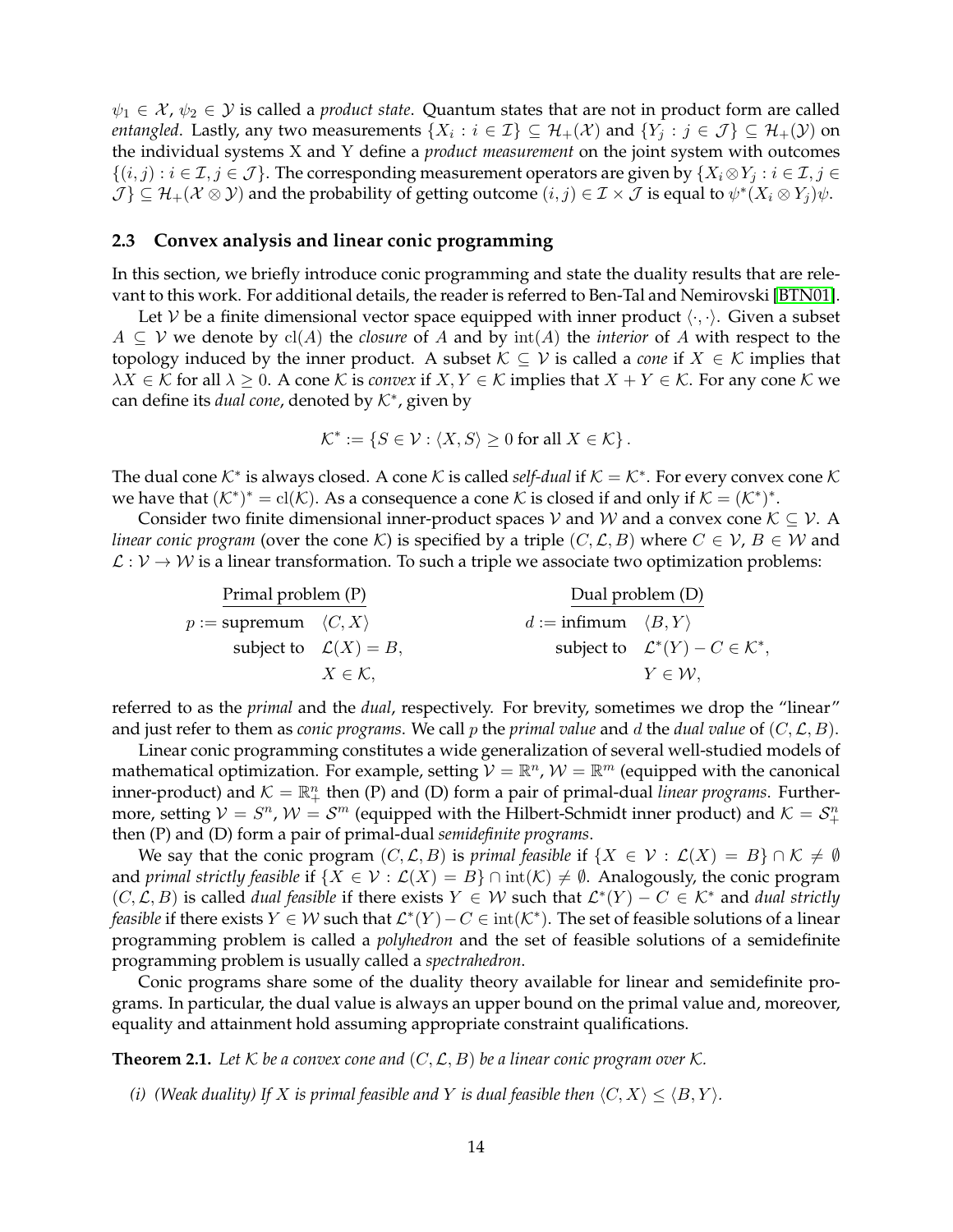$\psi_1 \in \mathcal{X}$, $\psi_2 \in \mathcal{Y}$ is called a *product state*. Quantum states that are not in product form are called *entangled*. Lastly, any two measurements $\{X_i : i \in \mathcal{I}\} \subseteq \mathcal{H}_+(\mathcal{X})$ and $\{Y_j : j \in \mathcal{J}\} \subseteq \mathcal{H}_+(\mathcal{Y})$ on the individual systems X and Y define a *product measurement* on the joint system with outcomes $\{(i,j) : i \in \mathcal{I}, j \in \mathcal{J}\}$. The corresponding measurement operators are given by $\{X_i \otimes Y_j : i \in \mathcal{I}, j \in \mathcal{J}\} \subseteq \mathcal{H}_+(\mathcal{X} \otimes \mathcal{Y})$ and the probability of getting outcome $(i,j) \in \mathcal{I} \times \mathcal{J}$ is equal to $\psi^*(X_i \otimes Y_j)\psi$.

### 2.3 Convex analysis and linear conic programming

In this section, we briefly introduce conic programming and state the duality results that are relevant to this work. For additional details, the reader is referred to Ben-Tal and Nemirovski [BTN01].

Let $\mathcal{V}$ be a finite dimensional vector space equipped with inner product $\langle \cdot, \cdot \rangle$. Given a subset $A \subseteq \mathcal{V}$ we denote by $\mathrm{cl}(A)$ the *closure* of $A$ and by $\mathrm{int}(A)$ the *interior* of $A$ with respect to the topology induced by the inner product. A subset $\mathcal{K} \subseteq \mathcal{V}$ is called a *cone* if $X \in \mathcal{K}$ implies that $\lambda X \in \mathcal{K}$ for all $\lambda \geq 0$. A cone $\mathcal{K}$ is *convex* if $X, Y \in \mathcal{K}$ implies that $X + Y \in \mathcal{K}$. For any cone $\mathcal{K}$ we can define its *dual cone*, denoted by $\mathcal{K}^*$, given by

$$\mathcal{K}^* := \{S \in \mathcal{V} : \langle X, S \rangle \geq 0 \text{ for all } X \in \mathcal{K}\}.$$

The dual cone $\mathcal{K}^*$ is always closed. A cone $\mathcal{K}$ is called *self-dual* if $\mathcal{K} = \mathcal{K}^*$. For every convex cone $\mathcal{K}$ we have that $(\mathcal{K}^*)^* = \mathrm{cl}(\mathcal{K})$. As a consequence a cone $\mathcal{K}$ is closed if and only if $\mathcal{K} = (\mathcal{K}^*)^*$.

Consider two finite dimensional inner-product spaces $\mathcal{V}$ and $\mathcal{W}$ and a convex cone $\mathcal{K} \subseteq \mathcal{V}$. A *linear conic program* (over the cone $\mathcal{K}$) is specified by a triple $(C, \mathcal{L}, B)$ where $C \in \mathcal{V}$, $B \in \mathcal{W}$ and $\mathcal{L} : \mathcal{V} \to \mathcal{W}$ is a linear transformation. To such a triple we associate two optimization problems:

**Primal problem (P)**

$$
\begin{aligned}
p := \text{supremum} \quad & \langle C, X \rangle \\
\text{subject to} \quad & \mathcal{L}(X) = B, \\
& X \in \mathcal{K},
\end{aligned}
$$

**Dual problem (D)**

$$
\begin{aligned}
d := \text{infimum} \quad & \langle B, Y \rangle \\
\text{subject to} \quad & \mathcal{L}^*(Y) - C \in \mathcal{K}^*, \\
& Y \in \mathcal{W},
\end{aligned}
$$

referred to as the *primal* and the *dual*, respectively. For brevity, sometimes we drop the "linear" and just refer to them as *conic programs*. We call $p$ the *primal value* and $d$ the *dual value* of $(C, \mathcal{L}, B)$.

Linear conic programming constitutes a wide generalization of several well-studied models of mathematical optimization. For example, setting $\mathcal{V} = \mathbb{R}^n$, $\mathcal{W} = \mathbb{R}^m$ (equipped with the canonical inner-product) and $\mathcal{K} = \mathbb{R}^n_+$ then (P) and (D) form a pair of primal-dual *linear programs*. Furthermore, setting $\mathcal{V} = S^n$, $\mathcal{W} = \mathcal{S}^m$ (equipped with the Hilbert-Schmidt inner product) and $\mathcal{K} = \mathcal{S}^n_+$ then (P) and (D) form a pair of primal-dual *semidefinite programs*.

We say that the conic program $(C, \mathcal{L}, B)$ is *primal feasible* if $\{X \in \mathcal{V} : \mathcal{L}(X) = B\} \cap \mathcal{K} \neq \emptyset$ and *primal strictly feasible* if $\{X \in \mathcal{V} : \mathcal{L}(X) = B\} \cap \mathrm{int}(\mathcal{K}) \neq \emptyset$. Analogously, the conic program $(C, \mathcal{L}, B)$ is called *dual feasible* if there exists $Y \in \mathcal{W}$ such that $\mathcal{L}^*(Y) - C \in \mathcal{K}^*$ and *dual strictly feasible* if there exists $Y \in \mathcal{W}$ such that $\mathcal{L}^*(Y) - C \in \mathrm{int}(\mathcal{K}^*)$. The set of feasible solutions of a linear programming problem is called a *polyhedron* and the set of feasible solutions of a semidefinite programming problem is usually called a *spectrahedron*.

Conic programs share some of the duality theory available for linear and semidefinite programs. In particular, the dual value is always an upper bound on the primal value and, moreover, equality and attainment hold assuming appropriate constraint qualifications.

**Theorem 2.1.** *Let $\mathcal{K}$ be a convex cone and $(C, \mathcal{L}, B)$ be a linear conic program over $\mathcal{K}$.*

*(i) (Weak duality) If $X$ is primal feasible and $Y$ is dual feasible then $\langle C, X \rangle \leq \langle B, Y \rangle$.*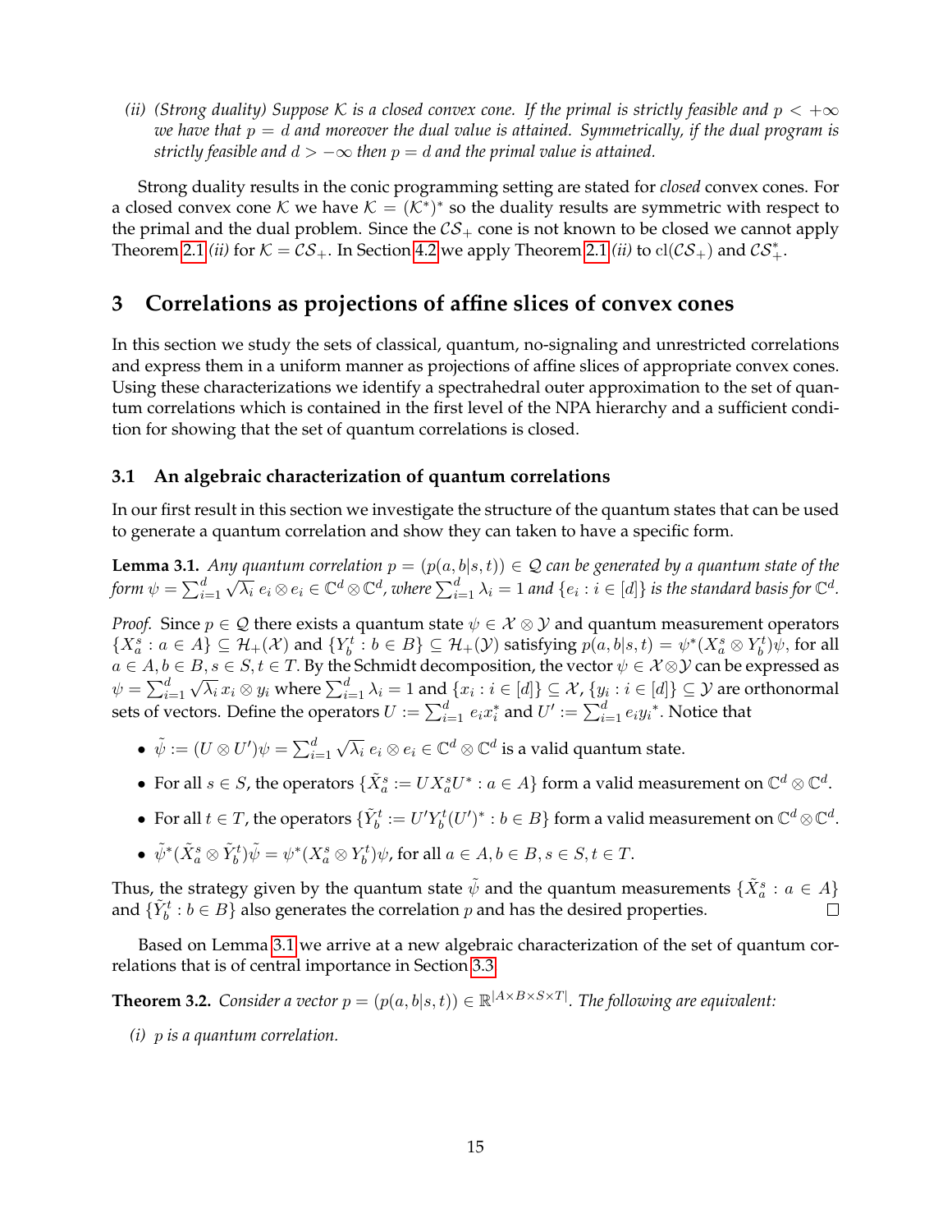*(ii) (Strong duality) Suppose $\mathcal{K}$ is a closed convex cone. If the primal is strictly feasible and $p < +\infty$ we have that $p = d$ and moreover the dual value is attained. Symmetrically, if the dual program is strictly feasible and $d > -\infty$ then $p = d$ and the primal value is attained.*

Strong duality results in the conic programming setting are stated for *closed* convex cones. For a closed convex cone $\mathcal{K}$ we have $\mathcal{K} = (\mathcal{K}^*)^*$ so the duality results are symmetric with respect to the primal and the dual problem. Since the $\mathcal{CS}_+$ cone is not known to be closed we cannot apply Theorem 2.1 *(ii)* for $\mathcal{K} = \mathcal{CS}_+$. In Section 4.2 we apply Theorem 2.1 *(ii)* to $\mathrm{cl}(\mathcal{CS}_+)$ and $\mathcal{CS}_+^*$.

## 3 Correlations as projections of affine slices of convex cones

In this section we study the sets of classical, quantum, no-signaling and unrestricted correlations and express them in a uniform manner as projections of affine slices of appropriate convex cones. Using these characterizations we identify a spectrahedral outer approximation to the set of quantum correlations which is contained in the first level of the NPA hierarchy and a sufficient condition for showing that the set of quantum correlations is closed.

### 3.1 An algebraic characterization of quantum correlations

In our first result in this section we investigate the structure of the quantum states that can be used to generate a quantum correlation and show they can taken to have a specific form.

**Lemma 3.1.** *Any quantum correlation $p = (p(a, b|s, t)) \in \mathcal{Q}$ can be generated by a quantum state of the form $\psi = \sum_{i=1}^d \sqrt{\lambda_i}\, e_i \otimes e_i \in \mathbb{C}^d \otimes \mathbb{C}^d$, where $\sum_{i=1}^d \lambda_i = 1$ and $\{e_i : i \in [d]\}$ is the standard basis for $\mathbb{C}^d$.*

*Proof.* Since $p \in \mathcal{Q}$ there exists a quantum state $\psi \in \mathcal{X} \otimes \mathcal{Y}$ and quantum measurement operators $\{X_a^s : a \in A\} \subseteq \mathcal{H}_+(\mathcal{X})$ and $\{Y_b^t : b \in B\} \subseteq \mathcal{H}_+(\mathcal{Y})$ satisfying $p(a, b|s, t) = \psi^*(X_a^s \otimes Y_b^t)\psi$, for all $a \in A, b \in B, s \in S, t \in T$. By the Schmidt decomposition, the vector $\psi \in \mathcal{X} \otimes \mathcal{Y}$ can be expressed as $\psi = \sum_{i=1}^d \sqrt{\lambda_i}\, x_i \otimes y_i$ where $\sum_{i=1}^d \lambda_i = 1$ and $\{x_i : i \in [d]\} \subseteq \mathcal{X}$, $\{y_i : i \in [d]\} \subseteq \mathcal{Y}$ are orthonormal sets of vectors. Define the operators $U := \sum_{i=1}^d e_i x_i^*$ and $U' := \sum_{i=1}^d e_i {y_i}^*$. Notice that

- $\tilde{\psi} := (U \otimes U')\psi = \sum_{i=1}^d \sqrt{\lambda_i}\, e_i \otimes e_i \in \mathbb{C}^d \otimes \mathbb{C}^d$ is a valid quantum state.
- For all $s \in S$, the operators $\{\tilde{X}_a^s := U X_a^s U^* : a \in A\}$ form a valid measurement on $\mathbb{C}^d \otimes \mathbb{C}^d$.
- For all $t \in T$, the operators $\{\tilde{Y}_b^t := U' Y_b^t (U')^* : b \in B\}$ form a valid measurement on $\mathbb{C}^d \otimes \mathbb{C}^d$.
- $\tilde{\psi}^*(\tilde{X}_a^s \otimes \tilde{Y}_b^t)\tilde{\psi} = \psi^*(X_a^s \otimes Y_b^t)\psi$, for all $a \in A, b \in B, s \in S, t \in T$.

Thus, the strategy given by the quantum state $\tilde{\psi}$ and the quantum measurements $\{\tilde{X}_a^s : a \in A\}$ and $\{\tilde{Y}_b^t : b \in B\}$ also generates the correlation $p$ and has the desired properties. $\square$

Based on Lemma 3.1 we arrive at a new algebraic characterization of the set of quantum correlations that is of central importance in Section 3.3.

**Theorem 3.2.** *Consider a vector $p = (p(a, b|s, t)) \in \mathbb{R}^{|A\times B\times S\times T|}$. The following are equivalent:*

*(i) $p$ is a quantum correlation.*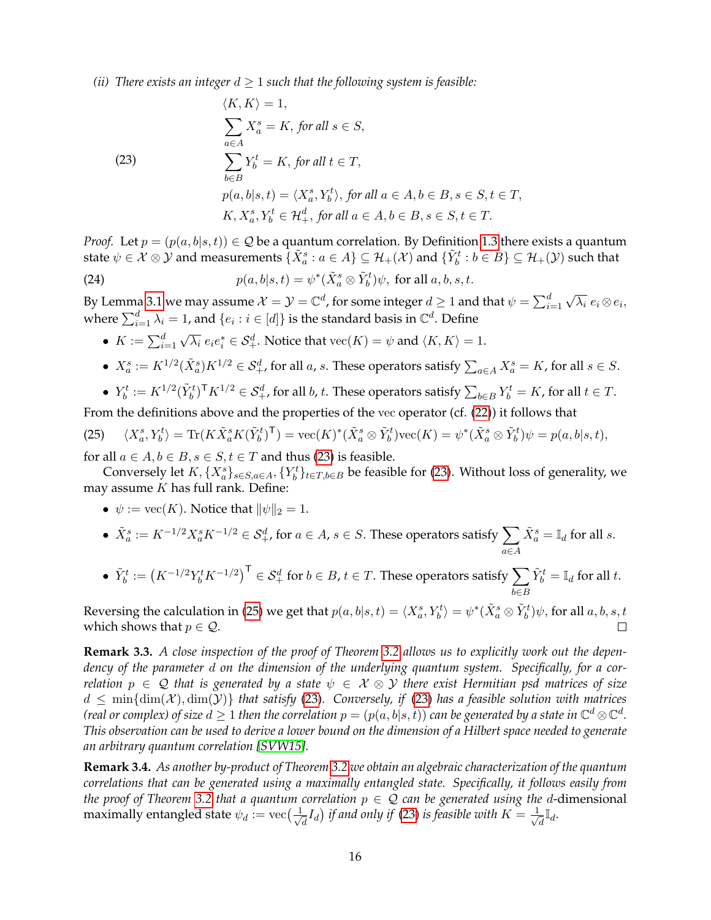*(ii) There exists an integer $d \geq 1$ such that the following system is feasible:*

$$
\begin{aligned}
&\langle K, K\rangle = 1, \\
&\sum_{a\in A} X_a^s = K, \text{ for all } s \in S, \\
&\sum_{b\in B} Y_b^t = K, \text{ for all } t \in T, \\
&p(a,b|s,t) = \langle X_a^s, Y_b^t\rangle, \text{ for all } a \in A, b \in B, s \in S, t \in T, \\
&K, X_a^s, Y_b^t \in \mathcal{H}_+^d, \text{ for all } a \in A, b \in B, s \in S, t \in T.
\end{aligned} \tag{23}
$$

*Proof.* Let $p = (p(a,b|s,t)) \in \mathcal{Q}$ be a quantum correlation. By Definition 1.3 there exists a quantum state $\psi \in \mathcal{X} \otimes \mathcal{Y}$ and measurements $\{\tilde{X}_a^s : a \in A\} \subseteq \mathcal{H}_+(\mathcal{X})$ and $\{\tilde{Y}_b^t : b \in B\} \subseteq \mathcal{H}_+(\mathcal{Y})$ such that

$$
p(a,b|s,t) = \psi^*(\tilde{X}_a^s \otimes \tilde{Y}_b^t)\psi, \text{ for all } a, b, s, t. \tag{24}
$$

By Lemma 3.1 we may assume $\mathcal{X} = \mathcal{Y} = \mathbb{C}^d$, for some integer $d \geq 1$ and that $\psi = \sum_{i=1}^d \sqrt{\lambda_i}\, e_i \otimes e_i$, where $\sum_{i=1}^d \lambda_i = 1$, and $\{e_i : i \in [d]\}$ is the standard basis in $\mathbb{C}^d$. Define

- $K := \sum_{i=1}^d \sqrt{\lambda_i}\, e_i e_i^* \in \mathcal{S}_+^d$. Notice that $\mathrm{vec}(K) = \psi$ and $\langle K, K\rangle = 1$.
- $X_a^s := K^{1/2}(\tilde{X}_a^s)K^{1/2} \in \mathcal{S}_+^d$, for all $a$, $s$. These operators satisfy $\sum_{a\in A} X_a^s = K$, for all $s \in S$.
- $Y_b^t := K^{1/2}(\tilde{Y}_b^t)^\mathsf{T} K^{1/2} \in \mathcal{S}_+^d$, for all $b$, $t$. These operators satisfy $\sum_{b\in B} Y_b^t = K$, for all $t \in T$.

From the definitions above and the properties of the vec operator (cf. (22)) it follows that

$$
\langle X_a^s, Y_b^t\rangle = \mathrm{Tr}(K\tilde{X}_a^s K(\tilde{Y}_b^t)^\mathsf{T}) = \mathrm{vec}(K)^*(\tilde{X}_a^s \otimes \tilde{Y}_b^t)\mathrm{vec}(K) = \psi^*(\tilde{X}_a^s \otimes \tilde{Y}_b^t)\psi = p(a,b|s,t), \tag{25}
$$

for all $a \in A, b \in B, s \in S, t \in T$ and thus (23) is feasible.

Conversely let $K, \{X_a^s\}_{s\in S, a\in A}, \{Y_b^t\}_{t\in T, b\in B}$ be feasible for (23). Without loss of generality, we may assume $K$ has full rank. Define:

- $\psi := \mathrm{vec}(K)$. Notice that $\|\psi\|_2 = 1$.
- $\tilde{X}_a^s := K^{-1/2} X_a^s K^{-1/2} \in \mathcal{S}_+^d$, for $a \in A$, $s \in S$. These operators satisfy $\sum_{a\in A} \tilde{X}_a^s = \mathbb{I}_d$ for all $s$.
- $\tilde{Y}_b^t := \left(K^{-1/2} Y_b^t K^{-1/2}\right)^\mathsf{T} \in \mathcal{S}_+^d$ for $b \in B$, $t \in T$. These operators satisfy $\sum_{b\in B} \tilde{Y}_b^t = \mathbb{I}_d$ for all $t$.

Reversing the calculation in (25) we get that $p(a,b|s,t) = \langle X_a^s, Y_b^t\rangle = \psi^*(\tilde{X}_a^s \otimes \tilde{Y}_b^t)\psi$, for all $a, b, s, t$ which shows that $p \in \mathcal{Q}$. ∎

**Remark 3.3.** *A close inspection of the proof of Theorem 3.2 allows us to explicitly work out the dependency of the parameter $d$ on the dimension of the underlying quantum system. Specifically, for a correlation $p \in \mathcal{Q}$ that is generated by a state $\psi \in \mathcal{X} \otimes \mathcal{Y}$ there exist Hermitian psd matrices of size $d \leq \min\{\dim(\mathcal{X}), \dim(\mathcal{Y})\}$ that satisfy (23). Conversely, if (23) has a feasible solution with matrices (real or complex) of size $d \geq 1$ then the correlation $p = (p(a,b|s,t))$ can be generated by a state in $\mathbb{C}^d \otimes \mathbb{C}^d$. This observation can be used to derive a lower bound on the dimension of a Hilbert space needed to generate an arbitrary quantum correlation [SVW15].*

**Remark 3.4.** *As another by-product of Theorem 3.2 we obtain an algebraic characterization of the quantum correlations that can be generated using a maximally entangled state. Specifically, it follows easily from the proof of Theorem 3.2 that a quantum correlation $p \in \mathcal{Q}$ can be generated using the $d$-dimensional* maximally entangled state $\psi_d := \mathrm{vec}(\frac{1}{\sqrt{d}} I_d)$ *if and only if (23) is feasible with $K = \frac{1}{\sqrt{d}}\mathbb{I}_d$.*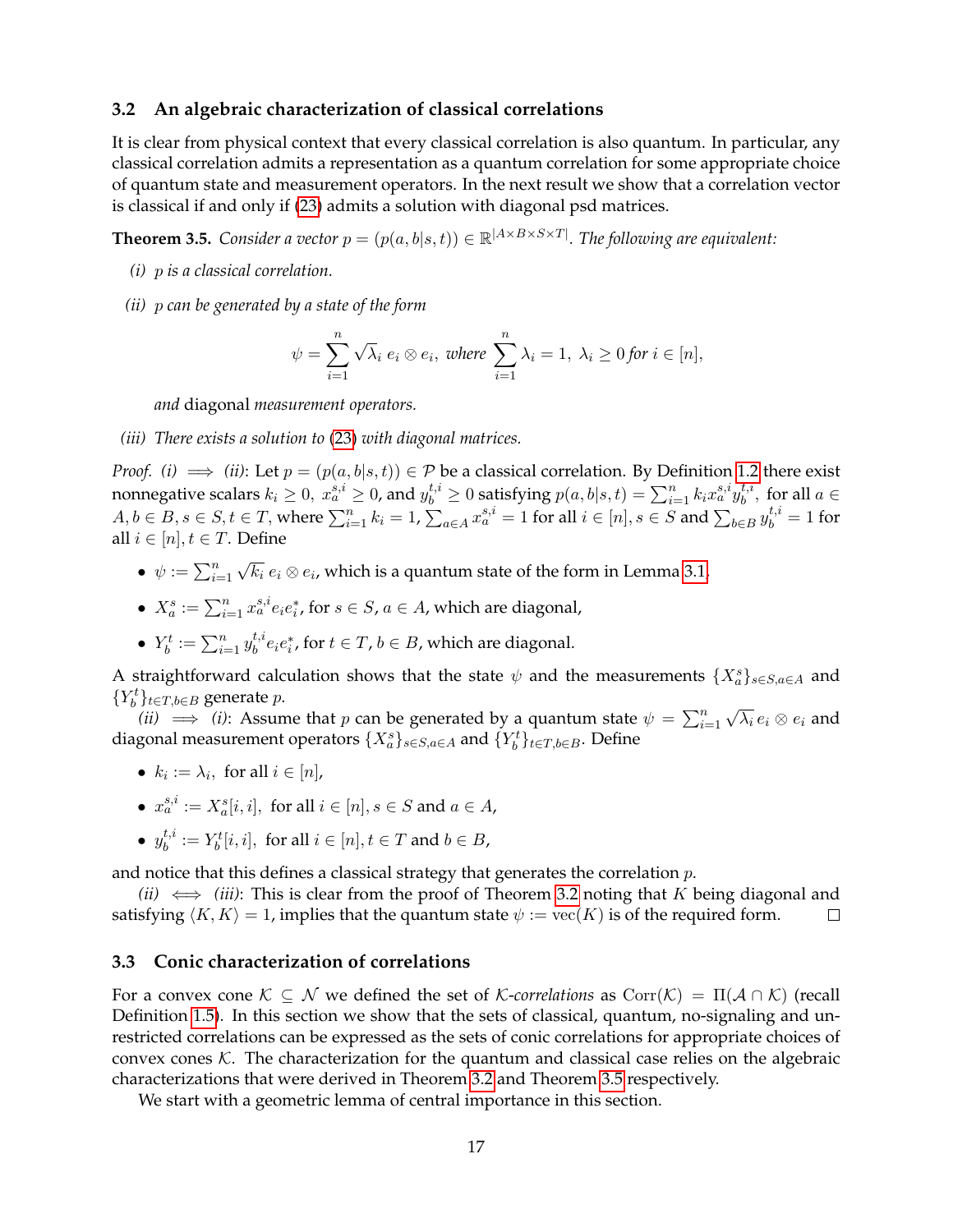### 3.2 An algebraic characterization of classical correlations

It is clear from physical context that every classical correlation is also quantum. In particular, any classical correlation admits a representation as a quantum correlation for some appropriate choice of quantum state and measurement operators. In the next result we show that a correlation vector is classical if and only if (23) admits a solution with diagonal psd matrices.

**Theorem 3.5.** *Consider a vector $p = (p(a,b|s,t)) \in \mathbb{R}^{|A \times B \times S \times T|}$. The following are equivalent:*

*(i) $p$ is a classical correlation.*

*(ii) $p$ can be generated by a state of the form*

$$\psi = \sum_{i=1}^{n} \sqrt{\lambda_i}\, e_i \otimes e_i, \text{ where } \sum_{i=1}^{n} \lambda_i = 1,\ \lambda_i \geq 0 \text{ for } i \in [n],$$

*and* diagonal *measurement operators.*

*(iii) There exists a solution to (23) with diagonal matrices.*

*Proof. (i) $\implies$ (ii)*: Let $p = (p(a,b|s,t)) \in \mathcal{P}$ be a classical correlation. By Definition 1.2 there exist nonnegative scalars $k_i \geq 0$, $x_a^{s,i} \geq 0$, and $y_b^{t,i} \geq 0$ satisfying $p(a,b|s,t) = \sum_{i=1}^{n} k_i x_a^{s,i} y_b^{t,i}$, for all $a \in A, b \in B, s \in S, t \in T$, where $\sum_{i=1}^{n} k_i = 1$, $\sum_{a \in A} x_a^{s,i} = 1$ for all $i \in [n], s \in S$ and $\sum_{b \in B} y_b^{t,i} = 1$ for all $i \in [n], t \in T$. Define

- $\psi := \sum_{i=1}^{n} \sqrt{k_i}\, e_i \otimes e_i$, which is a quantum state of the form in Lemma 3.1,
- $X_a^s := \sum_{i=1}^{n} x_a^{s,i} e_i e_i^*$, for $s \in S$, $a \in A$, which are diagonal,
- $Y_b^t := \sum_{i=1}^{n} y_b^{t,i} e_i e_i^*$, for $t \in T$, $b \in B$, which are diagonal.

A straightforward calculation shows that the state $\psi$ and the measurements $\{X_a^s\}_{s \in S, a \in A}$ and $\{Y_b^t\}_{t \in T, b \in B}$ generate $p$.

*(ii) $\implies$ (i)*: Assume that $p$ can be generated by a quantum state $\psi = \sum_{i=1}^{n} \sqrt{\lambda_i}\, e_i \otimes e_i$ and diagonal measurement operators $\{X_a^s\}_{s \in S, a \in A}$ and $\{Y_b^t\}_{t \in T, b \in B}$. Define

- $k_i := \lambda_i$, for all $i \in [n]$,
- $x_a^{s,i} := X_a^s[i,i]$, for all $i \in [n], s \in S$ and $a \in A$,
- $y_b^{t,i} := Y_b^t[i,i]$, for all $i \in [n], t \in T$ and $b \in B$,

and notice that this defines a classical strategy that generates the correlation $p$.

*(ii) $\iff$ (iii)*: This is clear from the proof of Theorem 3.2 noting that $K$ being diagonal and satisfying $\langle K, K \rangle = 1$, implies that the quantum state $\psi := \mathrm{vec}(K)$ is of the required form. □

### 3.3 Conic characterization of correlations

For a convex cone $\mathcal{K} \subseteq \mathcal{N}$ we defined the set of $\mathcal{K}$*-correlations* as $\mathrm{Corr}(\mathcal{K}) = \Pi(\mathcal{A} \cap \mathcal{K})$ (recall Definition 1.5). In this section we show that the sets of classical, quantum, no-signaling and unrestricted correlations can be expressed as the sets of conic correlations for appropriate choices of convex cones $\mathcal{K}$. The characterization for the quantum and classical case relies on the algebraic characterizations that were derived in Theorem 3.2 and Theorem 3.5 respectively.

We start with a geometric lemma of central importance in this section.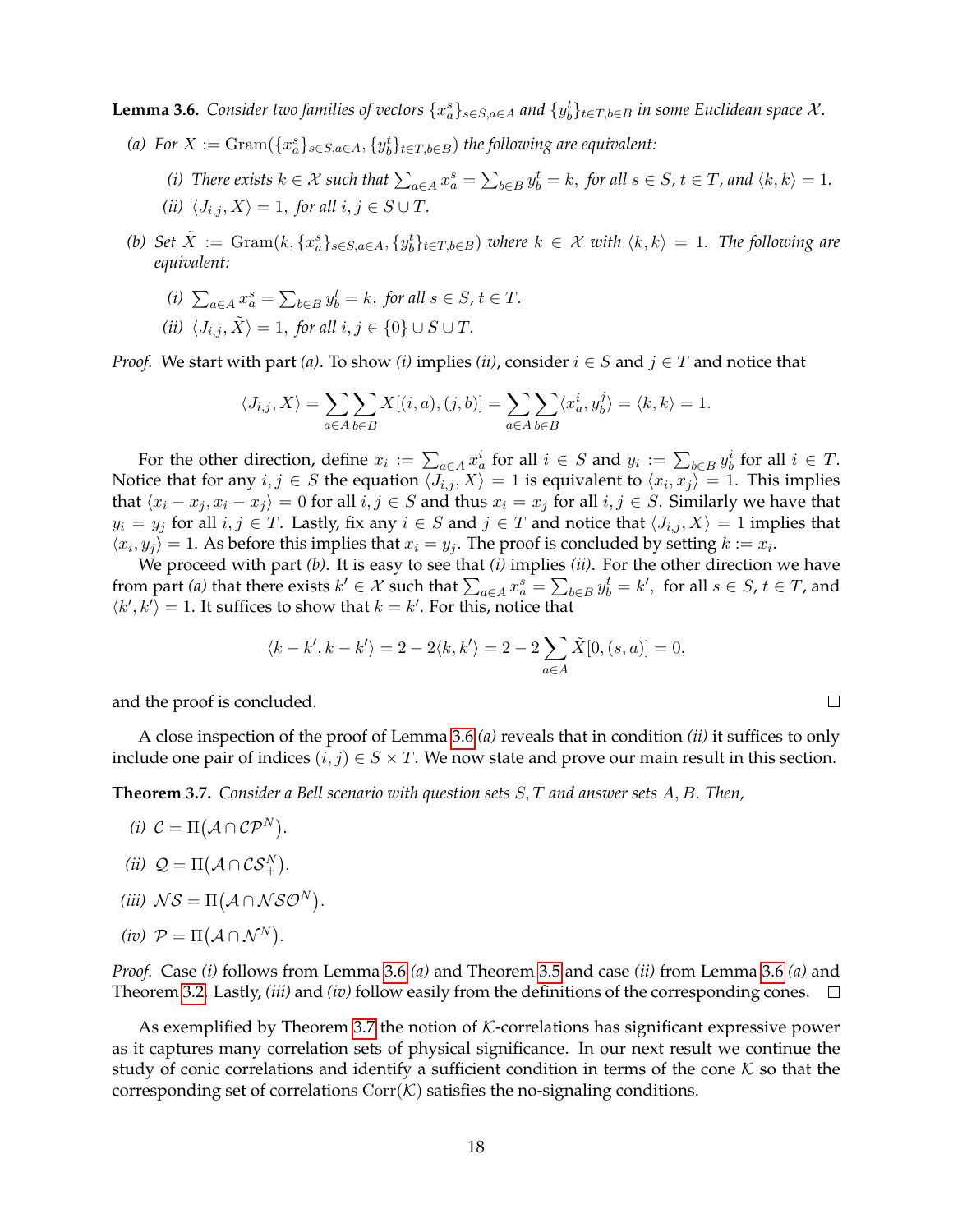**Lemma 3.6.** *Consider two families of vectors $\{x_a^s\}_{s\in S, a\in A}$ and $\{y_b^t\}_{t\in T, b\in B}$ in some Euclidean space $\mathcal{X}$.*

*(a) For $X := \mathrm{Gram}(\{x_a^s\}_{s\in S,a\in A}, \{y_b^t\}_{t\in T,b\in B})$ the following are equivalent:*

*(i) There exists $k \in \mathcal{X}$ such that $\sum_{a\in A} x_a^s = \sum_{b\in B} y_b^t = k$, for all $s \in S$, $t \in T$, and $\langle k, k\rangle = 1$.*

*(ii) $\langle J_{i,j}, X\rangle = 1$, for all $i, j \in S \cup T$.*

*(b) Set $\tilde{X} := \mathrm{Gram}(k, \{x_a^s\}_{s\in S,a\in A}, \{y_b^t\}_{t\in T,b\in B})$ where $k \in \mathcal{X}$ with $\langle k, k\rangle = 1$. The following are equivalent:*

*(i) $\sum_{a\in A} x_a^s = \sum_{b\in B} y_b^t = k$, for all $s \in S$, $t \in T$.*

*(ii) $\langle J_{i,j}, \tilde{X}\rangle = 1$, for all $i, j \in \{0\} \cup S \cup T$.*

*Proof.* We start with part *(a)*. To show *(i)* implies *(ii)*, consider $i \in S$ and $j \in T$ and notice that

$$\langle J_{i,j}, X\rangle = \sum_{a\in A}\sum_{b\in B} X[(i,a),(j,b)] = \sum_{a\in A}\sum_{b\in B} \langle x_a^i, y_b^j\rangle = \langle k, k\rangle = 1.$$

For the other direction, define $x_i := \sum_{a\in A} x_a^i$ for all $i \in S$ and $y_i := \sum_{b\in B} y_b^i$ for all $i \in T$. Notice that for any $i, j \in S$ the equation $\langle J_{i,j}, X\rangle = 1$ is equivalent to $\langle x_i, x_j\rangle = 1$. This implies that $\langle x_i - x_j, x_i - x_j\rangle = 0$ for all $i, j \in S$ and thus $x_i = x_j$ for all $i, j \in S$. Similarly we have that $y_i = y_j$ for all $i, j \in T$. Lastly, fix any $i \in S$ and $j \in T$ and notice that $\langle J_{i,j}, X\rangle = 1$ implies that $\langle x_i, y_j\rangle = 1$. As before this implies that $x_i = y_j$. The proof is concluded by setting $k := x_i$.

We proceed with part *(b)*. It is easy to see that *(i)* implies *(ii)*. For the other direction we have from part *(a)* that there exists $k' \in \mathcal{X}$ such that $\sum_{a\in A} x_a^s = \sum_{b\in B} y_b^t = k'$, for all $s \in S$, $t \in T$, and $\langle k', k'\rangle = 1$. It suffices to show that $k = k'$. For this, notice that

$$\langle k - k', k - k'\rangle = 2 - 2\langle k, k'\rangle = 2 - 2\sum_{a\in A} \tilde{X}[0, (s,a)] = 0,$$

and the proof is concluded. □

A close inspection of the proof of Lemma 3.6 *(a)* reveals that in condition *(ii)* it suffices to only include one pair of indices $(i, j) \in S \times T$. We now state and prove our main result in this section.

**Theorem 3.7.** *Consider a Bell scenario with question sets $S, T$ and answer sets $A, B$. Then,*

*(i) $\mathcal{C} = \Pi\big(\mathcal{A} \cap \mathcal{CP}^N\big)$.*

*(ii) $\mathcal{Q} = \Pi\big(\mathcal{A} \cap \mathcal{CS}_+^N\big)$.*

*(iii) $\mathcal{NS} = \Pi\big(\mathcal{A} \cap \mathcal{NSO}^N\big)$.*

*(iv) $\mathcal{P} = \Pi\big(\mathcal{A} \cap \mathcal{N}^N\big)$.*

*Proof.* Case *(i)* follows from Lemma 3.6 *(a)* and Theorem 3.5 and case *(ii)* from Lemma 3.6 *(a)* and Theorem 3.2. Lastly, *(iii)* and *(iv)* follow easily from the definitions of the corresponding cones. □

As exemplified by Theorem 3.7 the notion of $\mathcal{K}$-correlations has significant expressive power as it captures many correlation sets of physical significance. In our next result we continue the study of conic correlations and identify a sufficient condition in terms of the cone $\mathcal{K}$ so that the corresponding set of correlations $\mathrm{Corr}(\mathcal{K})$ satisfies the no-signaling conditions.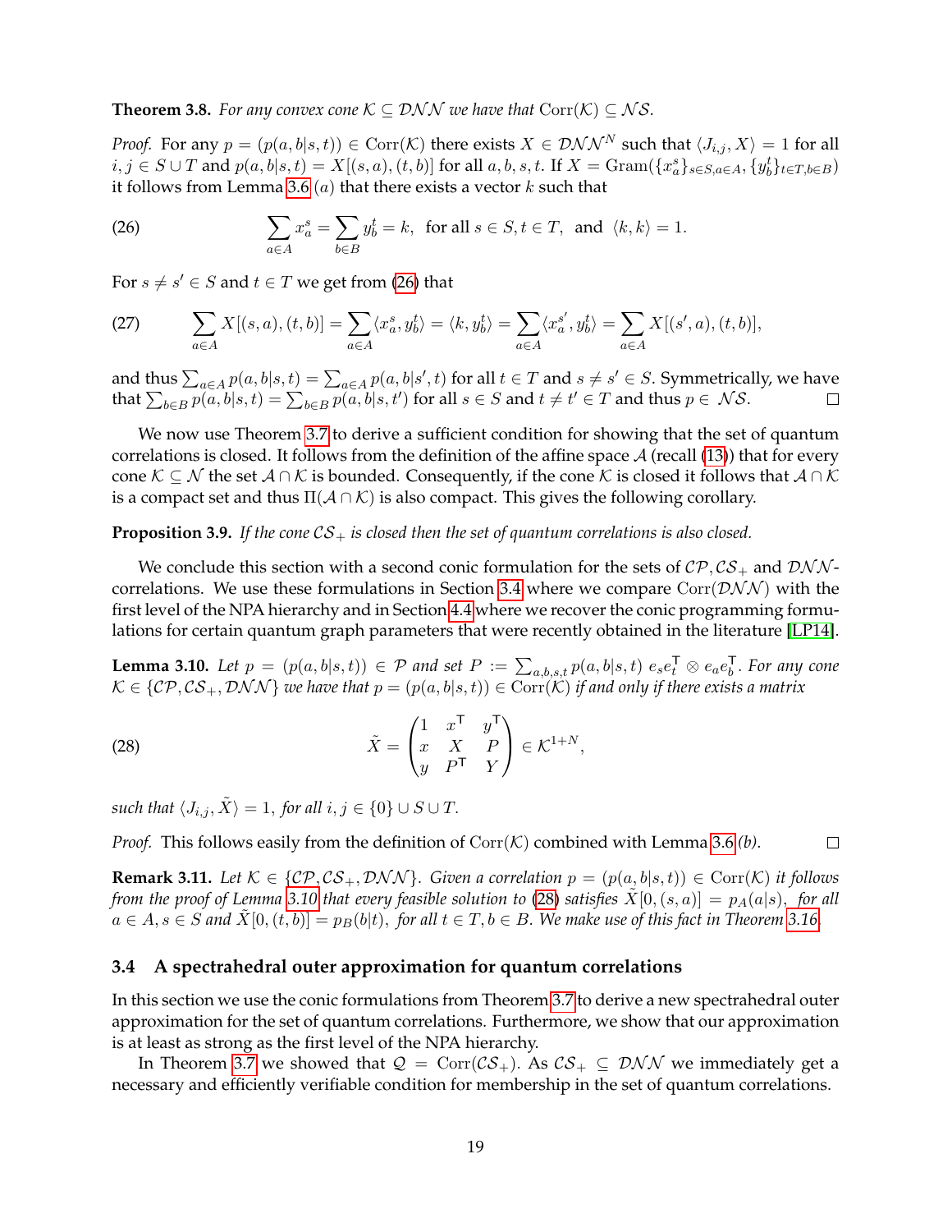**Theorem 3.8.** *For any convex cone $\mathcal{K} \subseteq \mathcal{DNN}$ we have that $\mathrm{Corr}(\mathcal{K}) \subseteq \mathcal{NS}$.*

*Proof.* For any $p = (p(a,b|s,t)) \in \mathrm{Corr}(\mathcal{K})$ there exists $X \in \mathcal{DNN}^N$ such that $\langle J_{i,j}, X\rangle = 1$ for all $i,j \in S \cup T$ and $p(a,b|s,t) = X[(s,a),(t,b)]$ for all $a,b,s,t$. If $X = \mathrm{Gram}(\{x_a^s\}_{s\in S, a\in A}, \{y_b^t\}_{t\in T, b\in B})$ it follows from Lemma 3.6 $(a)$ that there exists a vector $k$ such that

$$\sum_{a\in A} x_a^s = \sum_{b\in B} y_b^t = k, \quad \text{for all } s \in S, t \in T, \quad \text{and} \quad \langle k, k\rangle = 1. \tag{26}$$

For $s \neq s' \in S$ and $t \in T$ we get from (26) that

$$\sum_{a\in A} X[(s,a),(t,b)] = \sum_{a\in A} \langle x_a^s, y_b^t\rangle = \langle k, y_b^t\rangle = \sum_{a\in A} \langle x_a^{s'}, y_b^t\rangle = \sum_{a\in A} X[(s',a),(t,b)], \tag{27}$$

and thus $\sum_{a\in A} p(a,b|s,t) = \sum_{a\in A} p(a,b|s',t)$ for all $t \in T$ and $s \neq s' \in S$. Symmetrically, we have that $\sum_{b\in B} p(a,b|s,t) = \sum_{b\in B} p(a,b|s,t')$ for all $s \in S$ and $t \neq t' \in T$ and thus $p \in \mathcal{NS}$. □

We now use Theorem 3.7 to derive a sufficient condition for showing that the set of quantum correlations is closed. It follows from the definition of the affine space $\mathcal{A}$ (recall (13)) that for every cone $\mathcal{K} \subseteq \mathcal{N}$ the set $\mathcal{A} \cap \mathcal{K}$ is bounded. Consequently, if the cone $\mathcal{K}$ is closed it follows that $\mathcal{A} \cap \mathcal{K}$ is a compact set and thus $\Pi(\mathcal{A} \cap \mathcal{K})$ is also compact. This gives the following corollary.

**Proposition 3.9.** *If the cone $\mathcal{CS}_+$ is closed then the set of quantum correlations is also closed.*

We conclude this section with a second conic formulation for the sets of $\mathcal{CP}, \mathcal{CS}_+$ and $\mathcal{DNN}$-correlations. We use these formulations in Section 3.4 where we compare $\mathrm{Corr}(\mathcal{DNN})$ with the first level of the NPA hierarchy and in Section 4.4 where we recover the conic programming formulations for certain quantum graph parameters that were recently obtained in the literature [LP14].

**Lemma 3.10.** *Let $p = (p(a,b|s,t)) \in \mathcal{P}$ and set $P := \sum_{a,b,s,t} p(a,b|s,t)\ e_s e_t^\mathsf{T} \otimes e_a e_b^\mathsf{T}$. For any cone $\mathcal{K} \in \{\mathcal{CP}, \mathcal{CS}_+, \mathcal{DNN}\}$ we have that $p = (p(a,b|s,t)) \in \mathrm{Corr}(\mathcal{K})$ if and only if there exists a matrix*

$$\tilde{X} = \begin{pmatrix} 1 & x^\mathsf{T} & y^\mathsf{T} \\ x & X & P \\ y & P^\mathsf{T} & Y \end{pmatrix} \in \mathcal{K}^{1+N}, \tag{28}$$

*such that $\langle J_{i,j}, \tilde{X}\rangle = 1$, for all $i,j \in \{0\} \cup S \cup T$.*

*Proof.* This follows easily from the definition of $\mathrm{Corr}(\mathcal{K})$ combined with Lemma 3.6 *(b)*. □

**Remark 3.11.** *Let $\mathcal{K} \in \{\mathcal{CP}, \mathcal{CS}_+, \mathcal{DNN}\}$. Given a correlation $p = (p(a,b|s,t)) \in \mathrm{Corr}(\mathcal{K})$ it follows from the proof of Lemma 3.10 that every feasible solution to (28) satisfies $\tilde{X}[0,(s,a)] = p_A(a|s)$, for all $a \in A, s \in S$ and $\tilde{X}[0,(t,b)] = p_B(b|t)$, for all $t \in T, b \in B$. We make use of this fact in Theorem 3.16.*

### 3.4 A spectrahedral outer approximation for quantum correlations

In this section we use the conic formulations from Theorem 3.7 to derive a new spectrahedral outer approximation for the set of quantum correlations. Furthermore, we show that our approximation is at least as strong as the first level of the NPA hierarchy.

In Theorem 3.7 we showed that $\mathcal{Q} = \mathrm{Corr}(\mathcal{CS}_+)$. As $\mathcal{CS}_+ \subseteq \mathcal{DNN}$ we immediately get a necessary and efficiently verifiable condition for membership in the set of quantum correlations.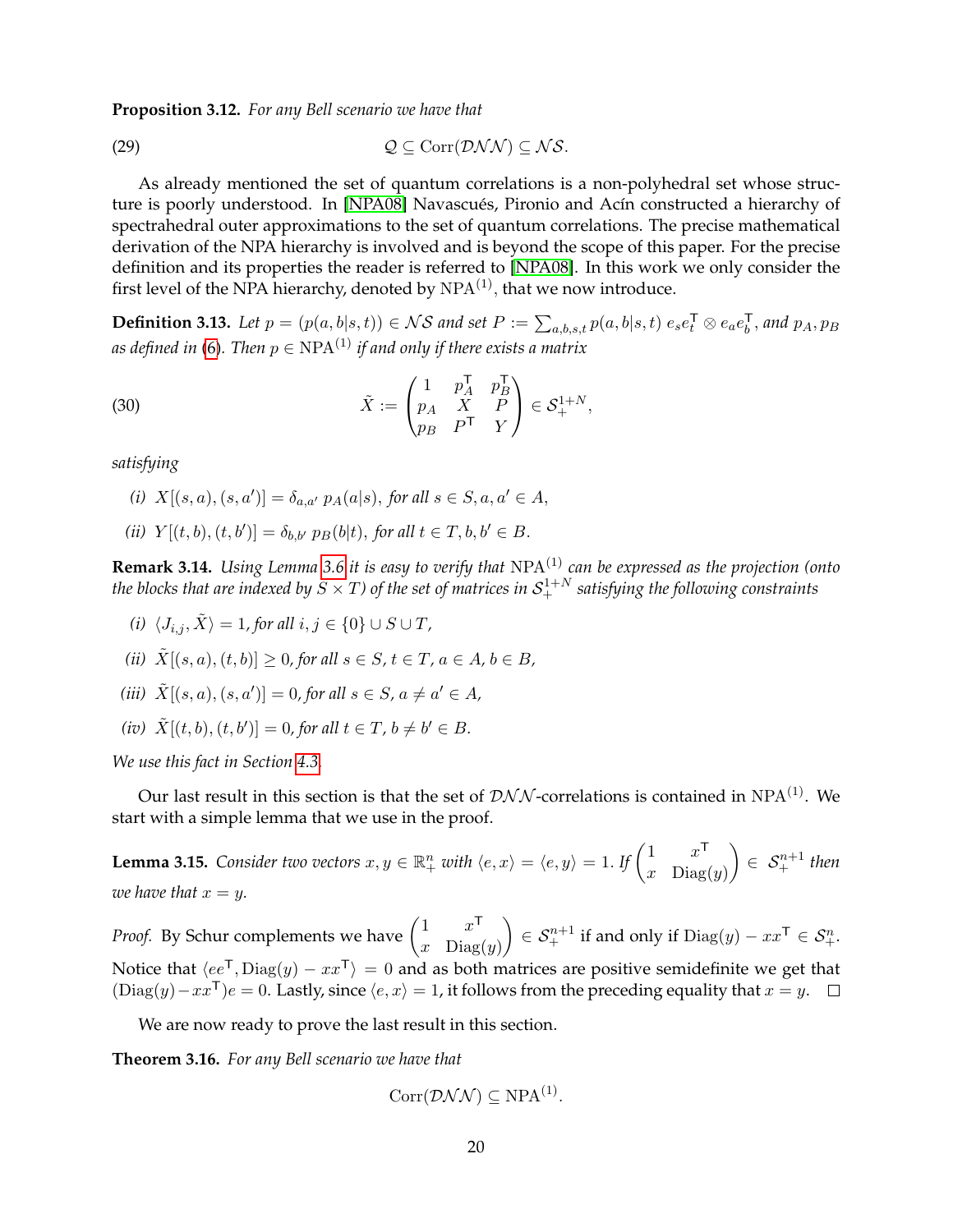**Proposition 3.12.** *For any Bell scenario we have that*

$$\mathcal{Q} \subseteq \mathrm{Corr}(\mathcal{DNN}) \subseteq \mathcal{NS}. \tag{29}$$

As already mentioned the set of quantum correlations is a non-polyhedral set whose structure is poorly understood. In [NPA08] Navascués, Pironio and Acín constructed a hierarchy of spectrahedral outer approximations to the set of quantum correlations. The precise mathematical derivation of the NPA hierarchy is involved and is beyond the scope of this paper. For the precise definition and its properties the reader is referred to [NPA08]. In this work we only consider the first level of the NPA hierarchy, denoted by $\mathrm{NPA}^{(1)}$, that we now introduce.

**Definition 3.13.** *Let $p = (p(a,b|s,t)) \in \mathcal{NS}$ and set $P := \sum_{a,b,s,t} p(a,b|s,t)\, e_s e_t^{\mathsf{T}} \otimes e_a e_b^{\mathsf{T}}$, and $p_A, p_B$ as defined in (6). Then $p \in \mathrm{NPA}^{(1)}$ if and only if there exists a matrix*

$$\tilde{X} := \begin{pmatrix} 1 & p_A^{\mathsf{T}} & p_B^{\mathsf{T}} \\ p_A & X & P \\ p_B & P^{\mathsf{T}} & Y \end{pmatrix} \in \mathcal{S}_+^{1+N}, \tag{30}$$

*satisfying*

*(i) $X[(s,a),(s,a')] = \delta_{a,a'}\, p_A(a|s)$, for all $s \in S, a, a' \in A$,*

*(ii) $Y[(t,b),(t,b')] = \delta_{b,b'}\, p_B(b|t)$, for all $t \in T, b, b' \in B$.*

**Remark 3.14.** *Using Lemma 3.6 it is easy to verify that $\mathrm{NPA}^{(1)}$ can be expressed as the projection (onto the blocks that are indexed by $S \times T$) of the set of matrices in $\mathcal{S}_+^{1+N}$ satisfying the following constraints*

*(i) $\langle J_{i,j}, \tilde{X} \rangle = 1$, for all $i, j \in \{0\} \cup S \cup T$,*

*(ii) $\tilde{X}[(s,a),(t,b)] \geq 0$, for all $s \in S, t \in T, a \in A, b \in B$,*

*(iii) $\tilde{X}[(s,a),(s,a')] = 0$, for all $s \in S$, $a \neq a' \in A$,*

*(iv) $\tilde{X}[(t,b),(t,b')] = 0$, for all $t \in T$, $b \neq b' \in B$.*

*We use this fact in Section 4.3.*

Our last result in this section is that the set of $\mathcal{DNN}$-correlations is contained in $\mathrm{NPA}^{(1)}$. We start with a simple lemma that we use in the proof.

**Lemma 3.15.** *Consider two vectors $x, y \in \mathbb{R}_+^n$ with $\langle e, x \rangle = \langle e, y \rangle = 1$. If $\begin{pmatrix} 1 & x^{\mathsf{T}} \\ x & \mathrm{Diag}(y) \end{pmatrix} \in \mathcal{S}_+^{n+1}$ then we have that $x = y$.*

*Proof.* By Schur complements we have $\begin{pmatrix} 1 & x^{\mathsf{T}} \\ x & \mathrm{Diag}(y) \end{pmatrix} \in \mathcal{S}_+^{n+1}$ if and only if $\mathrm{Diag}(y) - xx^{\mathsf{T}} \in \mathcal{S}_+^n$. Notice that $\langle ee^{\mathsf{T}}, \mathrm{Diag}(y) - xx^{\mathsf{T}} \rangle = 0$ and as both matrices are positive semidefinite we get that $(\mathrm{Diag}(y) - xx^{\mathsf{T}})e = 0$. Lastly, since $\langle e, x \rangle = 1$, it follows from the preceding equality that $x = y$. □

We are now ready to prove the last result in this section.

**Theorem 3.16.** *For any Bell scenario we have that*

$$\mathrm{Corr}(\mathcal{DNN}) \subseteq \mathrm{NPA}^{(1)}.$$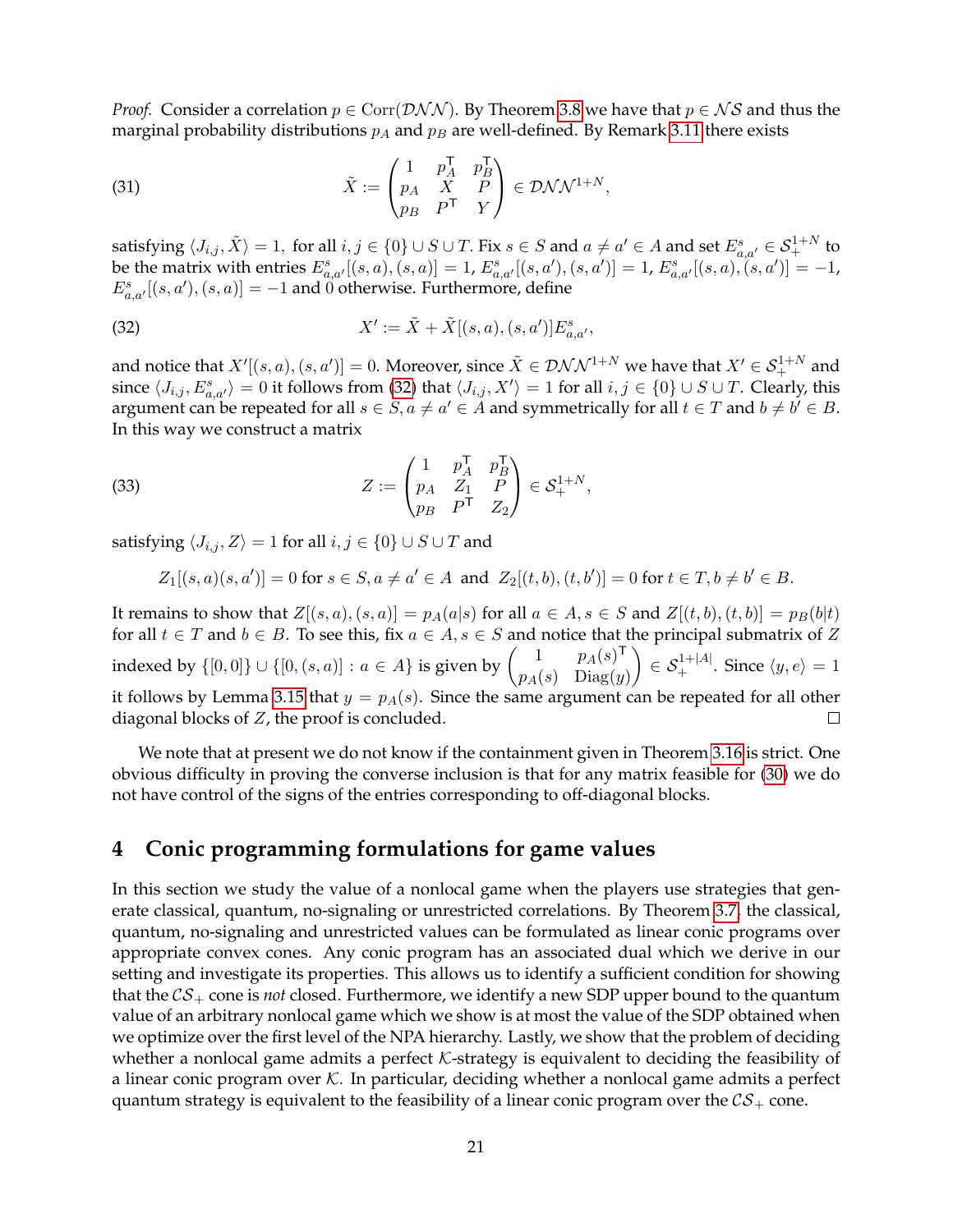*Proof.* Consider a correlation $p \in \mathrm{Corr}(\mathcal{DNN})$. By Theorem 3.8 we have that $p \in \mathcal{NS}$ and thus the marginal probability distributions $p_A$ and $p_B$ are well-defined. By Remark 3.11 there exists

$$\tilde{X} := \begin{pmatrix} 1 & p_A^\mathsf{T} & p_B^\mathsf{T} \\ p_A & X & P \\ p_B & P^\mathsf{T} & Y \end{pmatrix} \in \mathcal{DNN}^{1+N}, \tag{31}$$

satisfying $\langle J_{i,j}, \tilde{X} \rangle = 1,$ for all $i, j \in \{0\} \cup S \cup T$. Fix $s \in S$ and $a \neq a' \in A$ and set $E^s_{a,a'} \in \mathcal{S}_+^{1+N}$ to be the matrix with entries $E^s_{a,a'}[(s,a),(s,a)] = 1$, $E^s_{a,a'}[(s,a'),(s,a')] = 1$, $E^s_{a,a'}[(s,a),(s,a')] = -1$, $E^s_{a,a'}[(s,a'),(s,a)] = -1$ and 0 otherwise. Furthermore, define

$$X' := \tilde{X} + \tilde{X}[(s,a),(s,a')]E^s_{a,a'}, \tag{32}$$

and notice that $X'[(s,a),(s,a')] = 0$. Moreover, since $\tilde{X} \in \mathcal{DNN}^{1+N}$ we have that $X' \in \mathcal{S}_+^{1+N}$ and since $\langle J_{i,j}, E^s_{a,a'} \rangle = 0$ it follows from (32) that $\langle J_{i,j}, X' \rangle = 1$ for all $i, j \in \{0\} \cup S \cup T$. Clearly, this argument can be repeated for all $s \in S, a \neq a' \in A$ and symmetrically for all $t \in T$ and $b \neq b' \in B$. In this way we construct a matrix

$$Z := \begin{pmatrix} 1 & p_A^\mathsf{T} & p_B^\mathsf{T} \\ p_A & Z_1 & P \\ p_B & P^\mathsf{T} & Z_2 \end{pmatrix} \in \mathcal{S}_+^{1+N}, \tag{33}$$

satisfying $\langle J_{i,j}, Z \rangle = 1$ for all $i, j \in \{0\} \cup S \cup T$ and

$$Z_1[(s,a)(s,a')] = 0 \text{ for } s \in S, a \neq a' \in A \; \text{ and } \; Z_2[(t,b),(t,b')] = 0 \text{ for } t \in T, b \neq b' \in B.$$

It remains to show that $Z[(s,a),(s,a)] = p_A(a|s)$ for all $a \in A, s \in S$ and $Z[(t,b),(t,b)] = p_B(b|t)$ for all $t \in T$ and $b \in B$. To see this, fix $a \in A, s \in S$ and notice that the principal submatrix of $Z$ indexed by $\{[0,0]\} \cup \{[0,(s,a)] : a \in A\}$ is given by $\begin{pmatrix} 1 & p_A(s)^\mathsf{T} \\ p_A(s) & \mathrm{Diag}(y) \end{pmatrix} \in \mathcal{S}_+^{1+|A|}$. Since $\langle y, e \rangle = 1$ it follows by Lemma 3.15 that $y = p_A(s)$. Since the same argument can be repeated for all other diagonal blocks of $Z$, the proof is concluded. $\square$

We note that at present we do not know if the containment given in Theorem 3.16 is strict. One obvious difficulty in proving the converse inclusion is that for any matrix feasible for (30) we do not have control of the signs of the entries corresponding to off-diagonal blocks.

# 4 Conic programming formulations for game values

In this section we study the value of a nonlocal game when the players use strategies that generate classical, quantum, no-signaling or unrestricted correlations. By Theorem 3.7, the classical, quantum, no-signaling and unrestricted values can be formulated as linear conic programs over appropriate convex cones. Any conic program has an associated dual which we derive in our setting and investigate its properties. This allows us to identify a sufficient condition for showing that the $\mathcal{CS}_+$ cone is *not* closed. Furthermore, we identify a new SDP upper bound to the quantum value of an arbitrary nonlocal game which we show is at most the value of the SDP obtained when we optimize over the first level of the NPA hierarchy. Lastly, we show that the problem of deciding whether a nonlocal game admits a perfect $\mathcal{K}$-strategy is equivalent to deciding the feasibility of a linear conic program over $\mathcal{K}$. In particular, deciding whether a nonlocal game admits a perfect quantum strategy is equivalent to the feasibility of a linear conic program over the $\mathcal{CS}_+$ cone.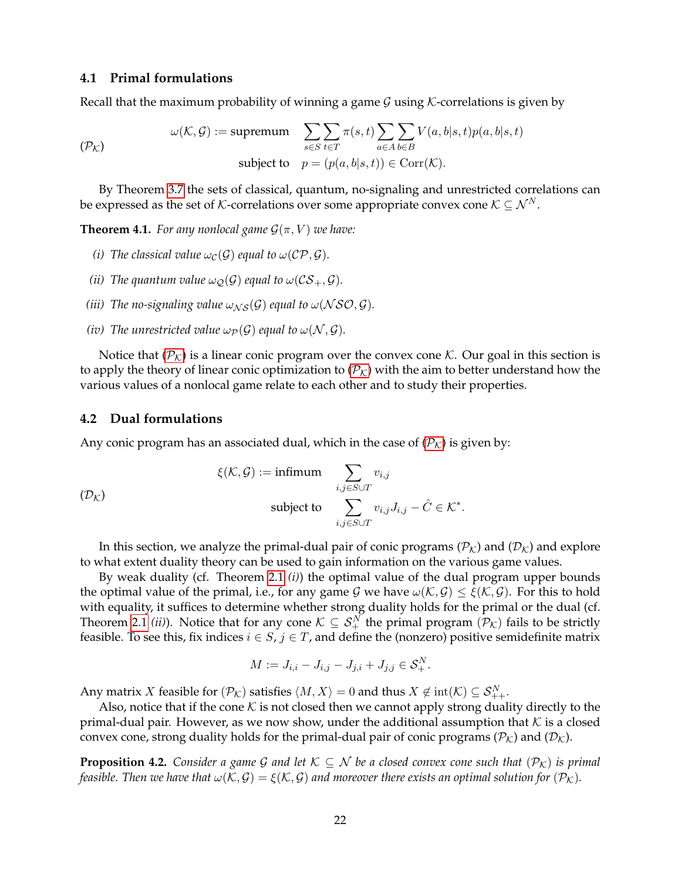### 4.1 Primal formulations

Recall that the maximum probability of winning a game $\mathcal{G}$ using $\mathcal{K}$-correlations is given by

$$
(\mathcal{P}_{\mathcal{K}}) \qquad \begin{aligned} \omega(\mathcal{K}, \mathcal{G}) := \text{supremum} \quad & \sum_{s \in S} \sum_{t \in T} \pi(s,t) \sum_{a \in A} \sum_{b \in B} V(a,b|s,t) p(a,b|s,t) \\ \text{subject to} \quad & p = (p(a,b|s,t)) \in \mathrm{Corr}(\mathcal{K}). \end{aligned}
$$

By Theorem 3.7 the sets of classical, quantum, no-signaling and unrestricted correlations can be expressed as the set of $\mathcal{K}$-correlations over some appropriate convex cone $\mathcal{K} \subseteq \mathcal{N}^N$.

**Theorem 4.1.** *For any nonlocal game $\mathcal{G}(\pi, V)$ we have:*

*(i) The classical value $\omega_{\mathcal{C}}(\mathcal{G})$ equal to $\omega(\mathcal{CP}, \mathcal{G})$.*

*(ii) The quantum value $\omega_{\mathcal{Q}}(\mathcal{G})$ equal to $\omega(\mathcal{CS}_+, \mathcal{G})$.*

*(iii) The no-signaling value $\omega_{\mathcal{NS}}(\mathcal{G})$ equal to $\omega(\mathcal{NSO}, \mathcal{G})$.*

*(iv) The unrestricted value $\omega_{\mathcal{P}}(\mathcal{G})$ equal to $\omega(\mathcal{N}, \mathcal{G})$.*

Notice that ($\mathcal{P}_{\mathcal{K}}$) is a linear conic program over the convex cone $\mathcal{K}$. Our goal in this section is to apply the theory of linear conic optimization to ($\mathcal{P}_{\mathcal{K}}$) with the aim to better understand how the various values of a nonlocal game relate to each other and to study their properties.

### 4.2 Dual formulations

Any conic program has an associated dual, which in the case of ($\mathcal{P}_{\mathcal{K}}$) is given by:

$$
(\mathcal{D}_{\mathcal{K}}) \qquad \begin{aligned} \xi(\mathcal{K}, \mathcal{G}) := \text{infimum} \quad & \sum_{i,j \in S \cup T} v_{i,j} \\ \text{subject to} \quad & \sum_{i,j \in S \cup T} v_{i,j} J_{i,j} - \hat{C} \in \mathcal{K}^*. \end{aligned}
$$

In this section, we analyze the primal-dual pair of conic programs ($\mathcal{P}_{\mathcal{K}}$) and ($\mathcal{D}_{\mathcal{K}}$) and explore to what extent duality theory can be used to gain information on the various game values.

By weak duality (cf. Theorem 2.1 *(i)*) the optimal value of the dual program upper bounds the optimal value of the primal, i.e., for any game $\mathcal{G}$ we have $\omega(\mathcal{K}, \mathcal{G}) \leq \xi(\mathcal{K}, \mathcal{G})$. For this to hold with equality, it suffices to determine whether strong duality holds for the primal or the dual (cf. Theorem 2.1 *(ii)*). Notice that for any cone $\mathcal{K} \subseteq \mathcal{S}_+^N$ the primal program ($\mathcal{P}_{\mathcal{K}}$) fails to be strictly feasible. To see this, fix indices $i \in S$, $j \in T$, and define the (nonzero) positive semidefinite matrix

$$
M := J_{i,i} - J_{i,j} - J_{j,i} + J_{j,j} \in \mathcal{S}_+^N.
$$

Any matrix $X$ feasible for ($\mathcal{P}_{\mathcal{K}}$) satisfies $\langle M, X \rangle = 0$ and thus $X \notin \mathrm{int}(\mathcal{K}) \subseteq \mathcal{S}_{++}^N$.

Also, notice that if the cone $\mathcal{K}$ is not closed then we cannot apply strong duality directly to the primal-dual pair. However, as we now show, under the additional assumption that $\mathcal{K}$ is a closed convex cone, strong duality holds for the primal-dual pair of conic programs ($\mathcal{P}_{\mathcal{K}}$) and ($\mathcal{D}_{\mathcal{K}}$).

**Proposition 4.2.** *Consider a game $\mathcal{G}$ and let $\mathcal{K} \subseteq \mathcal{N}$ be a closed convex cone such that ($\mathcal{P}_{\mathcal{K}}$) is primal feasible. Then we have that $\omega(\mathcal{K}, \mathcal{G}) = \xi(\mathcal{K}, \mathcal{G})$ and moreover there exists an optimal solution for ($\mathcal{P}_{\mathcal{K}}$).*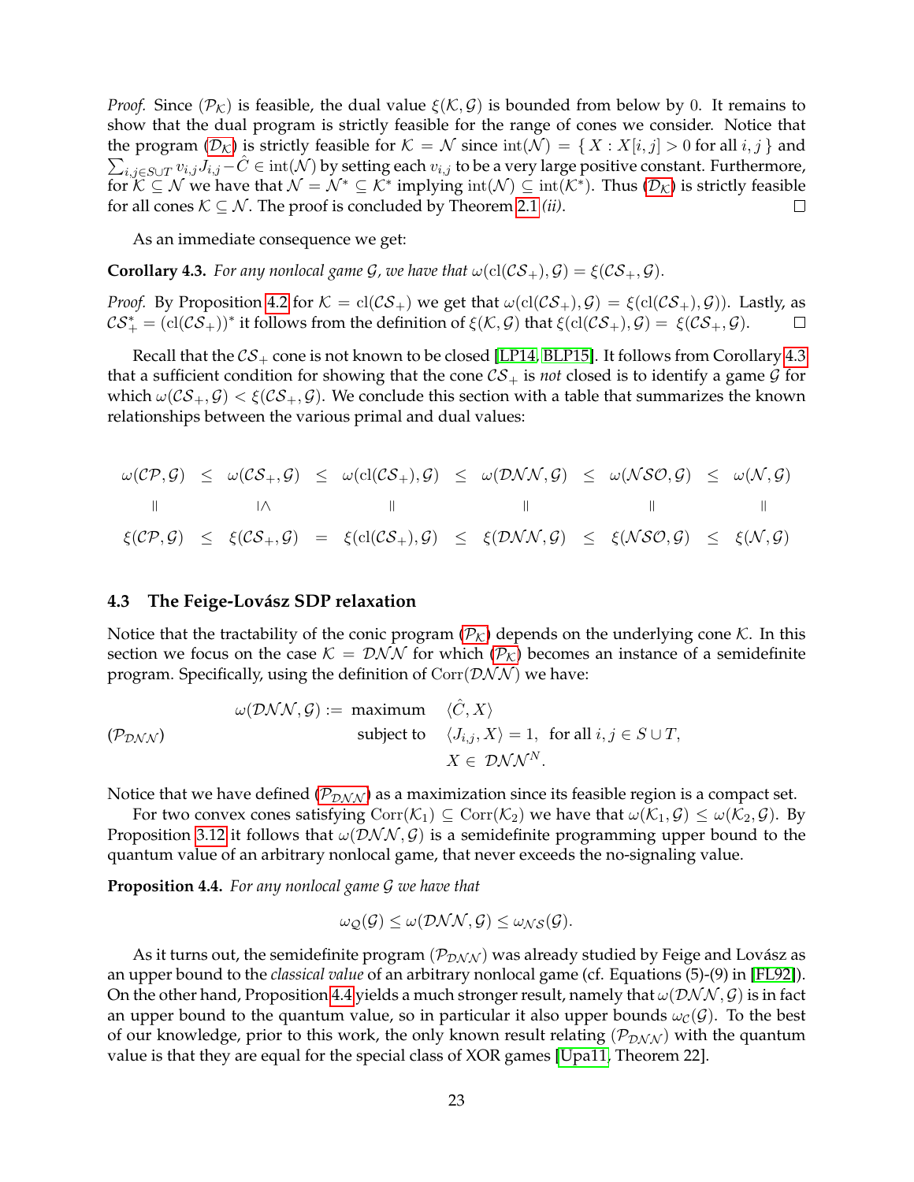*Proof.* Since ($\mathcal{P}_\mathcal{K}$) is feasible, the dual value $\xi(\mathcal{K},\mathcal{G})$ is bounded from below by 0. It remains to show that the dual program is strictly feasible for the range of cones we consider. Notice that the program ($\mathcal{D}_\mathcal{K}$) is strictly feasible for $\mathcal{K}=\mathcal{N}$ since $\mathrm{int}(\mathcal{N}) = \{ X : X[i,j] > 0 \text{ for all } i,j \}$ and $\sum_{i,j\in S\cup T} v_{i,j} J_{i,j} - \hat{C} \in \mathrm{int}(\mathcal{N})$ by setting each $v_{i,j}$ to be a very large positive constant. Furthermore, for $\mathcal{K}\subseteq\mathcal{N}$ we have that $\mathcal{N}=\mathcal{N}^*\subseteq\mathcal{K}^*$ implying $\mathrm{int}(\mathcal{N})\subseteq\mathrm{int}(\mathcal{K}^*)$. Thus ($\mathcal{D}_\mathcal{K}$) is strictly feasible for all cones $\mathcal{K}\subseteq\mathcal{N}$. The proof is concluded by Theorem 2.1 *(ii)*. ∎

As an immediate consequence we get:

**Corollary 4.3.** *For any nonlocal game $\mathcal{G}$, we have that $\omega(\mathrm{cl}(\mathcal{CS}_+),\mathcal{G}) = \xi(\mathcal{CS}_+,\mathcal{G})$.*

*Proof.* By Proposition 4.2 for $\mathcal{K}=\mathrm{cl}(\mathcal{CS}_+)$ we get that $\omega(\mathrm{cl}(\mathcal{CS}_+),\mathcal{G}) = \xi(\mathrm{cl}(\mathcal{CS}_+),\mathcal{G}))$. Lastly, as $\mathcal{CS}_+^* = (\mathrm{cl}(\mathcal{CS}_+))^*$ it follows from the definition of $\xi(\mathcal{K},\mathcal{G})$ that $\xi(\mathrm{cl}(\mathcal{CS}_+),\mathcal{G}) = \xi(\mathcal{CS}_+,\mathcal{G})$. ∎

Recall that the $\mathcal{CS}_+$ cone is not known to be closed [LP14, BLP15]. It follows from Corollary 4.3 that a sufficient condition for showing that the cone $\mathcal{CS}_+$ is *not* closed is to identify a game $\mathcal{G}$ for which $\omega(\mathcal{CS}_+,\mathcal{G}) < \xi(\mathcal{CS}_+,\mathcal{G})$. We conclude this section with a table that summarizes the known relationships between the various primal and dual values:

$$
\begin{array}{ccccccccccc}
\omega(\mathcal{CP},\mathcal{G}) & \leq & \omega(\mathcal{CS}_+,\mathcal{G}) & \leq & \omega(\mathrm{cl}(\mathcal{CS}_+),\mathcal{G}) & \leq & \omega(\mathcal{DNN},\mathcal{G}) & \leq & \omega(\mathcal{NSO},\mathcal{G}) & \leq & \omega(\mathcal{N},\mathcal{G}) \\
\| & & \rotatebox{90}{$\leq$} & & \| & & \| & & \| & & \| \\
\xi(\mathcal{CP},\mathcal{G}) & \leq & \xi(\mathcal{CS}_+,\mathcal{G}) & = & \xi(\mathrm{cl}(\mathcal{CS}_+),\mathcal{G}) & \leq & \xi(\mathcal{DNN},\mathcal{G}) & \leq & \xi(\mathcal{NSO},\mathcal{G}) & \leq & \xi(\mathcal{N},\mathcal{G})
\end{array}
$$

### 4.3 The Feige-Lovász SDP relaxation

Notice that the tractability of the conic program ($\mathcal{P}_\mathcal{K}$) depends on the underlying cone $\mathcal{K}$. In this section we focus on the case $\mathcal{K}=\mathcal{DNN}$ for which ($\mathcal{P}_\mathcal{K}$) becomes an instance of a semidefinite program. Specifically, using the definition of $\mathrm{Corr}(\mathcal{DNN})$ we have:

$$
(\mathcal{P}_{\mathcal{DNN}}) \qquad
\begin{aligned}
\omega(\mathcal{DNN},\mathcal{G}) := \ \text{maximum} \quad & \langle \hat{C}, X\rangle \\
\text{subject to} \quad & \langle J_{i,j}, X\rangle = 1, \ \text{ for all } i,j\in S\cup T, \\
& X \in \mathcal{DNN}^N.
\end{aligned}
$$

Notice that we have defined ($\mathcal{P}_{\mathcal{DNN}}$) as a maximization since its feasible region is a compact set.

For two convex cones satisfying $\mathrm{Corr}(\mathcal{K}_1)\subseteq\mathrm{Corr}(\mathcal{K}_2)$ we have that $\omega(\mathcal{K}_1,\mathcal{G})\leq\omega(\mathcal{K}_2,\mathcal{G})$. By Proposition 3.12 it follows that $\omega(\mathcal{DNN},\mathcal{G})$ is a semidefinite programming upper bound to the quantum value of an arbitrary nonlocal game, that never exceeds the no-signaling value.

**Proposition 4.4.** *For any nonlocal game $\mathcal{G}$ we have that*

$$\omega_\mathcal{Q}(\mathcal{G}) \leq \omega(\mathcal{DNN},\mathcal{G}) \leq \omega_{\mathcal{NS}}(\mathcal{G}).$$

As it turns out, the semidefinite program ($\mathcal{P}_{\mathcal{DNN}}$) was already studied by Feige and Lovász as an upper bound to the *classical value* of an arbitrary nonlocal game (cf. Equations (5)-(9) in [FL92]). On the other hand, Proposition 4.4 yields a much stronger result, namely that $\omega(\mathcal{DNN},\mathcal{G})$ is in fact an upper bound to the quantum value, so in particular it also upper bounds $\omega_\mathcal{C}(\mathcal{G})$. To the best of our knowledge, prior to this work, the only known result relating ($\mathcal{P}_{\mathcal{DNN}}$) with the quantum value is that they are equal for the special class of XOR games [Upa11, Theorem 22].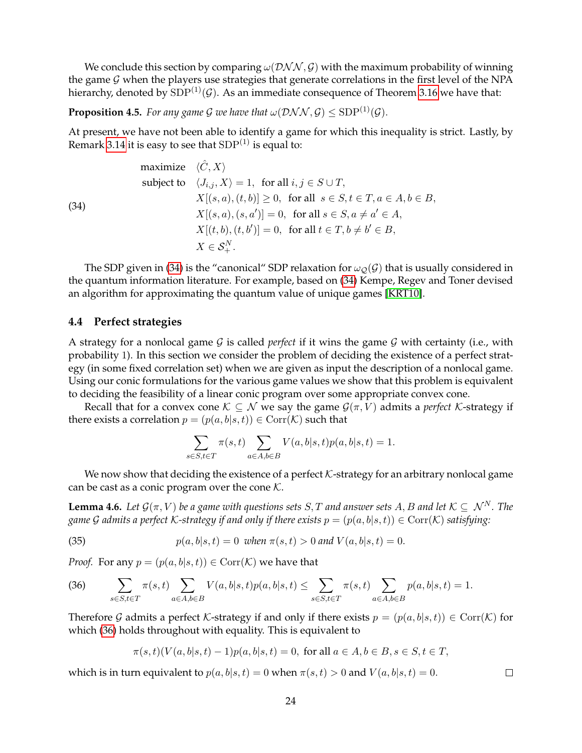We conclude this section by comparing $\omega(\mathcal{DNN}, \mathcal{G})$ with the maximum probability of winning the game $\mathcal{G}$ when the players use strategies that generate correlations in the first level of the NPA hierarchy, denoted by $\mathrm{SDP}^{(1)}(\mathcal{G})$. As an immediate consequence of Theorem 3.16 we have that:

**Proposition 4.5.** *For any game $\mathcal{G}$ we have that $\omega(\mathcal{DNN}, \mathcal{G}) \leq \mathrm{SDP}^{(1)}(\mathcal{G})$.*

At present, we have not been able to identify a game for which this inequality is strict. Lastly, by Remark 3.14 it is easy to see that $\mathrm{SDP}^{(1)}$ is equal to:

$$
\begin{aligned}
&\text{maximize} \quad \langle \hat{C}, X \rangle \\
&\text{subject to} \quad \langle J_{i,j}, X \rangle = 1, \ \text{ for all } i, j \in S \cup T, \\
&\qquad X[(s,a),(t,b)] \geq 0, \ \text{ for all } \ s \in S, t \in T, a \in A, b \in B, \\
&\qquad X[(s,a),(s,a')] = 0, \ \text{ for all } s \in S, a \neq a' \in A, \\
&\qquad X[(t,b),(t,b')] = 0, \ \text{ for all } t \in T, b \neq b' \in B, \\
&\qquad X \in \mathcal{S}^N_+.
\end{aligned} \tag{34}
$$

The SDP given in (34) is the "canonical" SDP relaxation for $\omega_{\mathcal{Q}}(\mathcal{G})$ that is usually considered in the quantum information literature. For example, based on (34) Kempe, Regev and Toner devised an algorithm for approximating the quantum value of unique games [KRT10].

### 4.4 Perfect strategies

A strategy for a nonlocal game $\mathcal{G}$ is called *perfect* if it wins the game $\mathcal{G}$ with certainty (i.e., with probability 1). In this section we consider the problem of deciding the existence of a perfect strategy (in some fixed correlation set) when we are given as input the description of a nonlocal game. Using our conic formulations for the various game values we show that this problem is equivalent to deciding the feasibility of a linear conic program over some appropriate convex cone.

Recall that for a convex cone $\mathcal{K} \subseteq \mathcal{N}$ we say the game $\mathcal{G}(\pi, V)$ admits a *perfect $\mathcal{K}$-strategy* if there exists a correlation $p = (p(a,b|s,t)) \in \mathrm{Corr}(\mathcal{K})$ such that

$$
\sum_{s \in S, t \in T} \pi(s,t) \sum_{a \in A, b \in B} V(a,b|s,t) p(a,b|s,t) = 1.
$$

We now show that deciding the existence of a perfect $\mathcal{K}$-strategy for an arbitrary nonlocal game can be cast as a conic program over the cone $\mathcal{K}$.

**Lemma 4.6.** *Let $\mathcal{G}(\pi, V)$ be a game with questions sets $S, T$ and answer sets $A, B$ and let $\mathcal{K} \subseteq \mathcal{N}^N$. The game $\mathcal{G}$ admits a perfect $\mathcal{K}$-strategy if and only if there exists $p = (p(a,b|s,t)) \in \mathrm{Corr}(\mathcal{K})$ satisfying:*

$$
p(a,b|s,t) = 0 \ \text{ when } \pi(s,t) > 0 \text{ and } V(a,b|s,t) = 0. \tag{35}
$$

*Proof.* For any $p = (p(a,b|s,t)) \in \mathrm{Corr}(\mathcal{K})$ we have that

$$
\sum_{s \in S, t \in T} \pi(s,t) \sum_{a \in A, b \in B} V(a,b|s,t) p(a,b|s,t) \leq \sum_{s \in S, t \in T} \pi(s,t) \sum_{a \in A, b \in B} p(a,b|s,t) = 1. \tag{36}
$$

Therefore $\mathcal{G}$ admits a perfect $\mathcal{K}$-strategy if and only if there exists $p = (p(a,b|s,t)) \in \mathrm{Corr}(\mathcal{K})$ for which (36) holds throughout with equality. This is equivalent to

$$
\pi(s,t)(V(a,b|s,t) - 1) p(a,b|s,t) = 0, \text{ for all } a \in A, b \in B, s \in S, t \in T,
$$

which is in turn equivalent to $p(a,b|s,t) = 0$ when $\pi(s,t) > 0$ and $V(a,b|s,t) = 0$. $\square$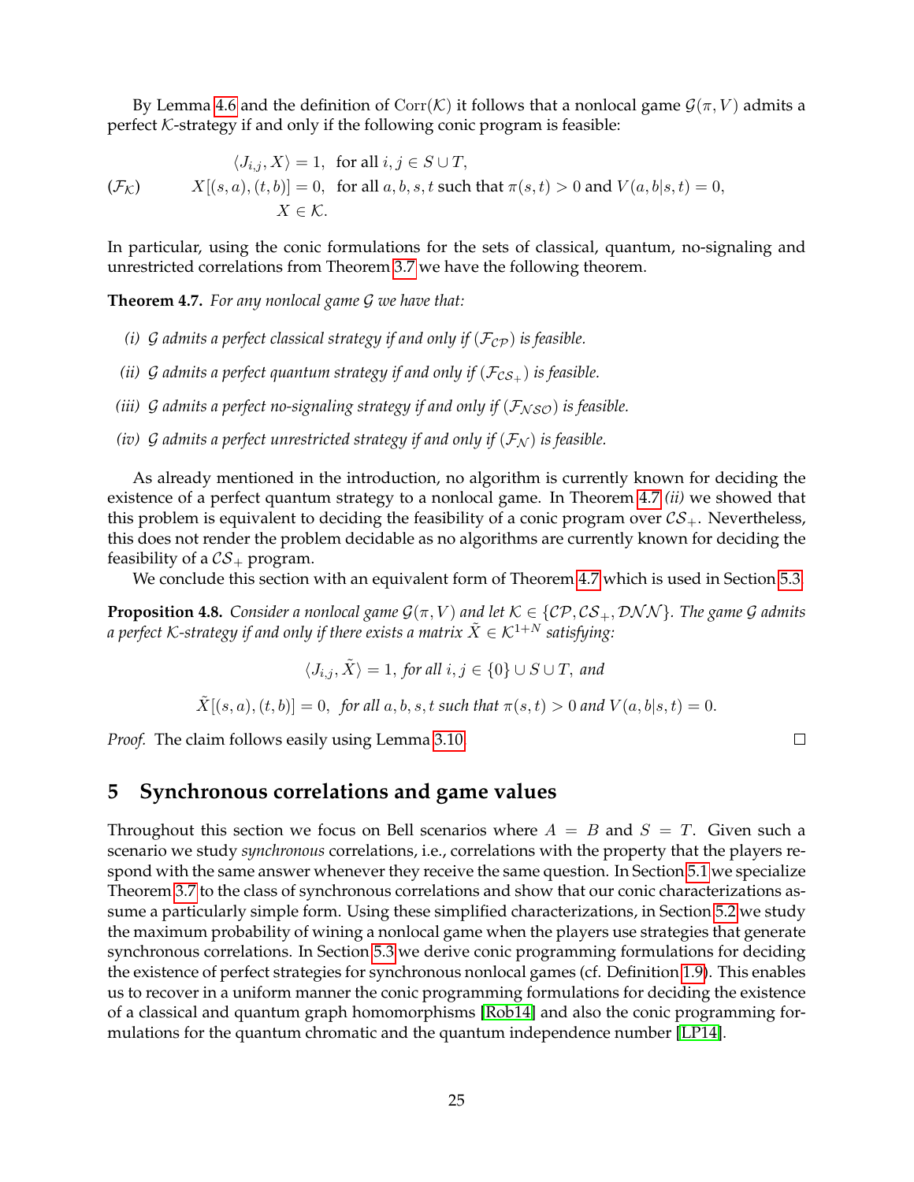By Lemma 4.6 and the definition of $\mathrm{Corr}(\mathcal{K})$ it follows that a nonlocal game $\mathcal{G}(\pi, V)$ admits a perfect $\mathcal{K}$-strategy if and only if the following conic program is feasible:

$$
(\mathcal{F}_{\mathcal{K}}) \qquad \begin{aligned} \langle J_{i,j}, X\rangle &= 1, \ \text{ for all } i,j \in S \cup T, \\ X[(s,a),(t,b)] &= 0, \ \text{ for all } a,b,s,t \text{ such that } \pi(s,t) > 0 \text{ and } V(a,b|s,t) = 0, \\ X &\in \mathcal{K}. \end{aligned}
$$

In particular, using the conic formulations for the sets of classical, quantum, no-signaling and unrestricted correlations from Theorem 3.7 we have the following theorem.

**Theorem 4.7.** *For any nonlocal game $\mathcal{G}$ we have that:*

*(i) $\mathcal{G}$ admits a perfect classical strategy if and only if $(\mathcal{F}_{\mathcal{CP}})$ is feasible.*

*(ii) $\mathcal{G}$ admits a perfect quantum strategy if and only if $(\mathcal{F}_{\mathcal{CS}_+})$ is feasible.*

*(iii) $\mathcal{G}$ admits a perfect no-signaling strategy if and only if $(\mathcal{F}_{\mathcal{NSO}})$ is feasible.*

*(iv) $\mathcal{G}$ admits a perfect unrestricted strategy if and only if $(\mathcal{F}_{\mathcal{N}})$ is feasible.*

As already mentioned in the introduction, no algorithm is currently known for deciding the existence of a perfect quantum strategy to a nonlocal game. In Theorem 4.7 *(ii)* we showed that this problem is equivalent to deciding the feasibility of a conic program over $\mathcal{CS}_+$. Nevertheless, this does not render the problem decidable as no algorithms are currently known for deciding the feasibility of a $\mathcal{CS}_+$ program.

We conclude this section with an equivalent form of Theorem 4.7 which is used in Section 5.3.

**Proposition 4.8.** *Consider a nonlocal game $\mathcal{G}(\pi, V)$ and let $\mathcal{K} \in \{\mathcal{CP}, \mathcal{CS}_+, \mathcal{DNN}\}$. The game $\mathcal{G}$ admits a perfect $\mathcal{K}$-strategy if and only if there exists a matrix $\tilde{X} \in \mathcal{K}^{1+N}$ satisfying:*

$$\langle J_{i,j}, \tilde{X}\rangle = 1, \ \textit{for all } i,j \in \{0\} \cup S \cup T, \ \textit{and}$$

$$\tilde{X}[(s,a),(t,b)] = 0, \ \ \textit{for all } a,b,s,t \textit{ such that } \pi(s,t) > 0 \textit{ and } V(a,b|s,t) = 0.$$

*Proof.* The claim follows easily using Lemma 3.10. □

## 5 Synchronous correlations and game values

Throughout this section we focus on Bell scenarios where $A = B$ and $S = T$. Given such a scenario we study *synchronous* correlations, i.e., correlations with the property that the players respond with the same answer whenever they receive the same question. In Section 5.1 we specialize Theorem 3.7 to the class of synchronous correlations and show that our conic characterizations assume a particularly simple form. Using these simplified characterizations, in Section 5.2 we study the maximum probability of wining a nonlocal game when the players use strategies that generate synchronous correlations. In Section 5.3 we derive conic programming formulations for deciding the existence of perfect strategies for synchronous nonlocal games (cf. Definition 1.9). This enables us to recover in a uniform manner the conic programming formulations for deciding the existence of a classical and quantum graph homomorphisms [Rob14] and also the conic programming formulations for the quantum chromatic and the quantum independence number [LP14].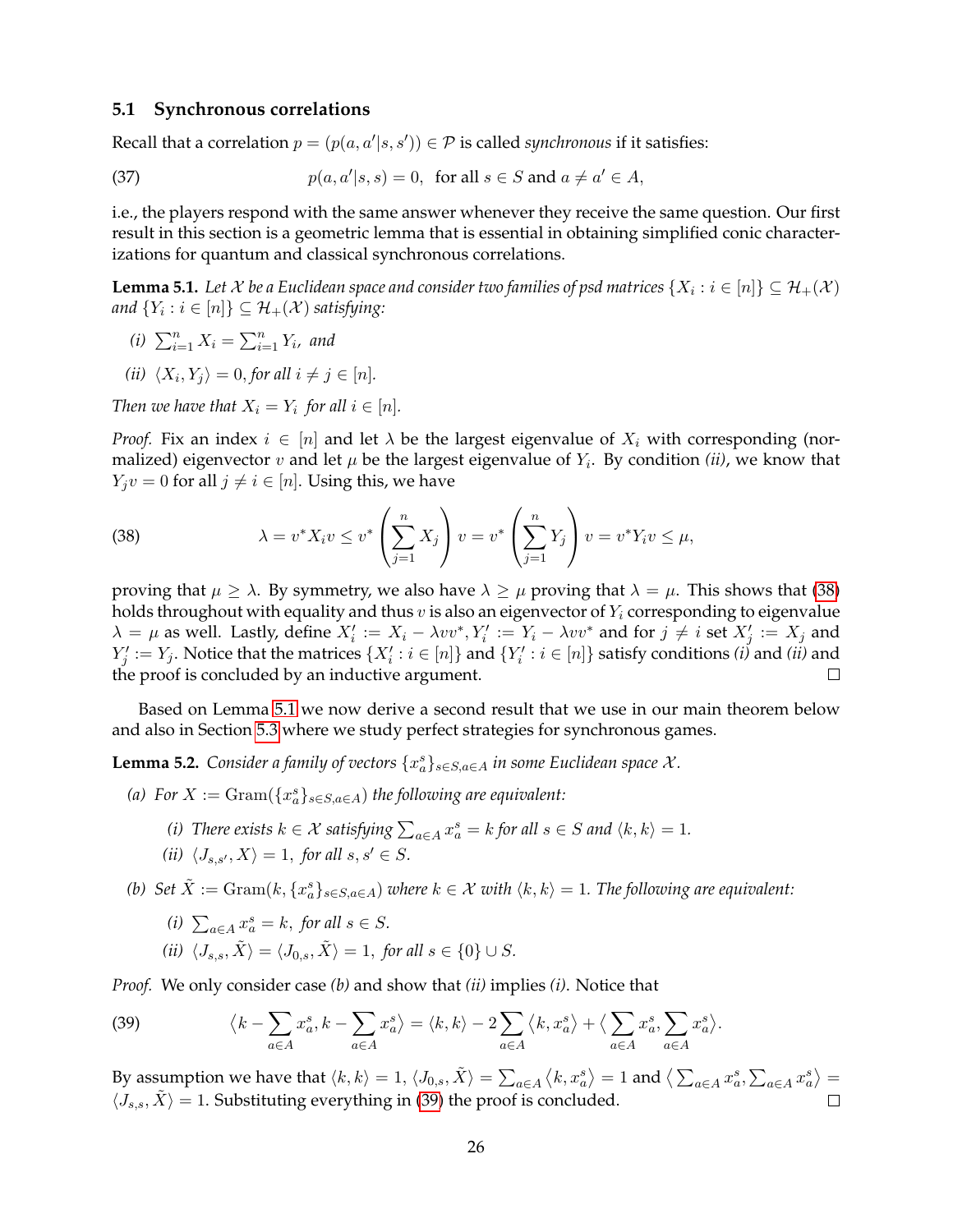### 5.1 Synchronous correlations

Recall that a correlation $p = (p(a, a'|s, s')) \in \mathcal{P}$ is called *synchronous* if it satisfies:

$$p(a, a'|s, s) = 0, \quad \text{for all } s \in S \text{ and } a \neq a' \in A, \tag{37}$$

i.e., the players respond with the same answer whenever they receive the same question. Our first result in this section is a geometric lemma that is essential in obtaining simplified conic characterizations for quantum and classical synchronous correlations.

**Lemma 5.1.** *Let $\mathcal{X}$ be a Euclidean space and consider two families of psd matrices $\{X_i : i \in [n]\} \subseteq \mathcal{H}_+(\mathcal{X})$ and $\{Y_i : i \in [n]\} \subseteq \mathcal{H}_+(\mathcal{X})$ satisfying:*

*(i)* $\sum_{i=1}^n X_i = \sum_{i=1}^n Y_i$, *and*

*(ii)* $\langle X_i, Y_j \rangle = 0$, *for all* $i \neq j \in [n]$.

*Then we have that $X_i = Y_i$ for all $i \in [n]$.*

*Proof.* Fix an index $i \in [n]$ and let $\lambda$ be the largest eigenvalue of $X_i$ with corresponding (normalized) eigenvector $v$ and let $\mu$ be the largest eigenvalue of $Y_i$. By condition *(ii)*, we know that $Y_j v = 0$ for all $j \neq i \in [n]$. Using this, we have

$$\lambda = v^* X_i v \leq v^* \left( \sum_{j=1}^n X_j \right) v = v^* \left( \sum_{j=1}^n Y_j \right) v = v^* Y_i v \leq \mu, \tag{38}$$

proving that $\mu \geq \lambda$. By symmetry, we also have $\lambda \geq \mu$ proving that $\lambda = \mu$. This shows that (38) holds throughout with equality and thus $v$ is also an eigenvector of $Y_i$ corresponding to eigenvalue $\lambda = \mu$ as well. Lastly, define $X_i' := X_i - \lambda v v^*, Y_i' := Y_i - \lambda v v^*$ and for $j \neq i$ set $X_j' := X_j$ and $Y_j' := Y_j$. Notice that the matrices $\{X_i' : i \in [n]\}$ and $\{Y_i' : i \in [n]\}$ satisfy conditions *(i)* and *(ii)* and the proof is concluded by an inductive argument. $\square$

Based on Lemma 5.1 we now derive a second result that we use in our main theorem below and also in Section 5.3 where we study perfect strategies for synchronous games.

**Lemma 5.2.** *Consider a family of vectors $\{x_a^s\}_{s \in S, a \in A}$ in some Euclidean space $\mathcal{X}$.*

*(a) For $X := \mathrm{Gram}(\{x_a^s\}_{s \in S, a \in A})$ the following are equivalent:*

*(i) There exists $k \in \mathcal{X}$ satisfying $\sum_{a \in A} x_a^s = k$ for all $s \in S$ and $\langle k, k \rangle = 1$.*

*(ii)* $\langle J_{s,s'}, X \rangle = 1$, *for all* $s, s' \in S$.

*(b) Set $\tilde{X} := \mathrm{Gram}(k, \{x_a^s\}_{s \in S, a \in A})$ where $k \in \mathcal{X}$ with $\langle k, k \rangle = 1$. The following are equivalent:*

*(i)* $\sum_{a \in A} x_a^s = k$, *for all* $s \in S$.

*(ii)* $\langle J_{s,s}, \tilde{X} \rangle = \langle J_{0,s}, \tilde{X} \rangle = 1$, *for all* $s \in \{0\} \cup S$.

*Proof.* We only consider case *(b)* and show that *(ii)* implies *(i)*. Notice that

$$\Big\langle k - \sum_{a \in A} x_a^s, k - \sum_{a \in A} x_a^s \Big\rangle = \langle k, k \rangle - 2 \sum_{a \in A} \langle k, x_a^s \rangle + \Big\langle \sum_{a \in A} x_a^s, \sum_{a \in A} x_a^s \Big\rangle. \tag{39}$$

By assumption we have that $\langle k, k \rangle = 1$, $\langle J_{0,s}, \tilde{X} \rangle = \sum_{a \in A} \langle k, x_a^s \rangle = 1$ and $\big\langle \sum_{a \in A} x_a^s, \sum_{a \in A} x_a^s \big\rangle = \langle J_{s,s}, \tilde{X} \rangle = 1$. Substituting everything in (39) the proof is concluded. $\square$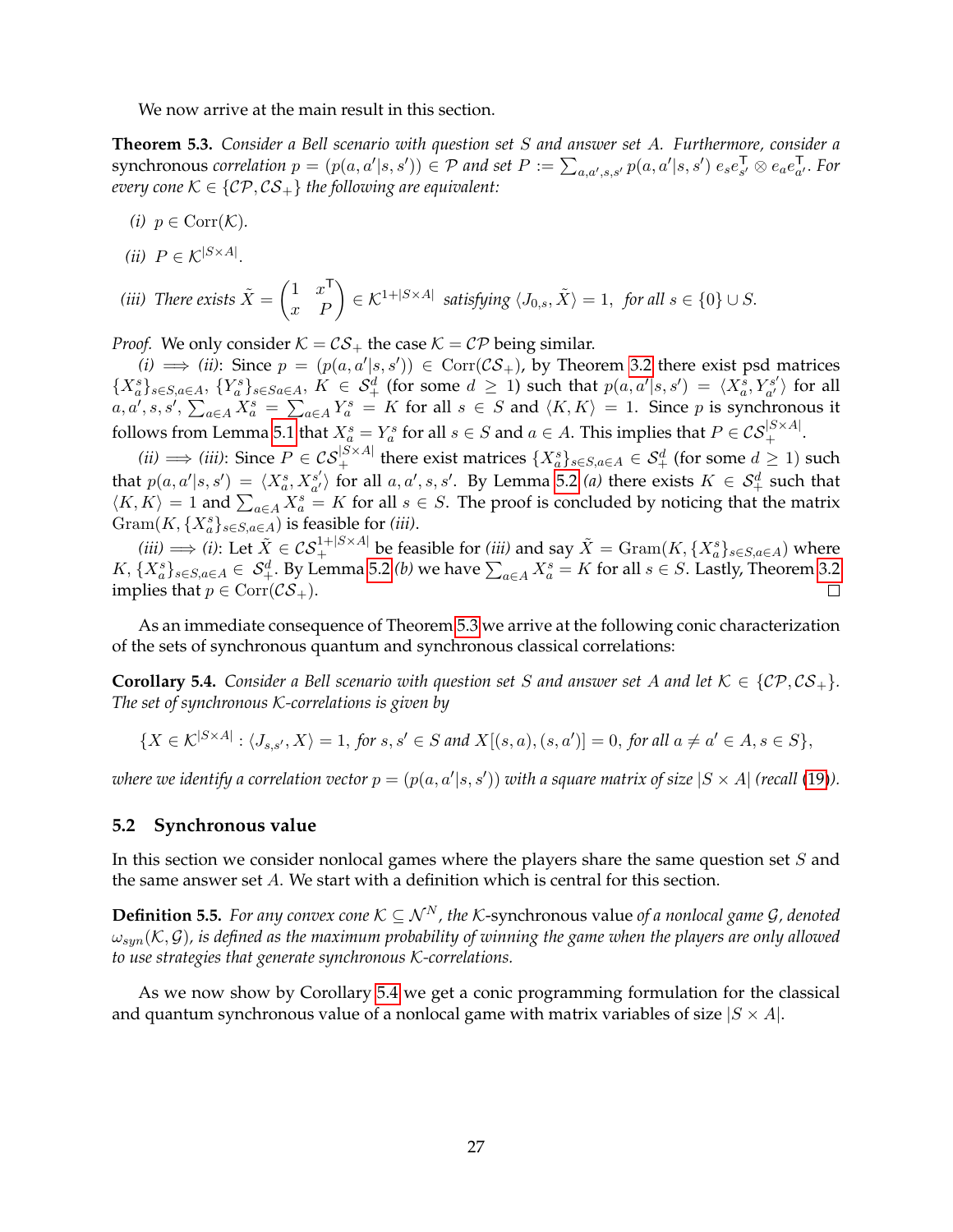We now arrive at the main result in this section.

**Theorem 5.3.** *Consider a Bell scenario with question set $S$ and answer set $A$. Furthermore, consider a* synchronous *correlation $p = (p(a,a'|s,s')) \in \mathcal{P}$ and set $P := \sum_{a,a',s,s'} p(a,a'|s,s')\, e_s e_{s'}^\mathsf{T} \otimes e_a e_{a'}^\mathsf{T}$. For every cone $\mathcal{K} \in \{\mathcal{CP}, \mathcal{CS}_+\}$ the following are equivalent:*

*(i)* $p \in \mathrm{Corr}(\mathcal{K})$.

*(ii)* $P \in \mathcal{K}^{|S\times A|}$.

*(iii) There exists* $\tilde{X} = \begin{pmatrix} 1 & x^\mathsf{T} \\ x & P \end{pmatrix} \in \mathcal{K}^{1+|S\times A|}$ *satisfying* $\langle J_{0,s}, \tilde{X}\rangle = 1,$ *for all* $s \in \{0\} \cup S$.

*Proof.* We only consider $\mathcal{K} = \mathcal{CS}_+$ the case $\mathcal{K} = \mathcal{CP}$ being similar.

*(i)* $\Longrightarrow$ *(ii)*: Since $p = (p(a,a'|s,s')) \in \mathrm{Corr}(\mathcal{CS}_+)$, by Theorem 3.2 there exist psd matrices $\{X_a^s\}_{s\in S, a\in A}$, $\{Y_a^s\}_{s\in S a\in A}$, $K \in \mathcal{S}_+^d$ (for some $d \geq 1$) such that $p(a,a'|s,s') = \langle X_a^s, Y_{a'}^{s'}\rangle$ for all $a,a',s,s'$, $\sum_{a\in A} X_a^s = \sum_{a\in A} Y_a^s = K$ for all $s \in S$ and $\langle K, K\rangle = 1$. Since $p$ is synchronous it follows from Lemma 5.1 that $X_a^s = Y_a^s$ for all $s \in S$ and $a \in A$. This implies that $P \in \mathcal{CS}_+^{|S\times A|}$.

*(ii)* $\Longrightarrow$ *(iii)*: Since $P \in \mathcal{CS}_+^{|S\times A|}$ there exist matrices $\{X_a^s\}_{s\in S, a\in A} \in \mathcal{S}_+^d$ (for some $d \geq 1$) such that $p(a,a'|s,s') = \langle X_a^s, X_{a'}^{s'}\rangle$ for all $a,a',s,s'$. By Lemma 5.2 *(a)* there exists $K \in \mathcal{S}_+^d$ such that $\langle K, K\rangle = 1$ and $\sum_{a\in A} X_a^s = K$ for all $s \in S$. The proof is concluded by noticing that the matrix $\mathrm{Gram}(K, \{X_a^s\}_{s\in S, a\in A})$ is feasible for *(iii)*.

*(iii)* $\Longrightarrow$ *(i)*: Let $\tilde{X} \in \mathcal{CS}_+^{1+|S\times A|}$ be feasible for *(iii)* and say $\tilde{X} = \mathrm{Gram}(K, \{X_a^s\}_{s\in S, a\in A})$ where $K, \{X_a^s\}_{s\in S, a\in A} \in \mathcal{S}_+^d$. By Lemma 5.2 *(b)* we have $\sum_{a\in A} X_a^s = K$ for all $s \in S$. Lastly, Theorem 3.2 implies that $p \in \mathrm{Corr}(\mathcal{CS}_+)$. $\square$

As an immediate consequence of Theorem 5.3 we arrive at the following conic characterization of the sets of synchronous quantum and synchronous classical correlations:

**Corollary 5.4.** *Consider a Bell scenario with question set $S$ and answer set $A$ and let $\mathcal{K} \in \{\mathcal{CP}, \mathcal{CS}_+\}$. The set of synchronous $\mathcal{K}$-correlations is given by*

$$\{X \in \mathcal{K}^{|S\times A|} : \langle J_{s,s'}, X\rangle = 1, \text{ for } s,s' \in S \text{ and } X[(s,a),(s,a')] = 0, \text{ for all } a \neq a' \in A, s \in S\},$$

*where we identify a correlation vector $p = (p(a,a'|s,s'))$ with a square matrix of size $|S \times A|$ (recall (19)).*

## 5.2 Synchronous value

In this section we consider nonlocal games where the players share the same question set $S$ and the same answer set $A$. We start with a definition which is central for this section.

**Definition 5.5.** *For any convex cone $\mathcal{K} \subseteq \mathcal{N}^N$, the $\mathcal{K}$-*synchronous value *of a nonlocal game $\mathcal{G}$, denoted $\omega_{syn}(\mathcal{K}, \mathcal{G})$, is defined as the maximum probability of winning the game when the players are only allowed to use strategies that generate synchronous $\mathcal{K}$-correlations.*

As we now show by Corollary 5.4 we get a conic programming formulation for the classical and quantum synchronous value of a nonlocal game with matrix variables of size $|S \times A|$.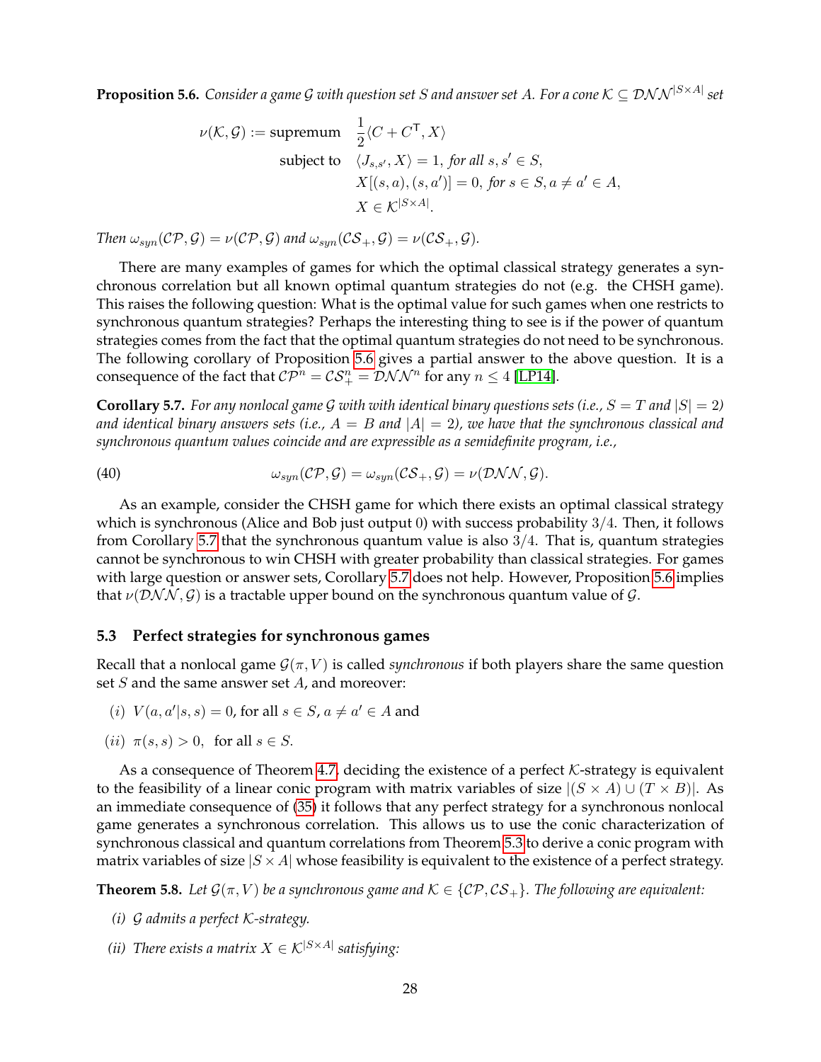**Proposition 5.6.** *Consider a game $\mathcal{G}$ with question set $S$ and answer set $A$. For a cone $\mathcal{K} \subseteq \mathcal{DNN}^{|S\times A|}$ set*

$$
\begin{aligned}
\nu(\mathcal{K},\mathcal{G}) := \text{supremum} \quad & \frac{1}{2}\langle C + C^{\mathsf{T}}, X\rangle \\
\text{subject to} \quad & \langle J_{s,s'}, X\rangle = 1, \text{ for all } s, s' \in S, \\
& X[(s,a),(s,a')] = 0, \text{ for } s \in S, a \neq a' \in A, \\
& X \in \mathcal{K}^{|S\times A|}.
\end{aligned}
$$

*Then $\omega_{syn}(\mathcal{CP},\mathcal{G}) = \nu(\mathcal{CP},\mathcal{G})$ and $\omega_{syn}(\mathcal{CS}_+,\mathcal{G}) = \nu(\mathcal{CS}_+,\mathcal{G})$.*

There are many examples of games for which the optimal classical strategy generates a synchronous correlation but all known optimal quantum strategies do not (e.g. the CHSH game). This raises the following question: What is the optimal value for such games when one restricts to synchronous quantum strategies? Perhaps the interesting thing to see is if the power of quantum strategies comes from the fact that the optimal quantum strategies do not need to be synchronous. The following corollary of Proposition 5.6 gives a partial answer to the above question. It is a consequence of the fact that $\mathcal{CP}^n = \mathcal{CS}_+^n = \mathcal{DNN}^n$ for any $n \leq 4$ [LP14].

**Corollary 5.7.** *For any nonlocal game $\mathcal{G}$ with with identical binary questions sets (i.e., $S = T$ and $|S| = 2$) and identical binary answers sets (i.e., $A = B$ and $|A| = 2$), we have that the synchronous classical and synchronous quantum values coincide and are expressible as a semidefinite program, i.e.,*

$$
\omega_{syn}(\mathcal{CP},\mathcal{G}) = \omega_{syn}(\mathcal{CS}_+,\mathcal{G}) = \nu(\mathcal{DNN},\mathcal{G}). \tag{40}
$$

As an example, consider the CHSH game for which there exists an optimal classical strategy which is synchronous (Alice and Bob just output 0) with success probability $3/4$. Then, it follows from Corollary 5.7 that the synchronous quantum value is also $3/4$. That is, quantum strategies cannot be synchronous to win CHSH with greater probability than classical strategies. For games with large question or answer sets, Corollary 5.7 does not help. However, Proposition 5.6 implies that $\nu(\mathcal{DNN},\mathcal{G})$ is a tractable upper bound on the synchronous quantum value of $\mathcal{G}$.

### 5.3 Perfect strategies for synchronous games

Recall that a nonlocal game $\mathcal{G}(\pi, V)$ is called *synchronous* if both players share the same question set $S$ and the same answer set $A$, and moreover:

$(i)$ $V(a, a'|s, s) = 0$, for all $s \in S$, $a \neq a' \in A$ and

$(ii)$ $\pi(s, s) > 0$, for all $s \in S$.

As a consequence of Theorem 4.7, deciding the existence of a perfect $\mathcal{K}$-strategy is equivalent to the feasibility of a linear conic program with matrix variables of size $|(S \times A) \cup (T \times B)|$. As an immediate consequence of (35) it follows that any perfect strategy for a synchronous nonlocal game generates a synchronous correlation. This allows us to use the conic characterization of synchronous classical and quantum correlations from Theorem 5.3 to derive a conic program with matrix variables of size $|S \times A|$ whose feasibility is equivalent to the existence of a perfect strategy.

**Theorem 5.8.** *Let $\mathcal{G}(\pi, V)$ be a synchronous game and $\mathcal{K} \in \{\mathcal{CP}, \mathcal{CS}_+\}$. The following are equivalent:*

*(i) $\mathcal{G}$ admits a perfect $\mathcal{K}$-strategy.*

*(ii) There exists a matrix $X \in \mathcal{K}^{|S\times A|}$ satisfying:*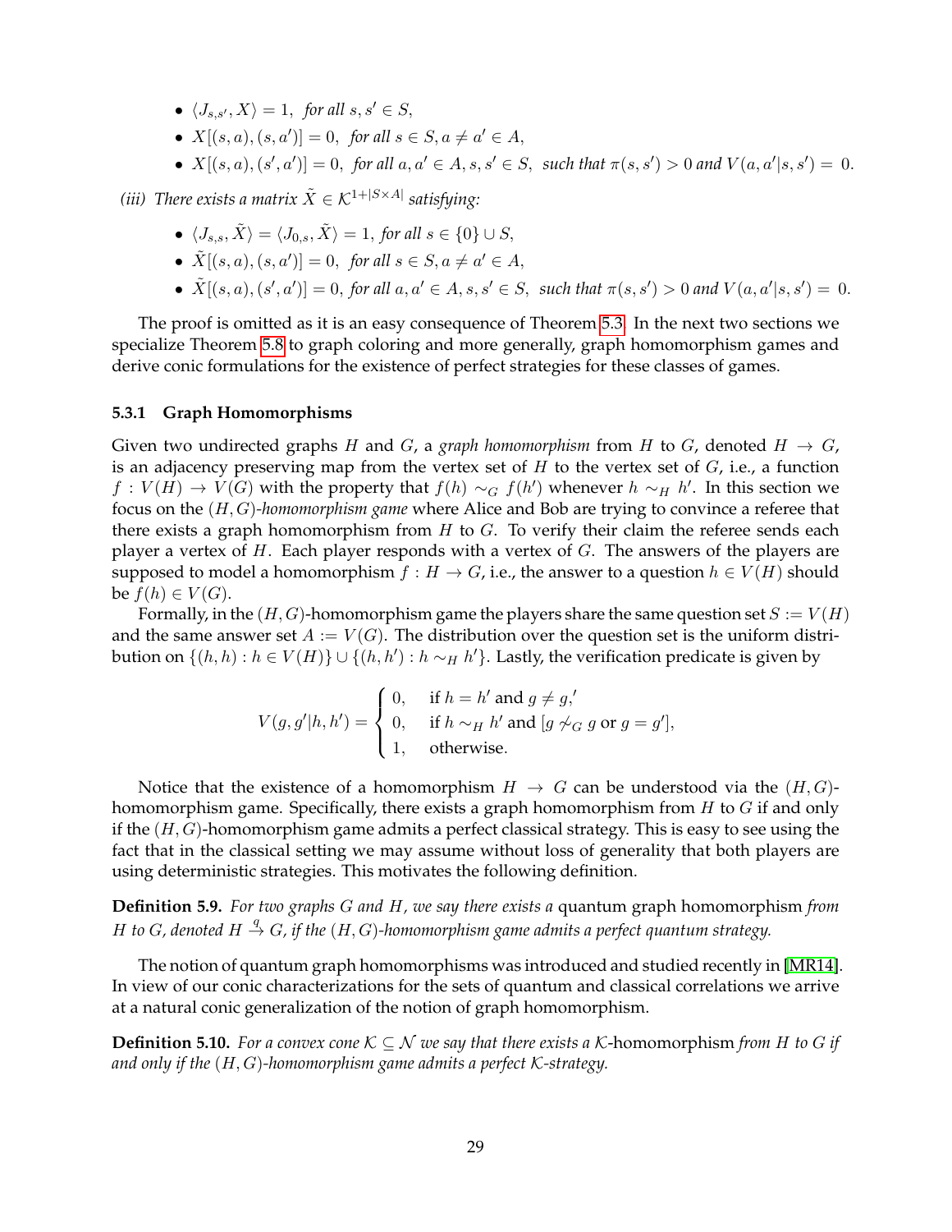- $\langle J_{s,s'}, X\rangle = 1,$ *for all* $s, s' \in S,$
- $X[(s,a),(s,a')] = 0,$ *for all* $s \in S, a \neq a' \in A,$
- $X[(s,a),(s',a')] = 0,$ *for all* $a, a' \in A, s, s' \in S,$ *such that* $\pi(s,s') > 0$ *and* $V(a,a'|s,s') = 0.$

*(iii) There exists a matrix* $\tilde{X} \in \mathcal{K}^{1+|S\times A|}$ *satisfying:*

- $\langle J_{s,s}, \tilde{X}\rangle = \langle J_{0,s}, \tilde{X}\rangle = 1,$ *for all* $s \in \{0\} \cup S,$
- $\tilde{X}[(s,a),(s,a')] = 0,$ *for all* $s \in S, a \neq a' \in A,$
- $\tilde{X}[(s,a),(s',a')] = 0,$ *for all* $a, a' \in A, s, s' \in S,$ *such that* $\pi(s,s') > 0$ *and* $V(a,a'|s,s') = 0.$

The proof is omitted as it is an easy consequence of Theorem 5.3. In the next two sections we specialize Theorem 5.8 to graph coloring and more generally, graph homomorphism games and derive conic formulations for the existence of perfect strategies for these classes of games.

### 5.3.1 Graph Homomorphisms

Given two undirected graphs $H$ and $G$, a *graph homomorphism* from $H$ to $G$, denoted $H \to G$, is an adjacency preserving map from the vertex set of $H$ to the vertex set of $G$, i.e., a function $f : V(H) \to V(G)$ with the property that $f(h) \sim_G f(h')$ whenever $h \sim_H h'$. In this section we focus on the $(H,G)$-*homomorphism game* where Alice and Bob are trying to convince a referee that there exists a graph homomorphism from $H$ to $G$. To verify their claim the referee sends each player a vertex of $H$. Each player responds with a vertex of $G$. The answers of the players are supposed to model a homomorphism $f : H \to G$, i.e., the answer to a question $h \in V(H)$ should be $f(h) \in V(G)$.

Formally, in the $(H,G)$-homomorphism game the players share the same question set $S := V(H)$ and the same answer set $A := V(G)$. The distribution over the question set is the uniform distribution on $\{(h,h) : h \in V(H)\} \cup \{(h,h') : h \sim_H h'\}$. Lastly, the verification predicate is given by

$$V(g,g'|h,h') = \begin{cases} 0, & \text{if } h = h' \text{ and } g \neq g,' \\ 0, & \text{if } h \sim_H h' \text{ and } [g \not\sim_G g \text{ or } g = g'], \\ 1, & \text{otherwise.} \end{cases}$$

Notice that the existence of a homomorphism $H \to G$ can be understood via the $(H,G)$-homomorphism game. Specifically, there exists a graph homomorphism from $H$ to $G$ if and only if the $(H,G)$-homomorphism game admits a perfect classical strategy. This is easy to see using the fact that in the classical setting we may assume without loss of generality that both players are using deterministic strategies. This motivates the following definition.

**Definition 5.9.** *For two graphs $G$ and $H$, we say there exists a* quantum graph homomorphism *from $H$ to $G$, denoted $H \xrightarrow{q} G$, if the $(H,G)$-homomorphism game admits a perfect quantum strategy.*

The notion of quantum graph homomorphisms was introduced and studied recently in [MR14]. In view of our conic characterizations for the sets of quantum and classical correlations we arrive at a natural conic generalization of the notion of graph homomorphism.

**Definition 5.10.** *For a convex cone $\mathcal{K} \subseteq \mathcal{N}$ we say that there exists a $\mathcal{K}$-*homomorphism *from $H$ to $G$ if and only if the $(H,G)$-homomorphism game admits a perfect $\mathcal{K}$-strategy.*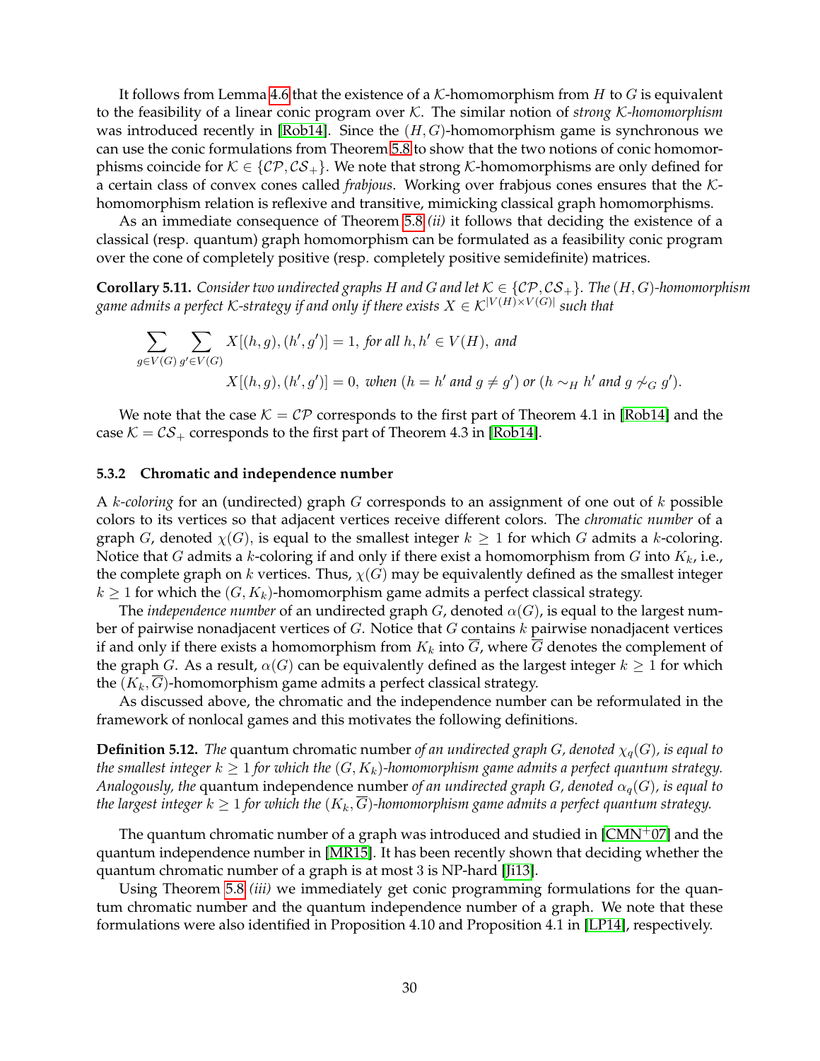It follows from Lemma 4.6 that the existence of a $\mathcal{K}$-homomorphism from $H$ to $G$ is equivalent to the feasibility of a linear conic program over $\mathcal{K}$. The similar notion of *strong $\mathcal{K}$-homomorphism* was introduced recently in [Rob14]. Since the $(H,G)$-homomorphism game is synchronous we can use the conic formulations from Theorem 5.8 to show that the two notions of conic homomorphisms coincide for $\mathcal{K} \in \{\mathcal{CP}, \mathcal{CS}_+\}$. We note that strong $\mathcal{K}$-homomorphisms are only defined for a certain class of convex cones called *frabjous*. Working over frabjous cones ensures that the $\mathcal{K}$-homomorphism relation is reflexive and transitive, mimicking classical graph homomorphisms.

As an immediate consequence of Theorem 5.8 *(ii)* it follows that deciding the existence of a classical (resp. quantum) graph homomorphism can be formulated as a feasibility conic program over the cone of completely positive (resp. completely positive semidefinite) matrices.

**Corollary 5.11.** *Consider two undirected graphs $H$ and $G$ and let $\mathcal{K} \in \{\mathcal{CP}, \mathcal{CS}_+\}$. The $(H,G)$-homomorphism game admits a perfect $\mathcal{K}$-strategy if and only if there exists $X \in \mathcal{K}^{|V(H) \times V(G)|}$ such that*

$$\sum_{g \in V(G)} \sum_{g' \in V(G)} X[(h,g),(h',g')] = 1, \text{ for all } h,h' \in V(H), \text{ and}$$

$$X[(h,g),(h',g')] = 0, \text{ when } (h = h' \text{ and } g \neq g') \text{ or } (h \sim_H h' \text{ and } g \not\sim_G g').$$

We note that the case $\mathcal{K} = \mathcal{CP}$ corresponds to the first part of Theorem 4.1 in [Rob14] and the case $\mathcal{K} = \mathcal{CS}_+$ corresponds to the first part of Theorem 4.3 in [Rob14].

### 5.3.2 Chromatic and independence number

A *$k$-coloring* for an (undirected) graph $G$ corresponds to an assignment of one out of $k$ possible colors to its vertices so that adjacent vertices receive different colors. The *chromatic number* of a graph $G$, denoted $\chi(G)$, is equal to the smallest integer $k \geq 1$ for which $G$ admits a $k$-coloring. Notice that $G$ admits a $k$-coloring if and only if there exist a homomorphism from $G$ into $K_k$, i.e., the complete graph on $k$ vertices. Thus, $\chi(G)$ may be equivalently defined as the smallest integer $k \geq 1$ for which the $(G, K_k)$-homomorphism game admits a perfect classical strategy.

The *independence number* of an undirected graph $G$, denoted $\alpha(G)$, is equal to the largest number of pairwise nonadjacent vertices of $G$. Notice that $G$ contains $k$ pairwise nonadjacent vertices if and only if there exists a homomorphism from $K_k$ into $\overline{G}$, where $\overline{G}$ denotes the complement of the graph $G$. As a result, $\alpha(G)$ can be equivalently defined as the largest integer $k \geq 1$ for which the $(K_k, \overline{G})$-homomorphism game admits a perfect classical strategy.

As discussed above, the chromatic and the independence number can be reformulated in the framework of nonlocal games and this motivates the following definitions.

**Definition 5.12.** *The* quantum chromatic number *of an undirected graph $G$, denoted $\chi_q(G)$, is equal to the smallest integer $k \geq 1$ for which the $(G, K_k)$-homomorphism game admits a perfect quantum strategy. Analogously, the* quantum independence number *of an undirected graph $G$, denoted $\alpha_q(G)$, is equal to the largest integer $k \geq 1$ for which the $(K_k, \overline{G})$-homomorphism game admits a perfect quantum strategy.*

The quantum chromatic number of a graph was introduced and studied in [CMN+07] and the quantum independence number in [MR15]. It has been recently shown that deciding whether the quantum chromatic number of a graph is at most 3 is NP-hard [Ji13].

Using Theorem 5.8 *(iii)* we immediately get conic programming formulations for the quantum chromatic number and the quantum independence number of a graph. We note that these formulations were also identified in Proposition 4.10 and Proposition 4.1 in [LP14], respectively.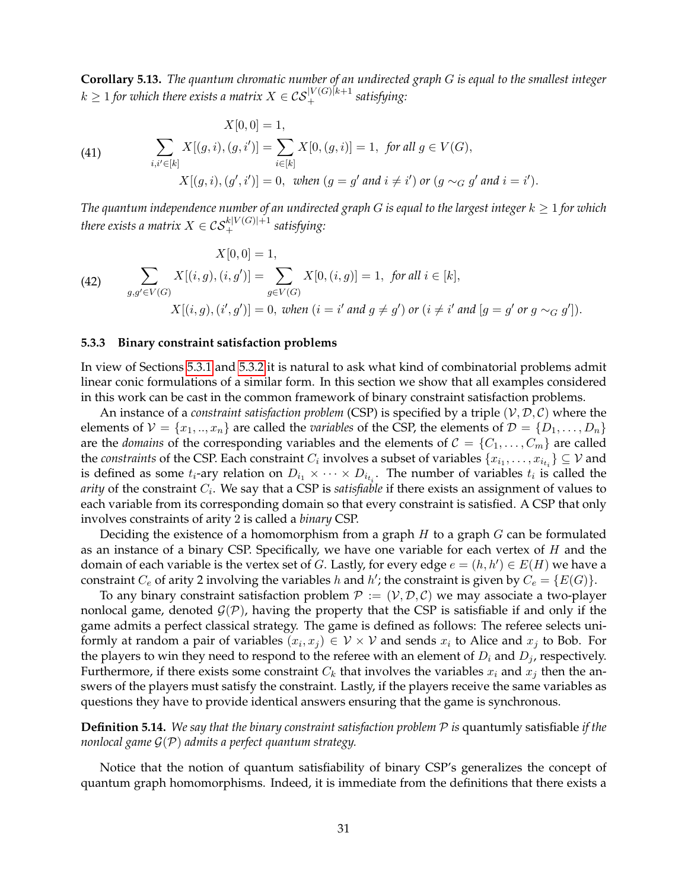**Corollary 5.13.** *The quantum chromatic number of an undirected graph $G$ is equal to the smallest integer $k \geq 1$ for which there exists a matrix $X \in \mathcal{CS}_+^{|V(G)|k+1}$ satisfying:*

$$
\begin{aligned}
& X[0,0] = 1, \\
\text{(41)} \qquad & \sum_{i,i' \in [k]} X[(g,i),(g,i')] = \sum_{i \in [k]} X[0,(g,i)] = 1, \ \textit{for all } g \in V(G), \\
& X[(g,i),(g',i')] = 0, \ \textit{when } (g = g' \textit{ and } i \neq i') \textit{ or } (g \sim_G g' \textit{ and } i = i').
\end{aligned}
$$

*The quantum independence number of an undirected graph $G$ is equal to the largest integer $k \geq 1$ for which there exists a matrix $X \in \mathcal{CS}_+^{k|V(G)|+1}$ satisfying:*

$$
\begin{aligned}
& X[0,0] = 1, \\
\text{(42)} \qquad & \sum_{g,g' \in V(G)} X[(i,g),(i,g')] = \sum_{g \in V(G)} X[0,(i,g)] = 1, \ \textit{for all } i \in [k], \\
& X[(i,g),(i',g')] = 0, \ \textit{when } (i = i' \textit{ and } g \neq g') \textit{ or } (i \neq i' \textit{ and } [g = g' \textit{ or } g \sim_G g']).
\end{aligned}
$$

### 5.3.3 Binary constraint satisfaction problems

In view of Sections 5.3.1 and 5.3.2 it is natural to ask what kind of combinatorial problems admit linear conic formulations of a similar form. In this section we show that all examples considered in this work can be cast in the common framework of binary constraint satisfaction problems.

An instance of a *constraint satisfaction problem* (CSP) is specified by a triple $(\mathcal{V}, \mathcal{D}, \mathcal{C})$ where the elements of $\mathcal{V} = \{x_1, .., x_n\}$ are called the *variables* of the CSP, the elements of $\mathcal{D} = \{D_1, \ldots, D_n\}$ are the *domains* of the corresponding variables and the elements of $\mathcal{C} = \{C_1, \ldots, C_m\}$ are called the *constraints* of the CSP. Each constraint $C_i$ involves a subset of variables $\{x_{i_1}, \ldots, x_{i_{t_i}}\} \subseteq \mathcal{V}$ and is defined as some $t_i$-ary relation on $D_{i_1} \times \cdots \times D_{i_{t_i}}$. The number of variables $t_i$ is called the *arity* of the constraint $C_i$. We say that a CSP is *satisfiable* if there exists an assignment of values to each variable from its corresponding domain so that every constraint is satisfied. A CSP that only involves constraints of arity 2 is called a *binary* CSP.

Deciding the existence of a homomorphism from a graph $H$ to a graph $G$ can be formulated as an instance of a binary CSP. Specifically, we have one variable for each vertex of $H$ and the domain of each variable is the vertex set of $G$. Lastly, for every edge $e = (h, h') \in E(H)$ we have a constraint $C_e$ of arity 2 involving the variables $h$ and $h'$; the constraint is given by $C_e = \{E(G)\}$.

To any binary constraint satisfaction problem $\mathcal{P} := (\mathcal{V}, \mathcal{D}, \mathcal{C})$ we may associate a two-player nonlocal game, denoted $\mathcal{G}(\mathcal{P})$, having the property that the CSP is satisfiable if and only if the game admits a perfect classical strategy. The game is defined as follows: The referee selects uniformly at random a pair of variables $(x_i, x_j) \in \mathcal{V} \times \mathcal{V}$ and sends $x_i$ to Alice and $x_j$ to Bob. For the players to win they need to respond to the referee with an element of $D_i$ and $D_j$, respectively. Furthermore, if there exists some constraint $C_k$ that involves the variables $x_i$ and $x_j$ then the answers of the players must satisfy the constraint. Lastly, if the players receive the same variables as questions they have to provide identical answers ensuring that the game is synchronous.

**Definition 5.14.** *We say that the binary constraint satisfaction problem $\mathcal{P}$ is* quantumly satisfiable *if the nonlocal game $\mathcal{G}(\mathcal{P})$ admits a perfect quantum strategy.*

Notice that the notion of quantum satisfiability of binary CSP's generalizes the concept of quantum graph homomorphisms. Indeed, it is immediate from the definitions that there exists a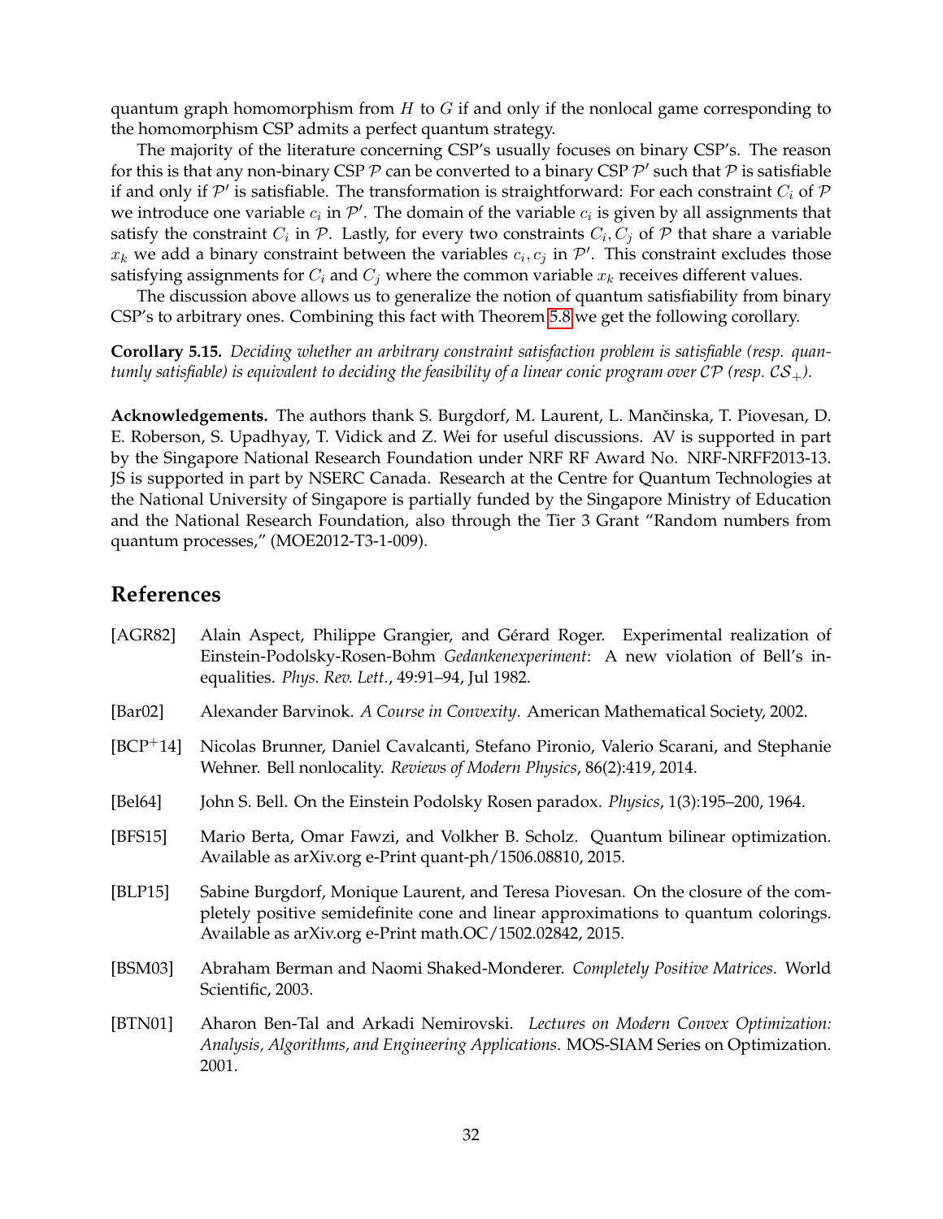quantum graph homomorphism from $H$ to $G$ if and only if the nonlocal game corresponding to the homomorphism CSP admits a perfect quantum strategy.

The majority of the literature concerning CSP's usually focuses on binary CSP's. The reason for this is that any non-binary CSP $\mathcal{P}$ can be converted to a binary CSP $\mathcal{P}'$ such that $\mathcal{P}$ is satisfiable if and only if $\mathcal{P}'$ is satisfiable. The transformation is straightforward: For each constraint $C_i$ of $\mathcal{P}$ we introduce one variable $c_i$ in $\mathcal{P}'$. The domain of the variable $c_i$ is given by all assignments that satisfy the constraint $C_i$ in $\mathcal{P}$. Lastly, for every two constraints $C_i, C_j$ of $\mathcal{P}$ that share a variable $x_k$ we add a binary constraint between the variables $c_i, c_j$ in $\mathcal{P}'$. This constraint excludes those satisfying assignments for $C_i$ and $C_j$ where the common variable $x_k$ receives different values.

The discussion above allows us to generalize the notion of quantum satisfiability from binary CSP's to arbitrary ones. Combining this fact with Theorem 5.8 we get the following corollary.

**Corollary 5.15.** *Deciding whether an arbitrary constraint satisfaction problem is satisfiable (resp. quantumly satisfiable) is equivalent to deciding the feasibility of a linear conic program over $\mathcal{CP}$ (resp. $\mathcal{CS}_+$).*

**Acknowledgements.** The authors thank S. Burgdorf, M. Laurent, L. Mančinska, T. Piovesan, D. E. Roberson, S. Upadhyay, T. Vidick and Z. Wei for useful discussions. AV is supported in part by the Singapore National Research Foundation under NRF RF Award No. NRF-NRFF2013-13. JS is supported in part by NSERC Canada. Research at the Centre for Quantum Technologies at the National University of Singapore is partially funded by the Singapore Ministry of Education and the National Research Foundation, also through the Tier 3 Grant "Random numbers from quantum processes," (MOE2012-T3-1-009).

# References

- [AGR82] Alain Aspect, Philippe Grangier, and Gérard Roger. Experimental realization of Einstein-Podolsky-Rosen-Bohm *Gedankenexperiment*: A new violation of Bell's inequalities. *Phys. Rev. Lett.*, 49:91–94, Jul 1982.
- [Bar02] Alexander Barvinok. *A Course in Convexity*. American Mathematical Society, 2002.
- [BCP+14] Nicolas Brunner, Daniel Cavalcanti, Stefano Pironio, Valerio Scarani, and Stephanie Wehner. Bell nonlocality. *Reviews of Modern Physics*, 86(2):419, 2014.
- [Bel64] John S. Bell. On the Einstein Podolsky Rosen paradox. *Physics*, 1(3):195–200, 1964.
- [BFS15] Mario Berta, Omar Fawzi, and Volkher B. Scholz. Quantum bilinear optimization. Available as arXiv.org e-Print quant-ph/1506.08810, 2015.
- [BLP15] Sabine Burgdorf, Monique Laurent, and Teresa Piovesan. On the closure of the completely positive semidefinite cone and linear approximations to quantum colorings. Available as arXiv.org e-Print math.OC/1502.02842, 2015.
- [BSM03] Abraham Berman and Naomi Shaked-Monderer. *Completely Positive Matrices*. World Scientific, 2003.
- [BTN01] Aharon Ben-Tal and Arkadi Nemirovski. *Lectures on Modern Convex Optimization: Analysis, Algorithms, and Engineering Applications*. MOS-SIAM Series on Optimization. 2001.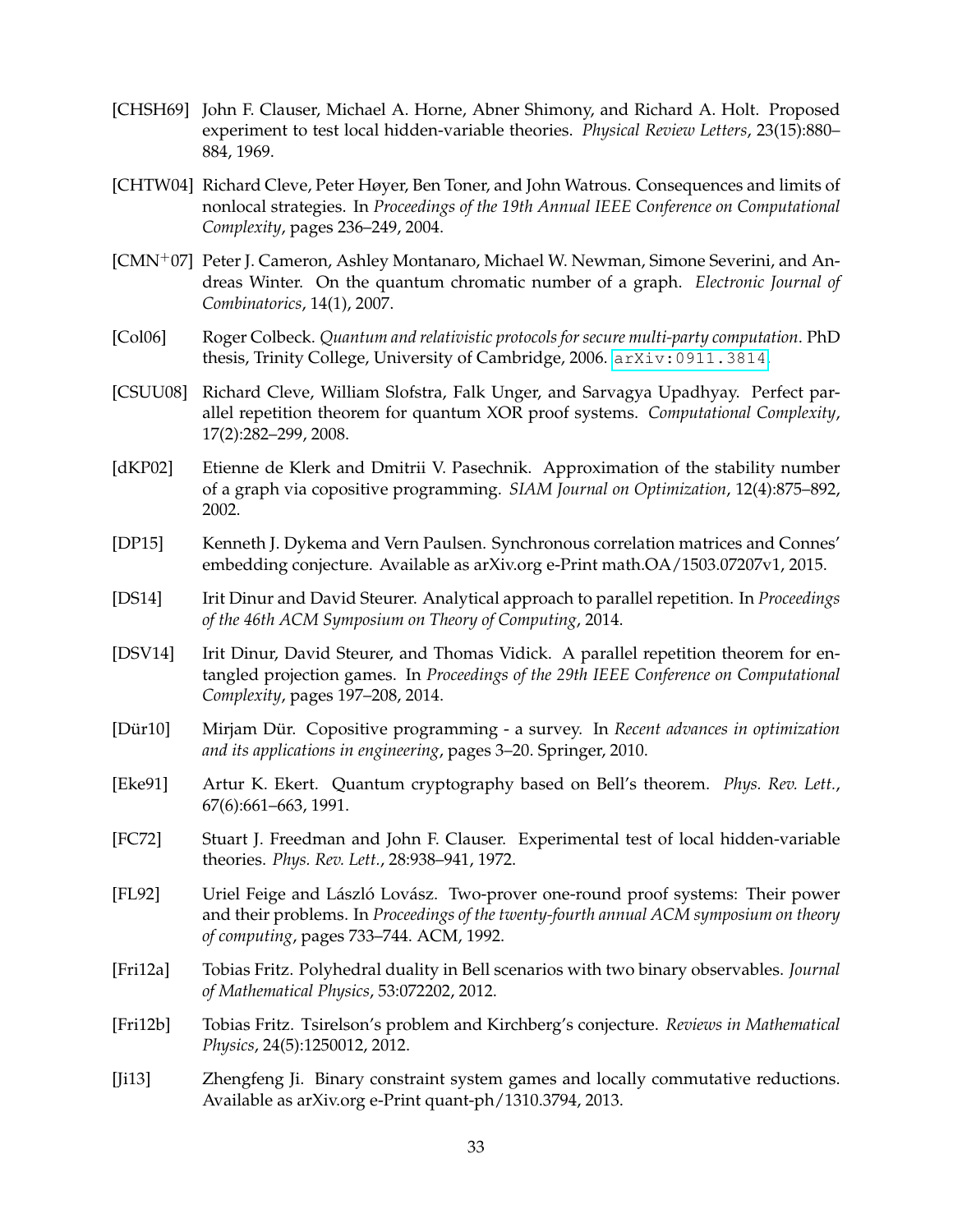[CHSH69] John F. Clauser, Michael A. Horne, Abner Shimony, and Richard A. Holt. Proposed experiment to test local hidden-variable theories. *Physical Review Letters*, 23(15):880–884, 1969.

[CHTW04] Richard Cleve, Peter Høyer, Ben Toner, and John Watrous. Consequences and limits of nonlocal strategies. In *Proceedings of the 19th Annual IEEE Conference on Computational Complexity*, pages 236–249, 2004.

[CMN+07] Peter J. Cameron, Ashley Montanaro, Michael W. Newman, Simone Severini, and Andreas Winter. On the quantum chromatic number of a graph. *Electronic Journal of Combinatorics*, 14(1), 2007.

[Col06] Roger Colbeck. *Quantum and relativistic protocols for secure multi-party computation*. PhD thesis, Trinity College, University of Cambridge, 2006. arXiv:0911.3814.

[CSUU08] Richard Cleve, William Slofstra, Falk Unger, and Sarvagya Upadhyay. Perfect parallel repetition theorem for quantum XOR proof systems. *Computational Complexity*, 17(2):282–299, 2008.

[dKP02] Etienne de Klerk and Dmitrii V. Pasechnik. Approximation of the stability number of a graph via copositive programming. *SIAM Journal on Optimization*, 12(4):875–892, 2002.

[DP15] Kenneth J. Dykema and Vern Paulsen. Synchronous correlation matrices and Connes' embedding conjecture. Available as arXiv.org e-Print math.OA/1503.07207v1, 2015.

[DS14] Irit Dinur and David Steurer. Analytical approach to parallel repetition. In *Proceedings of the 46th ACM Symposium on Theory of Computing*, 2014.

[DSV14] Irit Dinur, David Steurer, and Thomas Vidick. A parallel repetition theorem for entangled projection games. In *Proceedings of the 29th IEEE Conference on Computational Complexity*, pages 197–208, 2014.

[Dür10] Mirjam Dür. Copositive programming - a survey. In *Recent advances in optimization and its applications in engineering*, pages 3–20. Springer, 2010.

[Eke91] Artur K. Ekert. Quantum cryptography based on Bell's theorem. *Phys. Rev. Lett.*, 67(6):661–663, 1991.

[FC72] Stuart J. Freedman and John F. Clauser. Experimental test of local hidden-variable theories. *Phys. Rev. Lett.*, 28:938–941, 1972.

[FL92] Uriel Feige and László Lovász. Two-prover one-round proof systems: Their power and their problems. In *Proceedings of the twenty-fourth annual ACM symposium on theory of computing*, pages 733–744. ACM, 1992.

[Fri12a] Tobias Fritz. Polyhedral duality in Bell scenarios with two binary observables. *Journal of Mathematical Physics*, 53:072202, 2012.

[Fri12b] Tobias Fritz. Tsirelson's problem and Kirchberg's conjecture. *Reviews in Mathematical Physics*, 24(5):1250012, 2012.

[Ji13] Zhengfeng Ji. Binary constraint system games and locally commutative reductions. Available as arXiv.org e-Print quant-ph/1310.3794, 2013.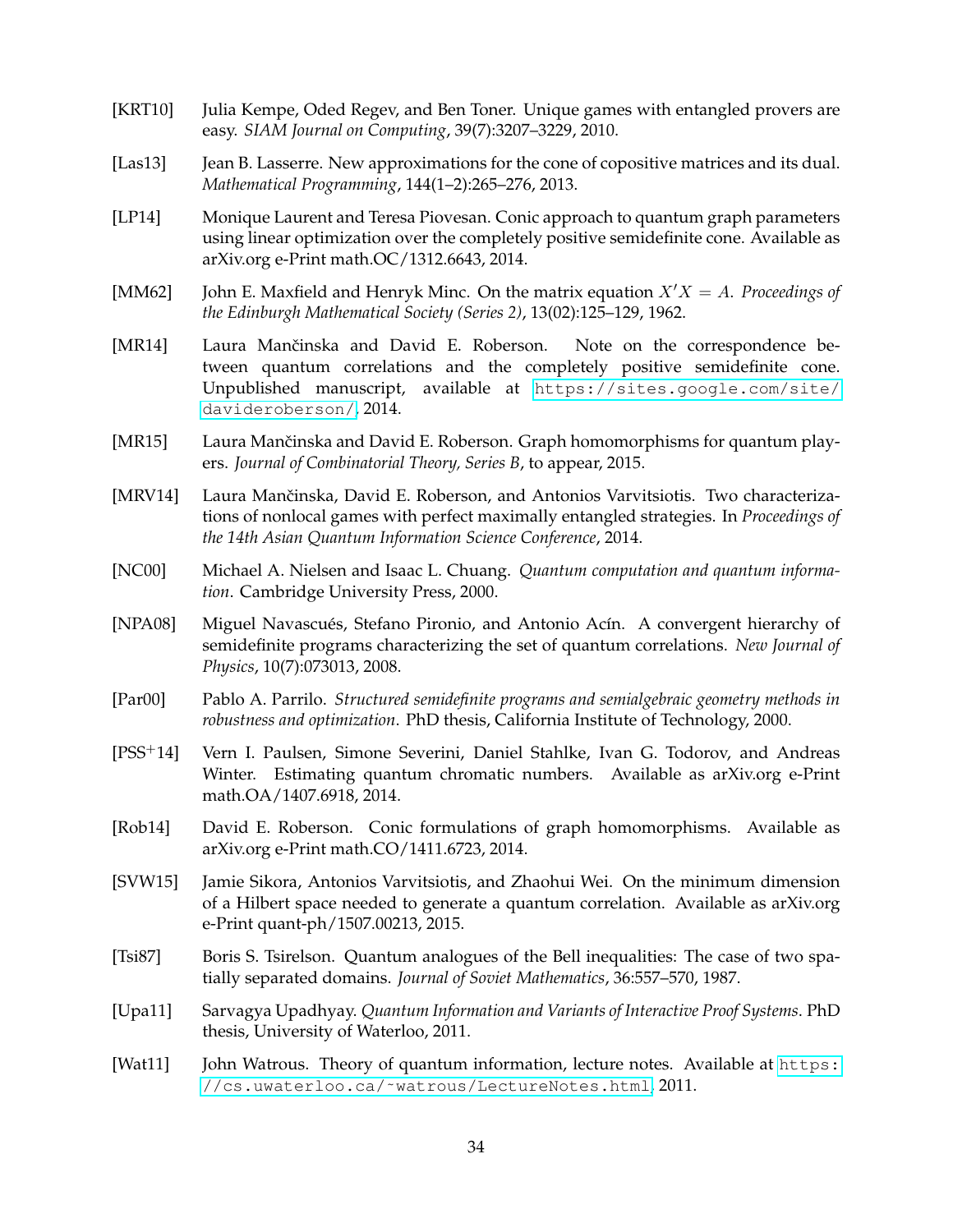[KRT10] Julia Kempe, Oded Regev, and Ben Toner. Unique games with entangled provers are easy. *SIAM Journal on Computing*, 39(7):3207–3229, 2010.

[Las13] Jean B. Lasserre. New approximations for the cone of copositive matrices and its dual. *Mathematical Programming*, 144(1–2):265–276, 2013.

[LP14] Monique Laurent and Teresa Piovesan. Conic approach to quantum graph parameters using linear optimization over the completely positive semidefinite cone. Available as arXiv.org e-Print math.OC/1312.6643, 2014.

[MM62] John E. Maxfield and Henryk Minc. On the matrix equation $X'X = A$. *Proceedings of the Edinburgh Mathematical Society (Series 2)*, 13(02):125–129, 1962.

[MR14] Laura Mančinska and David E. Roberson. Note on the correspondence between quantum correlations and the completely positive semidefinite cone. Unpublished manuscript, available at https://sites.google.com/site/davideroberson/, 2014.

[MR15] Laura Mančinska and David E. Roberson. Graph homomorphisms for quantum players. *Journal of Combinatorial Theory, Series B*, to appear, 2015.

[MRV14] Laura Mančinska, David E. Roberson, and Antonios Varvitsiotis. Two characterizations of nonlocal games with perfect maximally entangled strategies. In *Proceedings of the 14th Asian Quantum Information Science Conference*, 2014.

[NC00] Michael A. Nielsen and Isaac L. Chuang. *Quantum computation and quantum information*. Cambridge University Press, 2000.

[NPA08] Miguel Navascués, Stefano Pironio, and Antonio Acín. A convergent hierarchy of semidefinite programs characterizing the set of quantum correlations. *New Journal of Physics*, 10(7):073013, 2008.

[Par00] Pablo A. Parrilo. *Structured semidefinite programs and semialgebraic geometry methods in robustness and optimization*. PhD thesis, California Institute of Technology, 2000.

[PSS+14] Vern I. Paulsen, Simone Severini, Daniel Stahlke, Ivan G. Todorov, and Andreas Winter. Estimating quantum chromatic numbers. Available as arXiv.org e-Print math.OA/1407.6918, 2014.

[Rob14] David E. Roberson. Conic formulations of graph homomorphisms. Available as arXiv.org e-Print math.CO/1411.6723, 2014.

[SVW15] Jamie Sikora, Antonios Varvitsiotis, and Zhaohui Wei. On the minimum dimension of a Hilbert space needed to generate a quantum correlation. Available as arXiv.org e-Print quant-ph/1507.00213, 2015.

[Tsi87] Boris S. Tsirelson. Quantum analogues of the Bell inequalities: The case of two spatially separated domains. *Journal of Soviet Mathematics*, 36:557–570, 1987.

[Upa11] Sarvagya Upadhyay. *Quantum Information and Variants of Interactive Proof Systems*. PhD thesis, University of Waterloo, 2011.

[Wat11] John Watrous. Theory of quantum information, lecture notes. Available at https://cs.uwaterloo.ca/~watrous/LectureNotes.html, 2011.